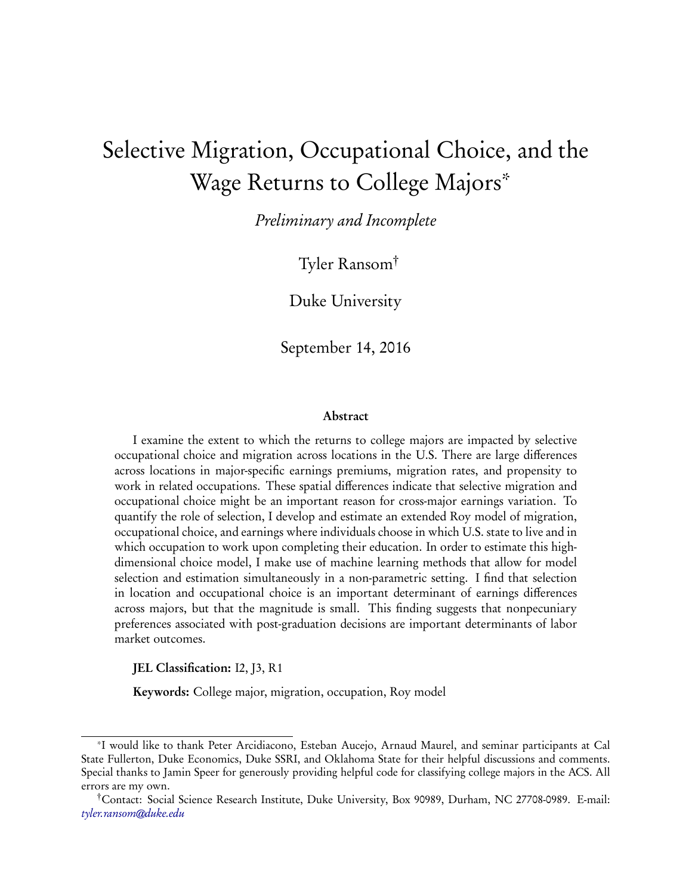# Selective Migration, Occupational Choice, and the Wage Returns to College Majors*

*Preliminary and Incomplete*

Tyler Ransom†

Duke University

September 14, 2016

### Abstract

I examine the extent to which the returns to college majors are impacted by selective occupational choice and migration across locations in the U.S. There are large differences across locations in major-specific earnings premiums, migration rates, and propensity to work in related occupations. These spatial differences indicate that selective migration and occupational choice might be an important reason for cross-major earnings variation. To quantify the role of selection, I develop and estimate an extended Roy model of migration, occupational choice, and earnings where individuals choose in which U.S. state to live and in which occupation to work upon completing their education. In order to estimate this high-dimensional choice model, I make use of machine learning methods that allow for model selection and estimation simultaneously in a non-parametric setting. I find that selection in location and occupational choice is an important determinant of earnings differences across majors, but that the magnitude is small. This finding suggests that nonpecuniary preferences associated with post-graduation decisions are important determinants of labor market outcomes.

**JEL Classification:** I2, J3, R1

**Keywords:** College major, migration, occupation, Roy model

---

*I would like to thank Peter Arcidiacono, Esteban Aucejo, Arnaud Maurel, and seminar participants at Cal State Fullerton, Duke Economics, Duke SSRI, and Oklahoma State for their helpful discussions and comments. Special thanks to Jamin Speer for generously providing helpful code for classifying college majors in the ACS. All errors are my own.

†Contact: Social Science Research Institute, Duke University, Box 90989, Durham, NC 27708-0989. E-mail: *tyler.ransom@duke.edu*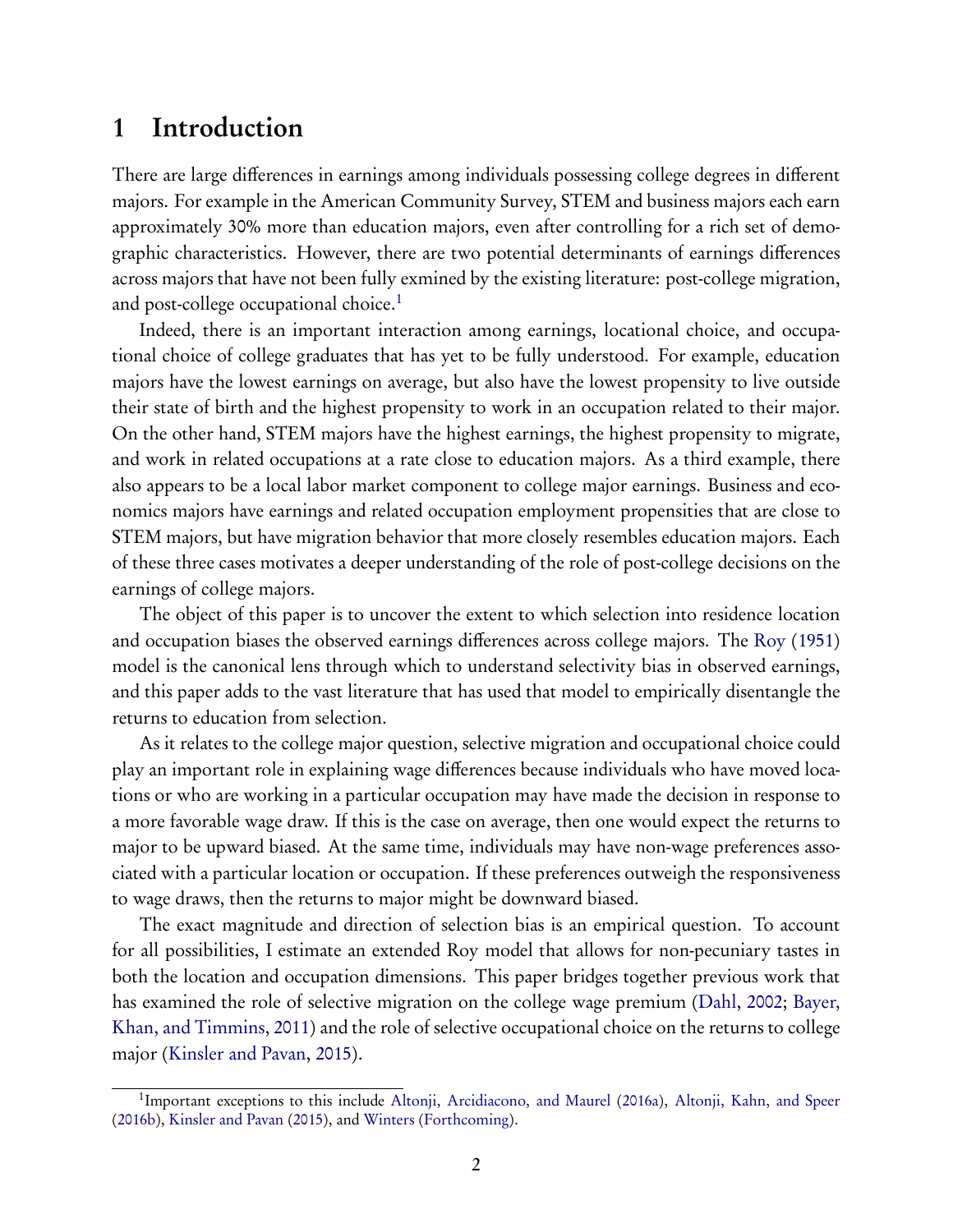# 1 Introduction

There are large differences in earnings among individuals possessing college degrees in different majors. For example in the American Community Survey, STEM and business majors each earn approximately 30% more than education majors, even after controlling for a rich set of demographic characteristics. However, there are two potential determinants of earnings differences across majors that have not been fully exmined by the existing literature: post-college migration, and post-college occupational choice.[1]

Indeed, there is an important interaction among earnings, locational choice, and occupational choice of college graduates that has yet to be fully understood. For example, education majors have the lowest earnings on average, but also have the lowest propensity to live outside their state of birth and the highest propensity to work in an occupation related to their major. On the other hand, STEM majors have the highest earnings, the highest propensity to migrate, and work in related occupations at a rate close to education majors. As a third example, there also appears to be a local labor market component to college major earnings. Business and economics majors have earnings and related occupation employment propensities that are close to STEM majors, but have migration behavior that more closely resembles education majors. Each of these three cases motivates a deeper understanding of the role of post-college decisions on the earnings of college majors.

The object of this paper is to uncover the extent to which selection into residence location and occupation biases the observed earnings differences across college majors. The Roy (1951) model is the canonical lens through which to understand selectivity bias in observed earnings, and this paper adds to the vast literature that has used that model to empirically disentangle the returns to education from selection.

As it relates to the college major question, selective migration and occupational choice could play an important role in explaining wage differences because individuals who have moved locations or who are working in a particular occupation may have made the decision in response to a more favorable wage draw. If this is the case on average, then one would expect the returns to major to be upward biased. At the same time, individuals may have non-wage preferences associated with a particular location or occupation. If these preferences outweigh the responsiveness to wage draws, then the returns to major might be downward biased.

The exact magnitude and direction of selection bias is an empirical question. To account for all possibilities, I estimate an extended Roy model that allows for non-pecuniary tastes in both the location and occupation dimensions. This paper bridges together previous work that has examined the role of selective migration on the college wage premium (Dahl, 2002; Bayer, Khan, and Timmins, 2011) and the role of selective occupational choice on the returns to college major (Kinsler and Pavan, 2015).

[1] Important exceptions to this include Altonji, Arcidiacono, and Maurel (2016a), Altonji, Kahn, and Speer (2016b), Kinsler and Pavan (2015), and Winters (Forthcoming).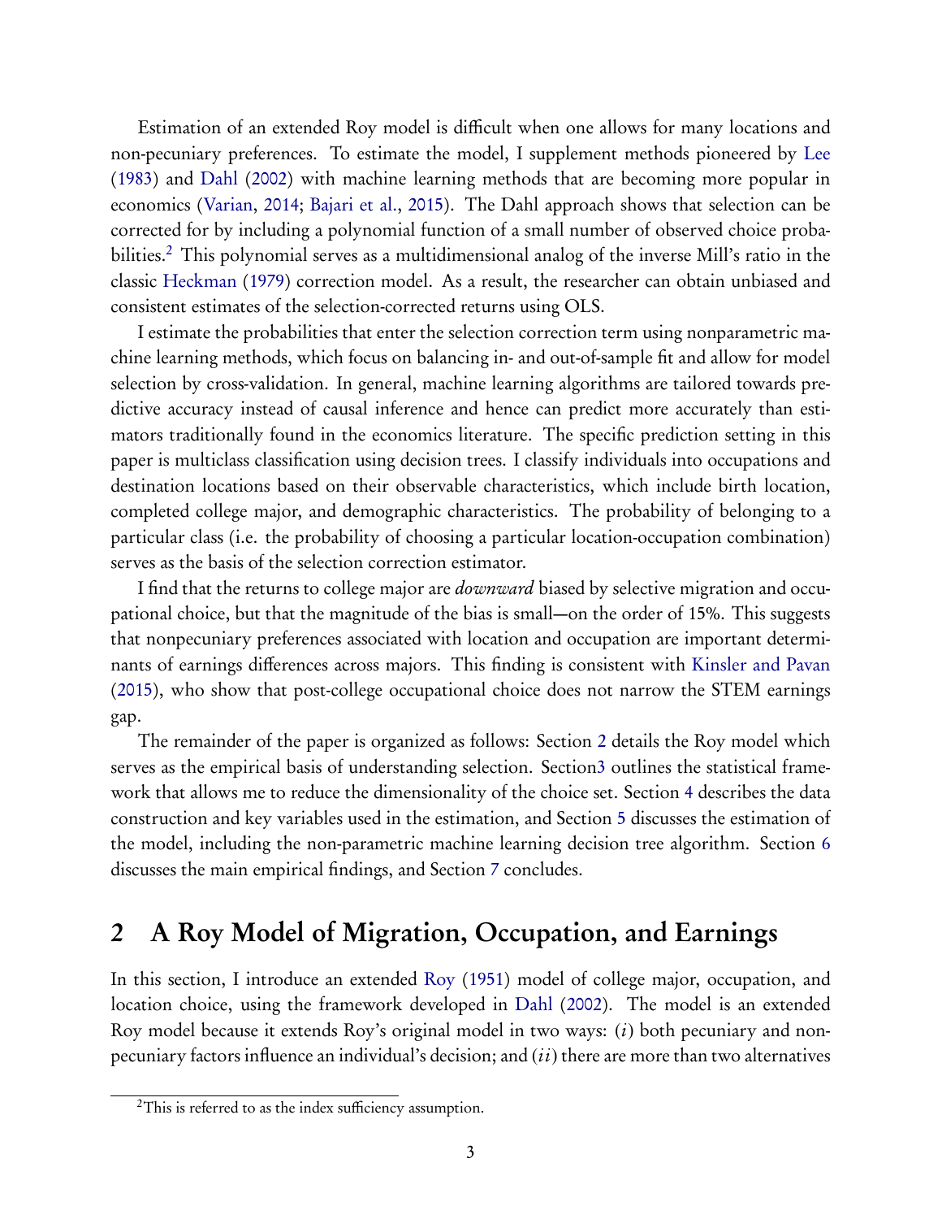Estimation of an extended Roy model is difficult when one allows for many locations and non-pecuniary preferences. To estimate the model, I supplement methods pioneered by Lee (1983) and Dahl (2002) with machine learning methods that are becoming more popular in economics (Varian, 2014; Bajari et al., 2015). The Dahl approach shows that selection can be corrected for by including a polynomial function of a small number of observed choice probabilities.[2] This polynomial serves as a multidimensional analog of the inverse Mill's ratio in the classic Heckman (1979) correction model. As a result, the researcher can obtain unbiased and consistent estimates of the selection-corrected returns using OLS.

I estimate the probabilities that enter the selection correction term using nonparametric machine learning methods, which focus on balancing in- and out-of-sample fit and allow for model selection by cross-validation. In general, machine learning algorithms are tailored towards predictive accuracy instead of causal inference and hence can predict more accurately than estimators traditionally found in the economics literature. The specific prediction setting in this paper is multiclass classification using decision trees. I classify individuals into occupations and destination locations based on their observable characteristics, which include birth location, completed college major, and demographic characteristics. The probability of belonging to a particular class (i.e. the probability of choosing a particular location-occupation combination) serves as the basis of the selection correction estimator.

I find that the returns to college major are *downward* biased by selective migration and occupational choice, but that the magnitude of the bias is small—on the order of 15%. This suggests that nonpecuniary preferences associated with location and occupation are important determinants of earnings differences across majors. This finding is consistent with Kinsler and Pavan (2015), who show that post-college occupational choice does not narrow the STEM earnings gap.

The remainder of the paper is organized as follows: Section 2 details the Roy model which serves as the empirical basis of understanding selection. Section3 outlines the statistical framework that allows me to reduce the dimensionality of the choice set. Section 4 describes the data construction and key variables used in the estimation, and Section 5 discusses the estimation of the model, including the non-parametric machine learning decision tree algorithm. Section 6 discusses the main empirical findings, and Section 7 concludes.

## 2 A Roy Model of Migration, Occupation, and Earnings

In this section, I introduce an extended Roy (1951) model of college major, occupation, and location choice, using the framework developed in Dahl (2002). The model is an extended Roy model because it extends Roy's original model in two ways: $(i)$ both pecuniary and non-pecuniary factors influence an individual's decision; and $(ii)$ there are more than two alternatives

[2] This is referred to as the index sufficiency assumption.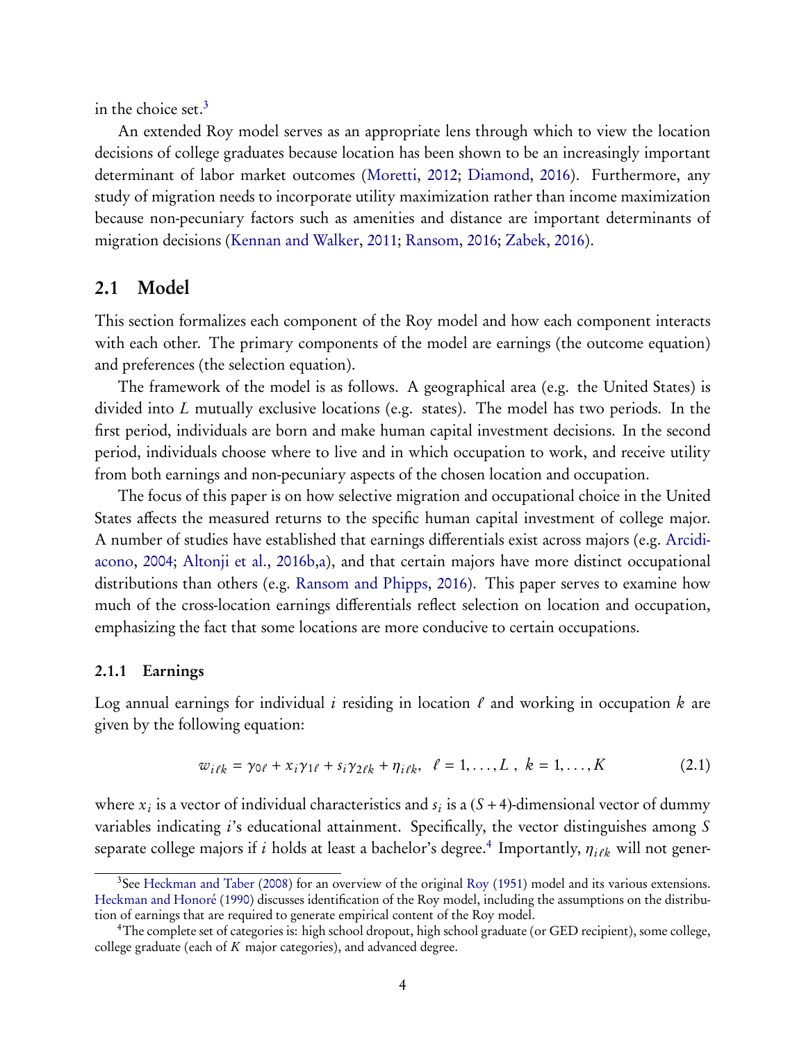in the choice set.[3]

An extended Roy model serves as an appropriate lens through which to view the location decisions of college graduates because location has been shown to be an increasingly important determinant of labor market outcomes (Moretti, 2012; Diamond, 2016). Furthermore, any study of migration needs to incorporate utility maximization rather than income maximization because non-pecuniary factors such as amenities and distance are important determinants of migration decisions (Kennan and Walker, 2011; Ransom, 2016; Zabek, 2016).

## 2.1 Model

This section formalizes each component of the Roy model and how each component interacts with each other. The primary components of the model are earnings (the outcome equation) and preferences (the selection equation).

The framework of the model is as follows. A geographical area (e.g. the United States) is divided into $L$ mutually exclusive locations (e.g. states). The model has two periods. In the first period, individuals are born and make human capital investment decisions. In the second period, individuals choose where to live and in which occupation to work, and receive utility from both earnings and non-pecuniary aspects of the chosen location and occupation.

The focus of this paper is on how selective migration and occupational choice in the United States affects the measured returns to the specific human capital investment of college major. A number of studies have established that earnings differentials exist across majors (e.g. Arcidiacono, 2004; Altonji et al., 2016b,a), and that certain majors have more distinct occupational distributions than others (e.g. Ransom and Phipps, 2016). This paper serves to examine how much of the cross-location earnings differentials reflect selection on location and occupation, emphasizing the fact that some locations are more conducive to certain occupations.

### 2.1.1 Earnings

Log annual earnings for individual $i$ residing in location $\ell$ and working in occupation $k$ are given by the following equation:

$$w_{i\ell k} = \gamma_{0\ell} + x_i \gamma_{1\ell} + s_i \gamma_{2\ell k} + \eta_{i\ell k}, \;\; \ell = 1, \ldots, L \;, \; k = 1, \ldots, K \tag{2.1}$$

where $x_i$ is a vector of individual characteristics and $s_i$ is a $(S+4)$-dimensional vector of dummy variables indicating $i$'s educational attainment. Specifically, the vector distinguishes among $S$ separate college majors if $i$ holds at least a bachelor's degree.[4] Importantly, $\eta_{i\ell k}$ will not gener-

[3] See Heckman and Taber (2008) for an overview of the original Roy (1951) model and its various extensions. Heckman and Honoré (1990) discusses identification of the Roy model, including the assumptions on the distribution of earnings that are required to generate empirical content of the Roy model.

[4] The complete set of categories is: high school dropout, high school graduate (or GED recipient), some college, college graduate (each of $K$ major categories), and advanced degree.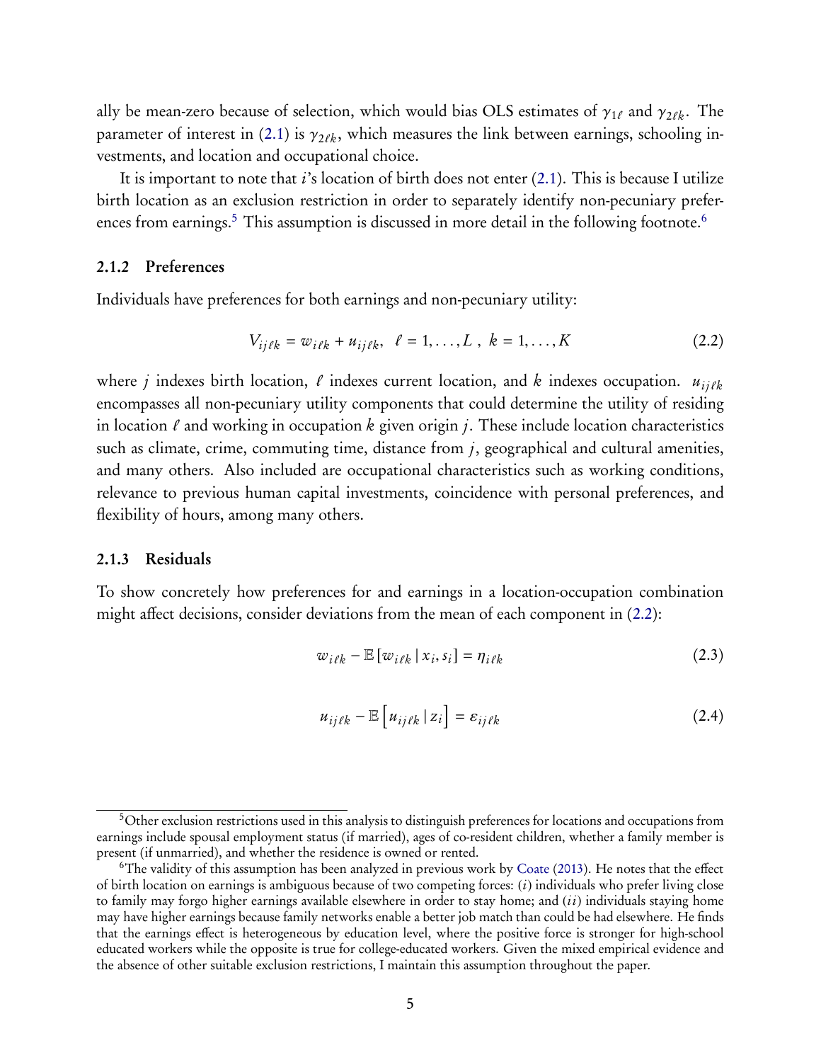ally be mean-zero because of selection, which would bias OLS estimates of $\gamma_{1\ell}$ and $\gamma_{2\ell k}$. The parameter of interest in (2.1) is $\gamma_{2\ell k}$, which measures the link between earnings, schooling investments, and location and occupational choice.

It is important to note that $i$'s location of birth does not enter (2.1). This is because I utilize birth location as an exclusion restriction in order to separately identify non-pecuniary preferences from earnings.[5] This assumption is discussed in more detail in the following footnote.[6]

### 2.1.2 Preferences

Individuals have preferences for both earnings and non-pecuniary utility:

$$V_{ij\ell k} = w_{i\ell k} + u_{ij\ell k}, \;\; \ell = 1, \ldots, L \;, \; k = 1, \ldots, K \tag{2.2}$$

where $j$ indexes birth location, $\ell$ indexes current location, and $k$ indexes occupation. $u_{ij\ell k}$ encompasses all non-pecuniary utility components that could determine the utility of residing in location $\ell$ and working in occupation $k$ given origin $j$. These include location characteristics such as climate, crime, commuting time, distance from $j$, geographical and cultural amenities, and many others. Also included are occupational characteristics such as working conditions, relevance to previous human capital investments, coincidence with personal preferences, and flexibility of hours, among many others.

### 2.1.3 Residuals

To show concretely how preferences for and earnings in a location-occupation combination might affect decisions, consider deviations from the mean of each component in (2.2):

$$w_{i\ell k} - \mathbb{E}\left[w_{i\ell k} \,|\, x_i, s_i\right] = \eta_{i\ell k} \tag{2.3}$$

$$u_{ij\ell k} - \mathbb{E}\left[u_{ij\ell k} \,|\, z_i\right] = \varepsilon_{ij\ell k} \tag{2.4}$$

---

[5] Other exclusion restrictions used in this analysis to distinguish preferences for locations and occupations from earnings include spousal employment status (if married), ages of co-resident children, whether a family member is present (if unmarried), and whether the residence is owned or rented.

[6] The validity of this assumption has been analyzed in previous work by Coate (2013). He notes that the effect of birth location on earnings is ambiguous because of two competing forces: ($i$) individuals who prefer living close to family may forgo higher earnings available elsewhere in order to stay home; and ($ii$) individuals staying home may have higher earnings because family networks enable a better job match than could be had elsewhere. He finds that the earnings effect is heterogeneous by education level, where the positive force is stronger for high-school educated workers while the opposite is true for college-educated workers. Given the mixed empirical evidence and the absence of other suitable exclusion restrictions, I maintain this assumption throughout the paper.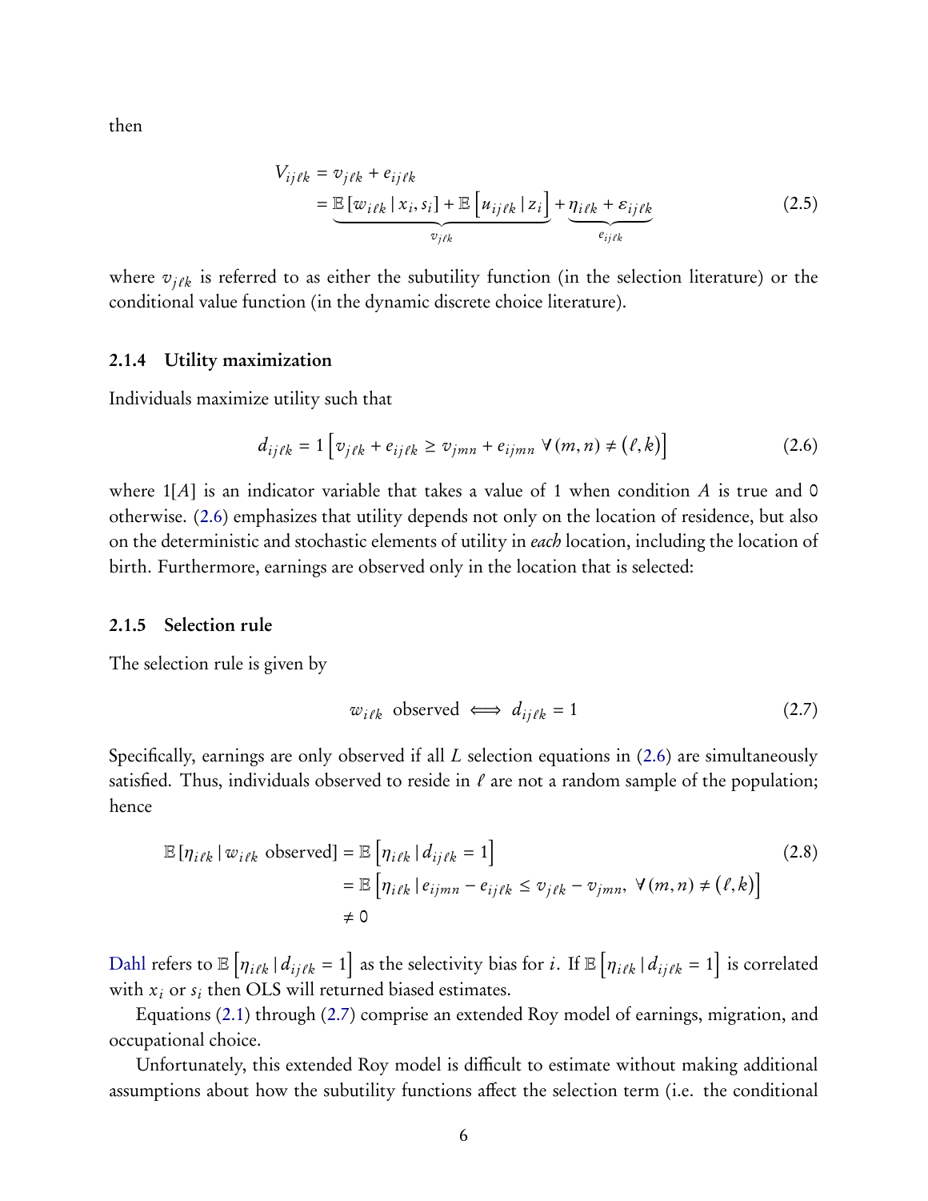then

$$
\begin{aligned}
V_{ij\ell k} &= v_{j\ell k} + e_{ij\ell k} \\
&= \underbrace{\mathbb{E}\left[w_{i\ell k} \mid x_i, s_i\right] + \mathbb{E}\left[u_{ij\ell k} \mid z_i\right]}_{v_{j\ell k}} + \underbrace{\eta_{i\ell k} + \varepsilon_{ij\ell k}}_{e_{ij\ell k}}
\end{aligned} \tag{2.5}
$$

where $v_{j\ell k}$ is referred to as either the subutility function (in the selection literature) or the conditional value function (in the dynamic discrete choice literature).

### 2.1.4 Utility maximization

Individuals maximize utility such that

$$
d_{ij\ell k} = 1\left[v_{j\ell k} + e_{ij\ell k} \geq v_{jmn} + e_{ijmn} \; \forall (m, n) \neq (\ell, k)\right] \tag{2.6}
$$

where $1[A]$ is an indicator variable that takes a value of 1 when condition $A$ is true and 0 otherwise. (2.6) emphasizes that utility depends not only on the location of residence, but also on the deterministic and stochastic elements of utility in *each* location, including the location of birth. Furthermore, earnings are observed only in the location that is selected:

### 2.1.5 Selection rule

The selection rule is given by

$$
w_{i\ell k} \text{ observed} \iff d_{ij\ell k} = 1 \tag{2.7}
$$

Specifically, earnings are only observed if all $L$ selection equations in (2.6) are simultaneously satisfied. Thus, individuals observed to reside in $\ell$ are not a random sample of the population; hence

$$
\begin{aligned}
\mathbb{E}\left[\eta_{i\ell k} \mid w_{i\ell k} \text{ observed}\right] &= \mathbb{E}\left[\eta_{i\ell k} \mid d_{ij\ell k} = 1\right] \\
&= \mathbb{E}\left[\eta_{i\ell k} \mid e_{ijmn} - e_{ij\ell k} \leq v_{j\ell k} - v_{jmn}, \; \forall (m, n) \neq (\ell, k)\right] \\
&\neq 0
\end{aligned} \tag{2.8}
$$

Dahl refers to $\mathbb{E}\left[\eta_{i\ell k} \mid d_{ij\ell k} = 1\right]$ as the selectivity bias for $i$. If $\mathbb{E}\left[\eta_{i\ell k} \mid d_{ij\ell k} = 1\right]$ is correlated with $x_i$ or $s_i$ then OLS will returned biased estimates.

Equations (2.1) through (2.7) comprise an extended Roy model of earnings, migration, and occupational choice.

Unfortunately, this extended Roy model is difficult to estimate without making additional assumptions about how the subutility functions affect the selection term (i.e. the conditional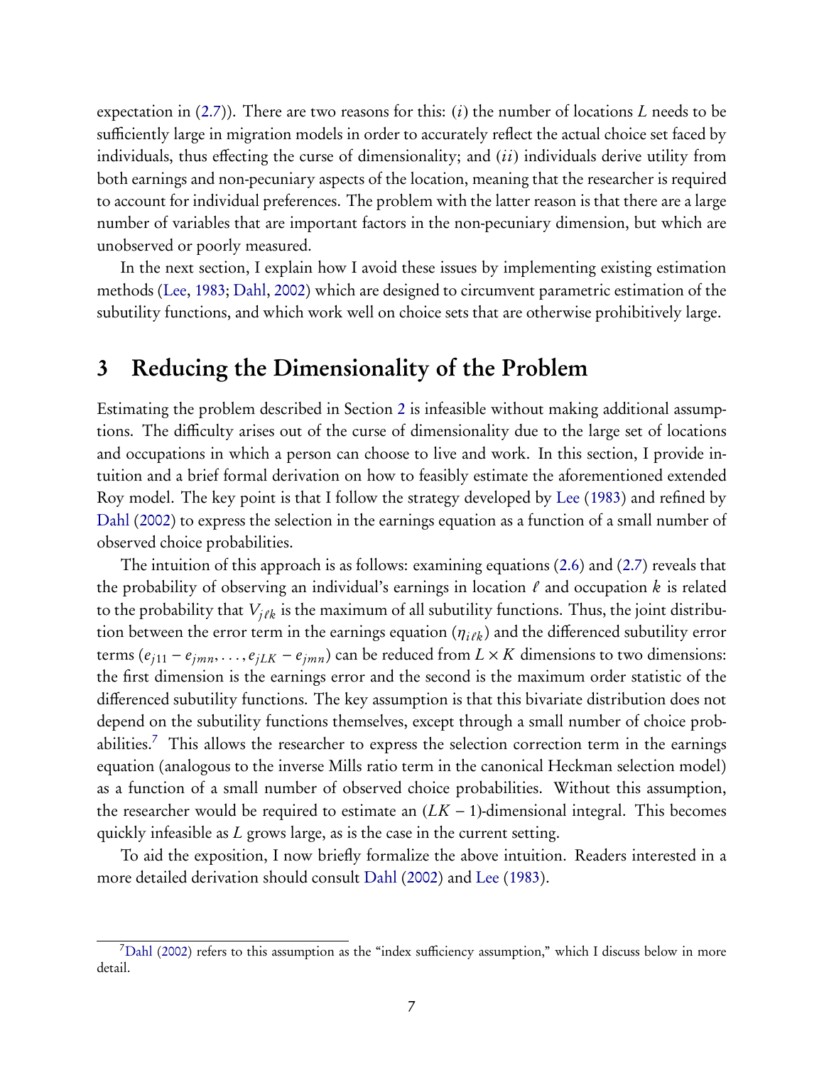expectation in (2.7)). There are two reasons for this: $(i)$ the number of locations $L$ needs to be sufficiently large in migration models in order to accurately reflect the actual choice set faced by individuals, thus effecting the curse of dimensionality; and $(ii)$ individuals derive utility from both earnings and non-pecuniary aspects of the location, meaning that the researcher is required to account for individual preferences. The problem with the latter reason is that there are a large number of variables that are important factors in the non-pecuniary dimension, but which are unobserved or poorly measured.

In the next section, I explain how I avoid these issues by implementing existing estimation methods (Lee, 1983; Dahl, 2002) which are designed to circumvent parametric estimation of the subutility functions, and which work well on choice sets that are otherwise prohibitively large.

# 3 Reducing the Dimensionality of the Problem

Estimating the problem described in Section 2 is infeasible without making additional assumptions. The difficulty arises out of the curse of dimensionality due to the large set of locations and occupations in which a person can choose to live and work. In this section, I provide intuition and a brief formal derivation on how to feasibly estimate the aforementioned extended Roy model. The key point is that I follow the strategy developed by Lee (1983) and refined by Dahl (2002) to express the selection in the earnings equation as a function of a small number of observed choice probabilities.

The intuition of this approach is as follows: examining equations (2.6) and (2.7) reveals that the probability of observing an individual's earnings in location $\ell$ and occupation $k$ is related to the probability that $V_{j\ell k}$ is the maximum of all subutility functions. Thus, the joint distribution between the error term in the earnings equation ($\eta_{i\ell k}$) and the differenced subutility error terms ($e_{j11} - e_{jmn}, \ldots, e_{jLK} - e_{jmn}$) can be reduced from $L \times K$ dimensions to two dimensions: the first dimension is the earnings error and the second is the maximum order statistic of the differenced subutility functions. The key assumption is that this bivariate distribution does not depend on the subutility functions themselves, except through a small number of choice probabilities.[7] This allows the researcher to express the selection correction term in the earnings equation (analogous to the inverse Mills ratio term in the canonical Heckman selection model) as a function of a small number of observed choice probabilities. Without this assumption, the researcher would be required to estimate an $(LK - 1)$-dimensional integral. This becomes quickly infeasible as $L$ grows large, as is the case in the current setting.

To aid the exposition, I now briefly formalize the above intuition. Readers interested in a more detailed derivation should consult Dahl (2002) and Lee (1983).

[7] Dahl (2002) refers to this assumption as the "index sufficiency assumption," which I discuss below in more detail.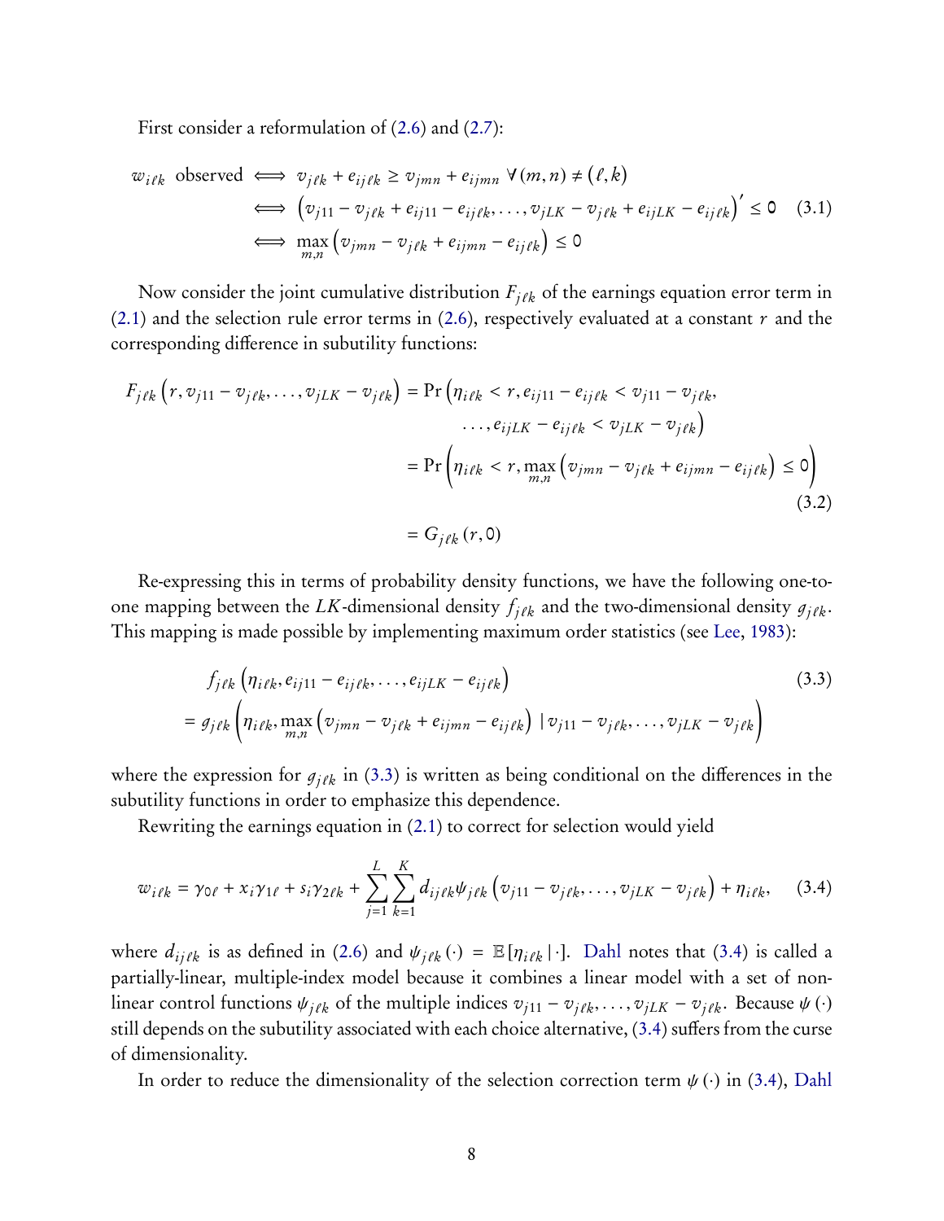First consider a reformulation of (2.6) and (2.7):

$$
\begin{aligned}
w_{i\ell k} \text{ observed} &\iff v_{j\ell k} + e_{ij\ell k} \geq v_{jmn} + e_{ijmn} \ \forall (m,n) \neq (\ell, k) \\
&\iff \left(v_{j11} - v_{j\ell k} + e_{ij11} - e_{ij\ell k}, \dots, v_{jLK} - v_{j\ell k} + e_{ijLK} - e_{ij\ell k}\right)' \leq 0 \\
&\iff \max_{m,n}\left(v_{jmn} - v_{j\ell k} + e_{ijmn} - e_{ij\ell k}\right) \leq 0
\end{aligned}
\tag{3.1}
$$

Now consider the joint cumulative distribution $F_{j\ell k}$ of the earnings equation error term in (2.1) and the selection rule error terms in (2.6), respectively evaluated at a constant $r$ and the corresponding difference in subutility functions:

$$
\begin{aligned}
F_{j\ell k}\left(r, v_{j11} - v_{j\ell k}, \dots, v_{jLK} - v_{j\ell k}\right) &= \Pr\left(\eta_{i\ell k} < r, e_{ij11} - e_{ij\ell k} < v_{j11} - v_{j\ell k}, \right. \\
&\qquad \left. \dots, e_{ijLK} - e_{ij\ell k} < v_{jLK} - v_{j\ell k}\right) \\
&= \Pr\left(\eta_{i\ell k} < r, \max_{m,n}\left(v_{jmn} - v_{j\ell k} + e_{ijmn} - e_{ij\ell k}\right) \leq 0\right) \\
&= G_{j\ell k}(r, 0)
\end{aligned}
\tag{3.2}
$$

Re-expressing this in terms of probability density functions, we have the following one-to-one mapping between the $LK$-dimensional density $f_{j\ell k}$ and the two-dimensional density $g_{j\ell k}$. This mapping is made possible by implementing maximum order statistics (see Lee, 1983):

$$
\begin{aligned}
& f_{j\ell k}\left(\eta_{i\ell k}, e_{ij11} - e_{ij\ell k}, \dots, e_{ijLK} - e_{ij\ell k}\right) \\
&= g_{j\ell k}\left(\eta_{i\ell k}, \max_{m,n}\left(v_{jmn} - v_{j\ell k} + e_{ijmn} - e_{ij\ell k}\right) \mid v_{j11} - v_{j\ell k}, \dots, v_{jLK} - v_{j\ell k}\right)
\end{aligned}
\tag{3.3}
$$

where the expression for $g_{j\ell k}$ in (3.3) is written as being conditional on the differences in the subutility functions in order to emphasize this dependence.

Rewriting the earnings equation in (2.1) to correct for selection would yield

$$
w_{i\ell k} = \gamma_{0\ell} + x_i\gamma_{1\ell} + s_i\gamma_{2\ell k} + \sum_{j=1}^{L}\sum_{k=1}^{K} d_{ij\ell k}\psi_{j\ell k}\left(v_{j11} - v_{j\ell k}, \dots, v_{jLK} - v_{j\ell k}\right) + \eta_{i\ell k}, \tag{3.4}
$$

where $d_{ij\ell k}$ is as defined in (2.6) and $\psi_{j\ell k}(\cdot) = \mathbb{E}[\eta_{i\ell k} \mid \cdot]$. Dahl notes that (3.4) is called a partially-linear, multiple-index model because it combines a linear model with a set of non-linear control functions $\psi_{j\ell k}$ of the multiple indices $v_{j11} - v_{j\ell k}, \dots, v_{jLK} - v_{j\ell k}$. Because $\psi(\cdot)$ still depends on the subutility associated with each choice alternative, (3.4) suffers from the curse of dimensionality.

In order to reduce the dimensionality of the selection correction term $\psi(\cdot)$ in (3.4), Dahl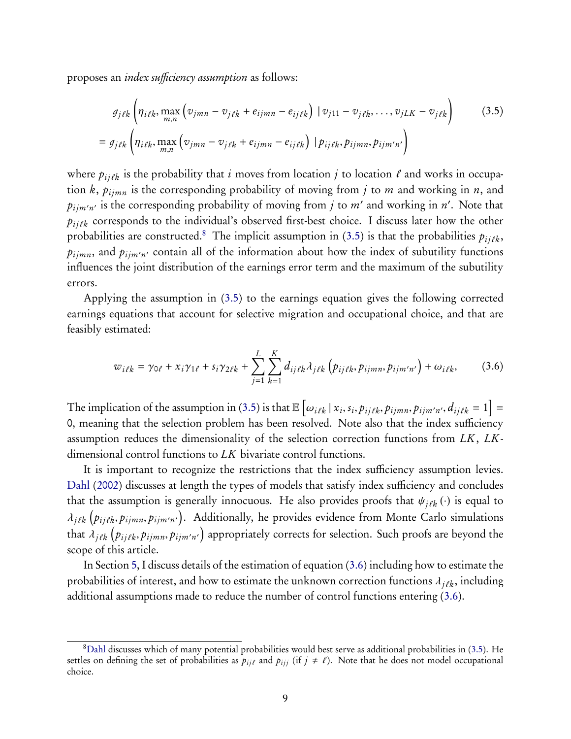proposes an *index sufficiency assumption* as follows:

$$
\begin{aligned}
& g_{j\ell k}\left(\eta_{i\ell k}, \max_{m,n}\left(v_{jmn} - v_{j\ell k} + e_{ijmn} - e_{ij\ell k}\right) \mid v_{j11} - v_{j\ell k}, \ldots, v_{jLK} - v_{j\ell k}\right) \\
&= g_{j\ell k}\left(\eta_{i\ell k}, \max_{m,n}\left(v_{jmn} - v_{j\ell k} + e_{ijmn} - e_{ij\ell k}\right) \mid p_{ij\ell k}, p_{ijmn}, p_{ijm'n'}\right)
\end{aligned}
\tag{3.5}
$$

where $p_{ij\ell k}$ is the probability that $i$ moves from location $j$ to location $\ell$ and works in occupation $k$, $p_{ijmn}$ is the corresponding probability of moving from $j$ to $m$ and working in $n$, and $p_{ijm'n'}$ is the corresponding probability of moving from $j$ to $m'$ and working in $n'$. Note that $p_{ij\ell k}$ corresponds to the individual's observed first-best choice. I discuss later how the other probabilities are constructed.[8] The implicit assumption in (3.5) is that the probabilities $p_{ij\ell k}$, $p_{ijmn}$, and $p_{ijm'n'}$ contain all of the information about how the index of subutility functions influences the joint distribution of the earnings error term and the maximum of the subutility errors.

Applying the assumption in (3.5) to the earnings equation gives the following corrected earnings equations that account for selective migration and occupational choice, and that are feasibly estimated:

$$
w_{i\ell k} = \gamma_{0\ell} + x_i\gamma_{1\ell} + s_i\gamma_{2\ell k} + \sum_{j=1}^{L}\sum_{k=1}^{K} d_{ij\ell k}\lambda_{j\ell k}\left(p_{ij\ell k}, p_{ijmn}, p_{ijm'n'}\right) + \omega_{i\ell k}, \tag{3.6}
$$

The implication of the assumption in (3.5) is that $\mathbb{E}\left[\omega_{i\ell k} \mid x_i, s_i, p_{ij\ell k}, p_{ijmn}, p_{ijm'n'}, d_{ij\ell k} = 1\right] = 0$, meaning that the selection problem has been resolved. Note also that the index sufficiency assumption reduces the dimensionality of the selection correction functions from $LK$, $LK$-dimensional control functions to $LK$ bivariate control functions.

It is important to recognize the restrictions that the index sufficiency assumption levies. Dahl (2002) discusses at length the types of models that satisfy index sufficiency and concludes that the assumption is generally innocuous. He also provides proofs that $\psi_{j\ell k}(\cdot)$ is equal to $\lambda_{j\ell k}\left(p_{ij\ell k}, p_{ijmn}, p_{ijm'n'}\right)$. Additionally, he provides evidence from Monte Carlo simulations that $\lambda_{j\ell k}\left(p_{ij\ell k}, p_{ijmn}, p_{ijm'n'}\right)$ appropriately corrects for selection. Such proofs are beyond the scope of this article.

In Section 5, I discuss details of the estimation of equation (3.6) including how to estimate the probabilities of interest, and how to estimate the unknown correction functions $\lambda_{j\ell k}$, including additional assumptions made to reduce the number of control functions entering (3.6).

[8] Dahl discusses which of many potential probabilities would best serve as additional probabilities in (3.5). He settles on defining the set of probabilities as $p_{ij\ell}$ and $p_{ijj}$ (if $j \neq \ell$). Note that he does not model occupational choice.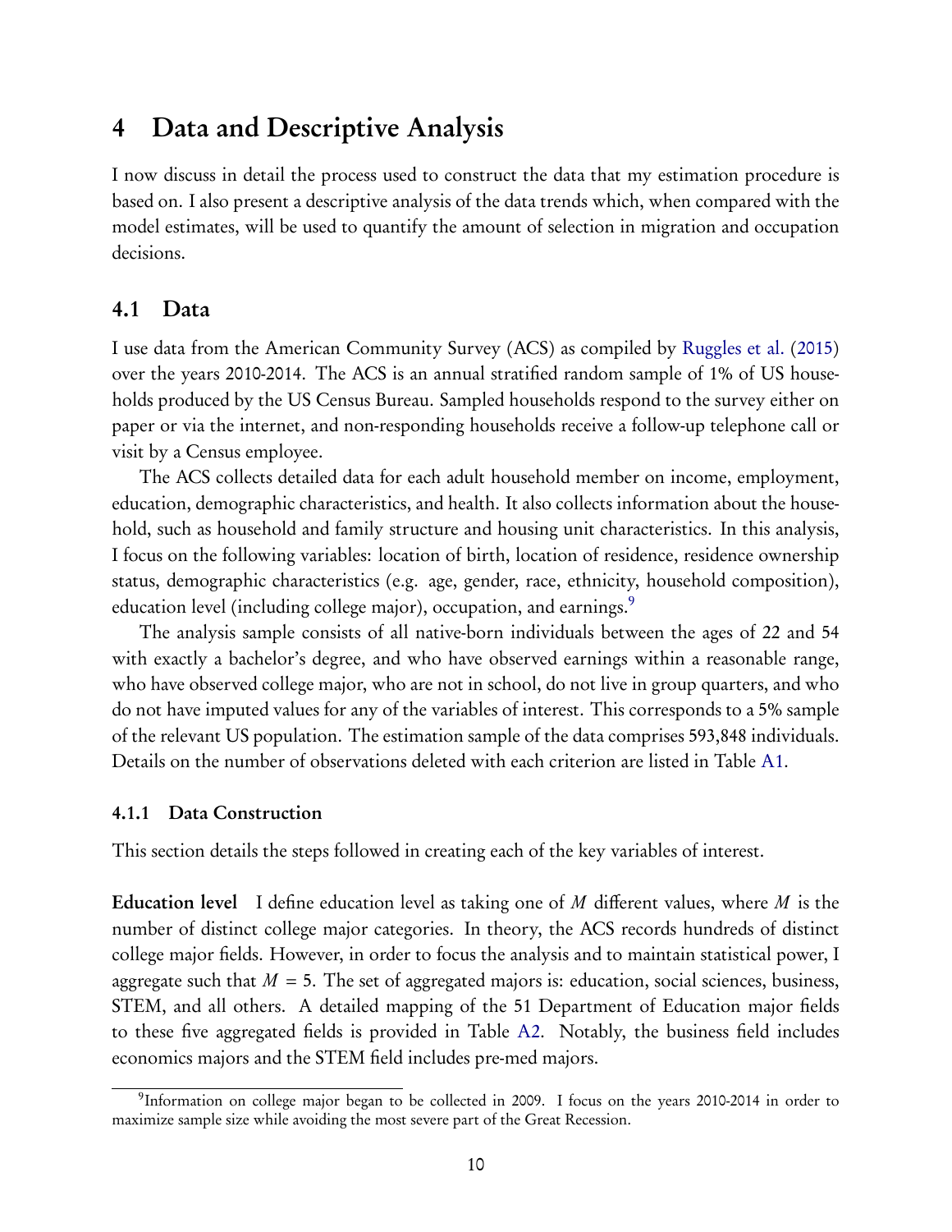# 4 Data and Descriptive Analysis

I now discuss in detail the process used to construct the data that my estimation procedure is based on. I also present a descriptive analysis of the data trends which, when compared with the model estimates, will be used to quantify the amount of selection in migration and occupation decisions.

## 4.1 Data

I use data from the American Community Survey (ACS) as compiled by Ruggles et al. (2015) over the years 2010-2014. The ACS is an annual stratified random sample of 1% of US households produced by the US Census Bureau. Sampled households respond to the survey either on paper or via the internet, and non-responding households receive a follow-up telephone call or visit by a Census employee.

The ACS collects detailed data for each adult household member on income, employment, education, demographic characteristics, and health. It also collects information about the household, such as household and family structure and housing unit characteristics. In this analysis, I focus on the following variables: location of birth, location of residence, residence ownership status, demographic characteristics (e.g. age, gender, race, ethnicity, household composition), education level (including college major), occupation, and earnings.[9]

The analysis sample consists of all native-born individuals between the ages of 22 and 54 with exactly a bachelor's degree, and who have observed earnings within a reasonable range, who have observed college major, who are not in school, do not live in group quarters, and who do not have imputed values for any of the variables of interest. This corresponds to a 5% sample of the relevant US population. The estimation sample of the data comprises 593,848 individuals. Details on the number of observations deleted with each criterion are listed in Table A1.

### 4.1.1 Data Construction

This section details the steps followed in creating each of the key variables of interest.

**Education level** I define education level as taking one of $M$ different values, where $M$ is the number of distinct college major categories. In theory, the ACS records hundreds of distinct college major fields. However, in order to focus the analysis and to maintain statistical power, I aggregate such that $M = 5$. The set of aggregated majors is: education, social sciences, business, STEM, and all others. A detailed mapping of the 51 Department of Education major fields to these five aggregated fields is provided in Table A2. Notably, the business field includes economics majors and the STEM field includes pre-med majors.

[9] Information on college major began to be collected in 2009. I focus on the years 2010-2014 in order to maximize sample size while avoiding the most severe part of the Great Recession.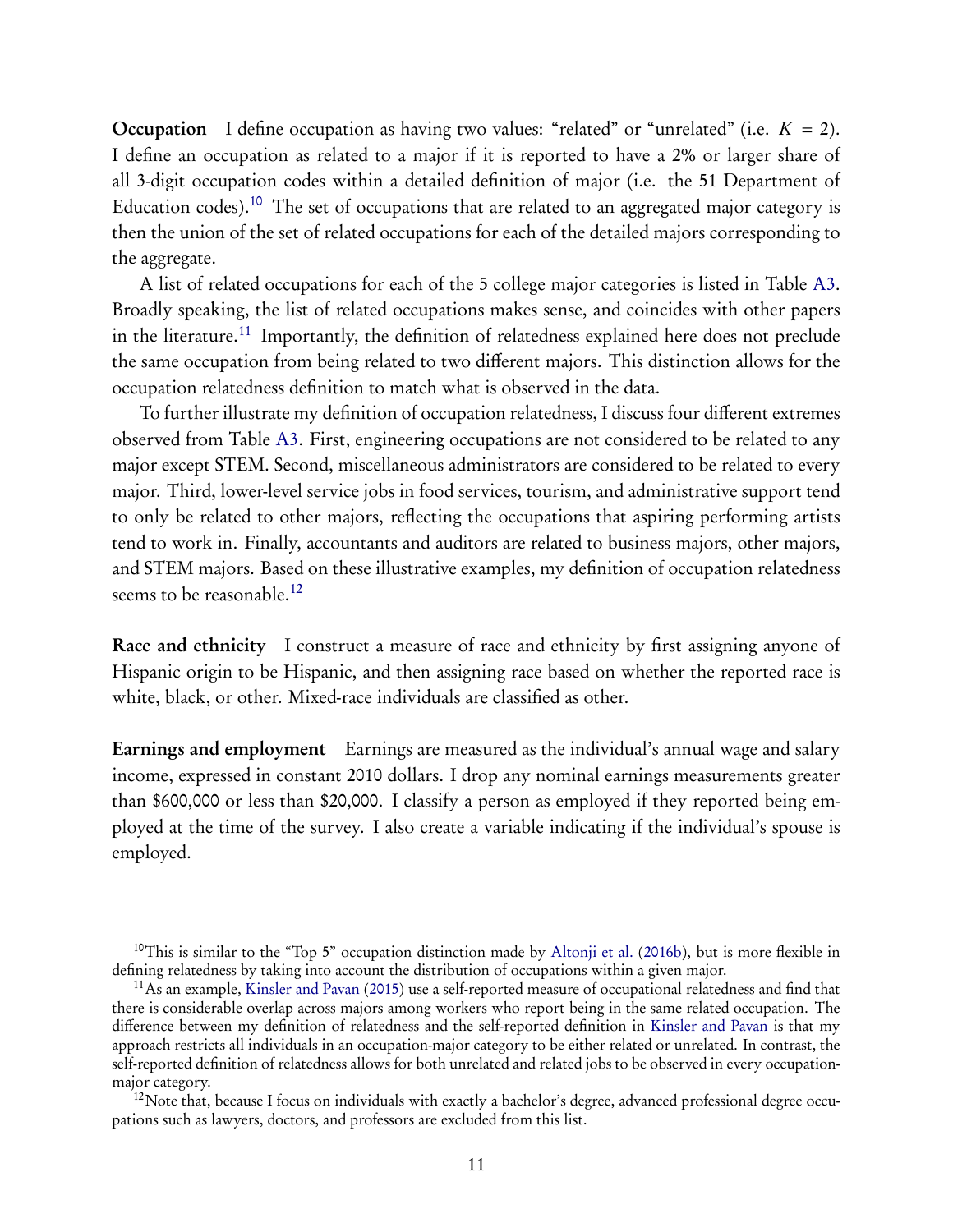**Occupation** I define occupation as having two values: "related" or "unrelated" (i.e. $K = 2$). I define an occupation as related to a major if it is reported to have a 2% or larger share of all 3-digit occupation codes within a detailed definition of major (i.e. the 51 Department of Education codes).[10] The set of occupations that are related to an aggregated major category is then the union of the set of related occupations for each of the detailed majors corresponding to the aggregate.

A list of related occupations for each of the 5 college major categories is listed in Table A3. Broadly speaking, the list of related occupations makes sense, and coincides with other papers in the literature.[11] Importantly, the definition of relatedness explained here does not preclude the same occupation from being related to two different majors. This distinction allows for the occupation relatedness definition to match what is observed in the data.

To further illustrate my definition of occupation relatedness, I discuss four different extremes observed from Table A3. First, engineering occupations are not considered to be related to any major except STEM. Second, miscellaneous administrators are considered to be related to every major. Third, lower-level service jobs in food services, tourism, and administrative support tend to only be related to other majors, reflecting the occupations that aspiring performing artists tend to work in. Finally, accountants and auditors are related to business majors, other majors, and STEM majors. Based on these illustrative examples, my definition of occupation relatedness seems to be reasonable.[12]

**Race and ethnicity** I construct a measure of race and ethnicity by first assigning anyone of Hispanic origin to be Hispanic, and then assigning race based on whether the reported race is white, black, or other. Mixed-race individuals are classified as other.

**Earnings and employment** Earnings are measured as the individual's annual wage and salary income, expressed in constant 2010 dollars. I drop any nominal earnings measurements greater than $600,000 or less than $20,000. I classify a person as employed if they reported being employed at the time of the survey. I also create a variable indicating if the individual's spouse is employed.

---

[10] This is similar to the "Top 5" occupation distinction made by Altonji et al. (2016b), but is more flexible in defining relatedness by taking into account the distribution of occupations within a given major.

[11] As an example, Kinsler and Pavan (2015) use a self-reported measure of occupational relatedness and find that there is considerable overlap across majors among workers who report being in the same related occupation. The difference between my definition of relatedness and the self-reported definition in Kinsler and Pavan is that my approach restricts all individuals in an occupation-major category to be either related or unrelated. In contrast, the self-reported definition of relatedness allows for both unrelated and related jobs to be observed in every occupation-major category.

[12] Note that, because I focus on individuals with exactly a bachelor's degree, advanced professional degree occupations such as lawyers, doctors, and professors are excluded from this list.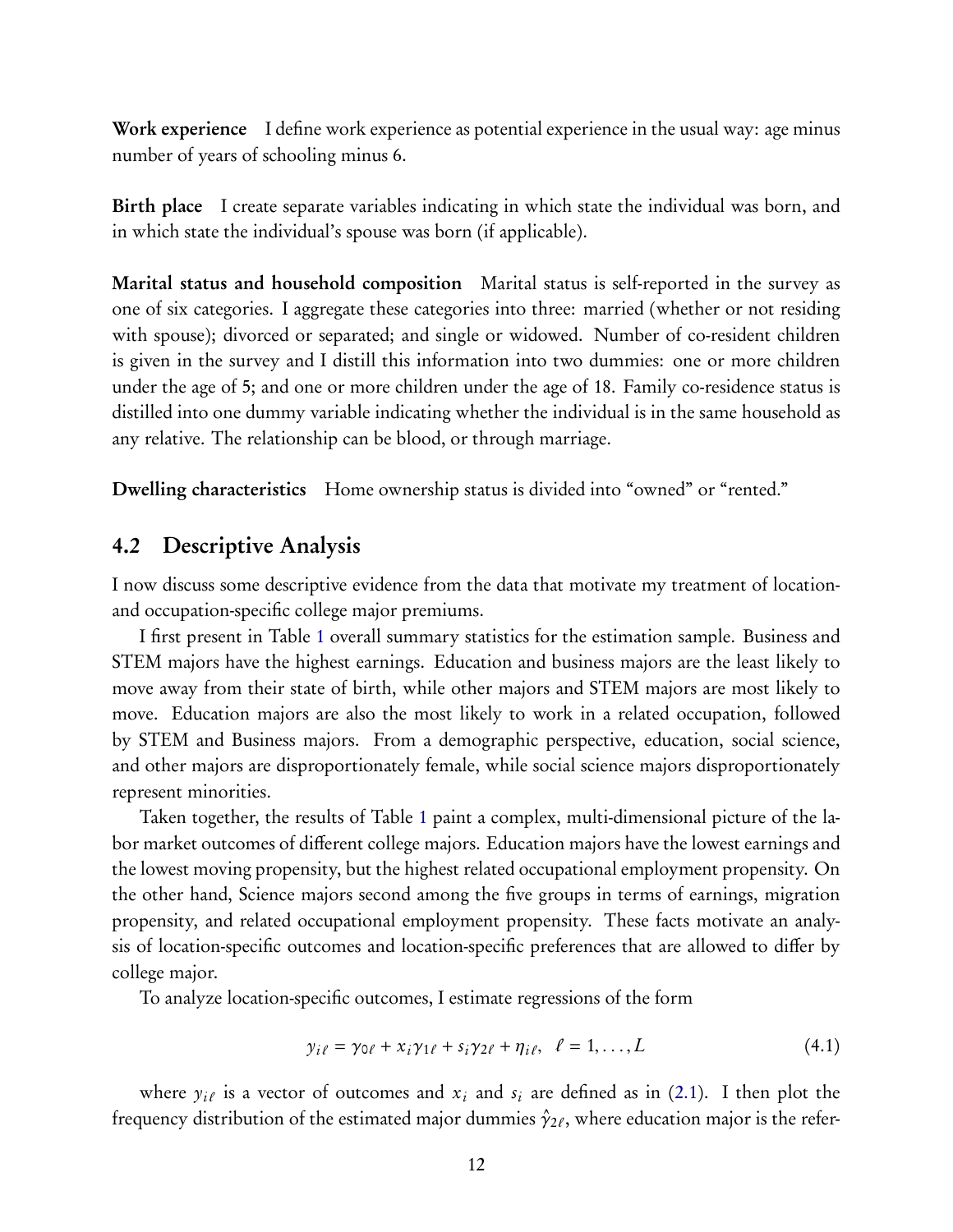**Work experience** I define work experience as potential experience in the usual way: age minus number of years of schooling minus 6.

**Birth place** I create separate variables indicating in which state the individual was born, and in which state the individual's spouse was born (if applicable).

**Marital status and household composition** Marital status is self-reported in the survey as one of six categories. I aggregate these categories into three: married (whether or not residing with spouse); divorced or separated; and single or widowed. Number of co-resident children is given in the survey and I distill this information into two dummies: one or more children under the age of 5; and one or more children under the age of 18. Family co-residence status is distilled into one dummy variable indicating whether the individual is in the same household as any relative. The relationship can be blood, or through marriage.

**Dwelling characteristics** Home ownership status is divided into "owned" or "rented."

## 4.2 Descriptive Analysis

I now discuss some descriptive evidence from the data that motivate my treatment of location- and occupation-specific college major premiums.

I first present in Table 1 overall summary statistics for the estimation sample. Business and STEM majors have the highest earnings. Education and business majors are the least likely to move away from their state of birth, while other majors and STEM majors are most likely to move. Education majors are also the most likely to work in a related occupation, followed by STEM and Business majors. From a demographic perspective, education, social science, and other majors are disproportionately female, while social science majors disproportionately represent minorities.

Taken together, the results of Table 1 paint a complex, multi-dimensional picture of the labor market outcomes of different college majors. Education majors have the lowest earnings and the lowest moving propensity, but the highest related occupational employment propensity. On the other hand, Science majors second among the five groups in terms of earnings, migration propensity, and related occupational employment propensity. These facts motivate an analysis of location-specific outcomes and location-specific preferences that are allowed to differ by college major.

To analyze location-specific outcomes, I estimate regressions of the form

$$y_{i\ell} = \gamma_{0\ell} + x_i\gamma_{1\ell} + s_i\gamma_{2\ell} + \eta_{i\ell}, \quad \ell = 1, \ldots, L \tag{4.1}$$

where $y_{i\ell}$ is a vector of outcomes and $x_i$ and $s_i$ are defined as in (2.1). I then plot the frequency distribution of the estimated major dummies $\hat{\gamma}_{2\ell}$, where education major is the refer-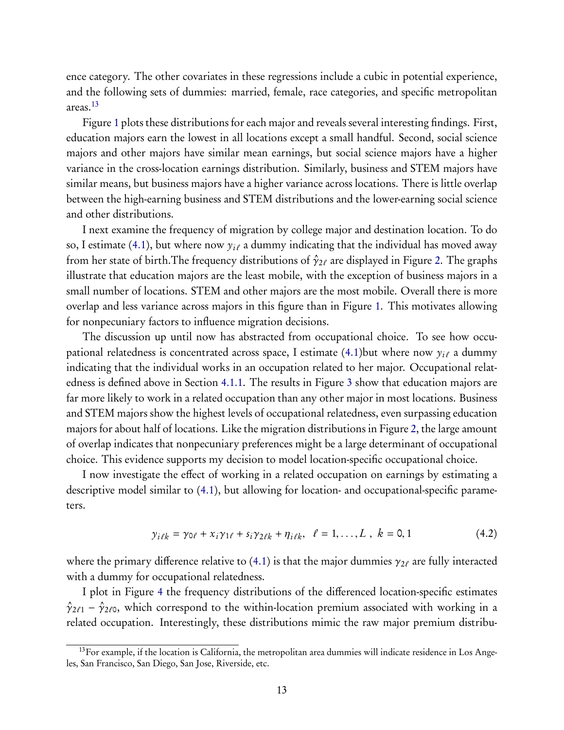ence category. The other covariates in these regressions include a cubic in potential experience, and the following sets of dummies: married, female, race categories, and specific metropolitan areas.[13]

Figure 1 plots these distributions for each major and reveals several interesting findings. First, education majors earn the lowest in all locations except a small handful. Second, social science majors and other majors have similar mean earnings, but social science majors have a higher variance in the cross-location earnings distribution. Similarly, business and STEM majors have similar means, but business majors have a higher variance across locations. There is little overlap between the high-earning business and STEM distributions and the lower-earning social science and other distributions.

I next examine the frequency of migration by college major and destination location. To do so, I estimate (4.1), but where now $y_{i\ell}$ a dummy indicating that the individual has moved away from her state of birth.The frequency distributions of $\hat{\gamma}_{2\ell}$ are displayed in Figure 2. The graphs illustrate that education majors are the least mobile, with the exception of business majors in a small number of locations. STEM and other majors are the most mobile. Overall there is more overlap and less variance across majors in this figure than in Figure 1. This motivates allowing for nonpecuniary factors to influence migration decisions.

The discussion up until now has abstracted from occupational choice. To see how occupational relatedness is concentrated across space, I estimate (4.1)but where now $y_{i\ell}$ a dummy indicating that the individual works in an occupation related to her major. Occupational relatedness is defined above in Section 4.1.1. The results in Figure 3 show that education majors are far more likely to work in a related occupation than any other major in most locations. Business and STEM majors show the highest levels of occupational relatedness, even surpassing education majors for about half of locations. Like the migration distributions in Figure 2, the large amount of overlap indicates that nonpecuniary preferences might be a large determinant of occupational choice. This evidence supports my decision to model location-specific occupational choice.

I now investigate the effect of working in a related occupation on earnings by estimating a descriptive model similar to (4.1), but allowing for location- and occupational-specific parameters.

$$y_{i\ell k} = \gamma_{0\ell} + x_i\gamma_{1\ell} + s_i\gamma_{2\ell k} + \eta_{i\ell k}, \quad \ell = 1, \ldots, L \ , \ k = 0, 1 \tag{4.2}$$

where the primary difference relative to (4.1) is that the major dummies $\gamma_{2\ell}$ are fully interacted with a dummy for occupational relatedness.

I plot in Figure 4 the frequency distributions of the differenced location-specific estimates $\hat{\gamma}_{2\ell 1} - \hat{\gamma}_{2\ell 0}$, which correspond to the within-location premium associated with working in a related occupation. Interestingly, these distributions mimic the raw major premium distribu-

[13] For example, if the location is California, the metropolitan area dummies will indicate residence in Los Angeles, San Francisco, San Diego, San Jose, Riverside, etc.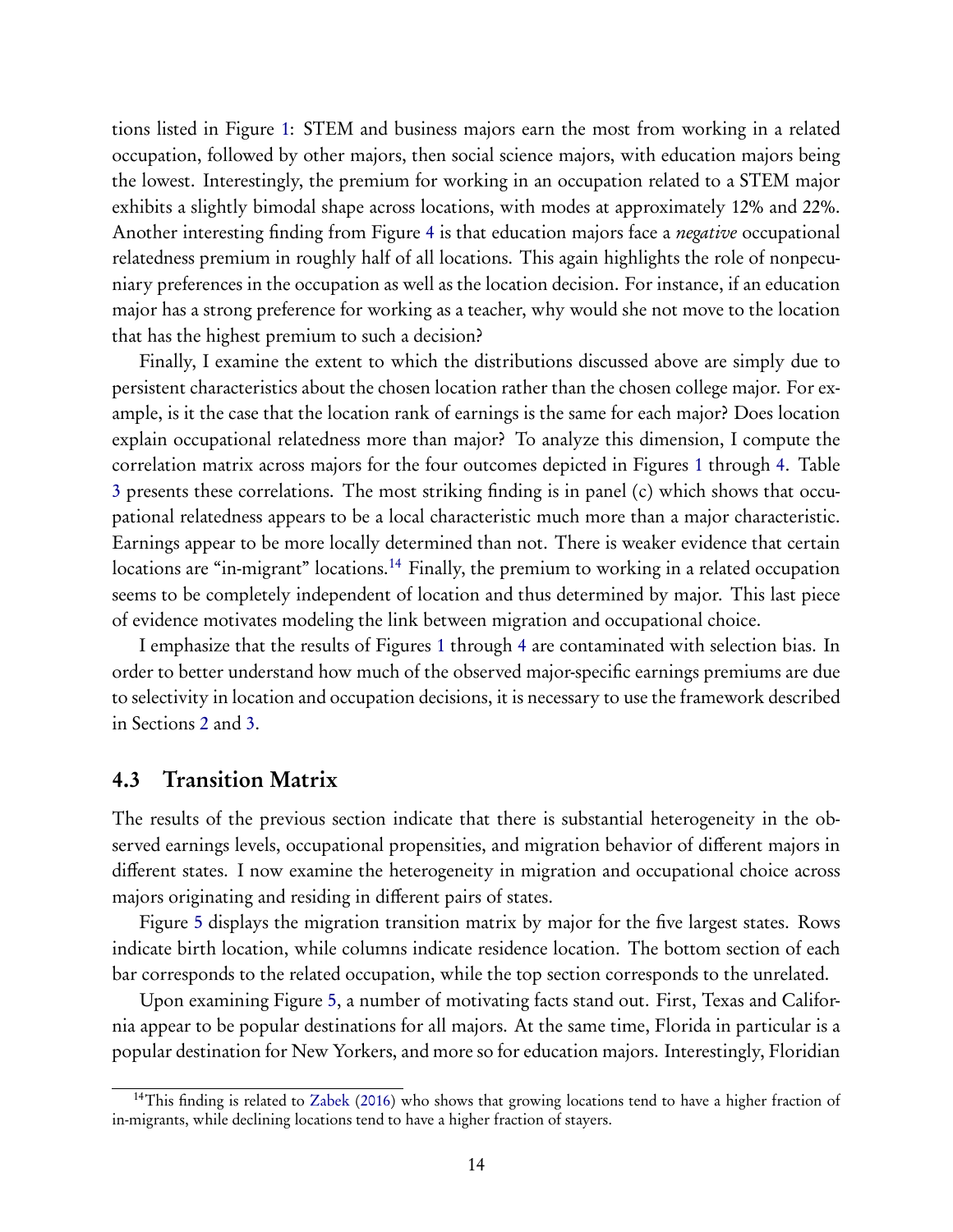tions listed in Figure 1: STEM and business majors earn the most from working in a related occupation, followed by other majors, then social science majors, with education majors being the lowest. Interestingly, the premium for working in an occupation related to a STEM major exhibits a slightly bimodal shape across locations, with modes at approximately 12% and 22%. Another interesting finding from Figure 4 is that education majors face a *negative* occupational relatedness premium in roughly half of all locations. This again highlights the role of nonpecuniary preferences in the occupation as well as the location decision. For instance, if an education major has a strong preference for working as a teacher, why would she not move to the location that has the highest premium to such a decision?

Finally, I examine the extent to which the distributions discussed above are simply due to persistent characteristics about the chosen location rather than the chosen college major. For example, is it the case that the location rank of earnings is the same for each major? Does location explain occupational relatedness more than major? To analyze this dimension, I compute the correlation matrix across majors for the four outcomes depicted in Figures 1 through 4. Table 3 presents these correlations. The most striking finding is in panel (c) which shows that occupational relatedness appears to be a local characteristic much more than a major characteristic. Earnings appear to be more locally determined than not. There is weaker evidence that certain locations are "in-migrant" locations.[14] Finally, the premium to working in a related occupation seems to be completely independent of location and thus determined by major. This last piece of evidence motivates modeling the link between migration and occupational choice.

I emphasize that the results of Figures 1 through 4 are contaminated with selection bias. In order to better understand how much of the observed major-specific earnings premiums are due to selectivity in location and occupation decisions, it is necessary to use the framework described in Sections 2 and 3.

## 4.3 Transition Matrix

The results of the previous section indicate that there is substantial heterogeneity in the observed earnings levels, occupational propensities, and migration behavior of different majors in different states. I now examine the heterogeneity in migration and occupational choice across majors originating and residing in different pairs of states.

Figure 5 displays the migration transition matrix by major for the five largest states. Rows indicate birth location, while columns indicate residence location. The bottom section of each bar corresponds to the related occupation, while the top section corresponds to the unrelated.

Upon examining Figure 5, a number of motivating facts stand out. First, Texas and California appear to be popular destinations for all majors. At the same time, Florida in particular is a popular destination for New Yorkers, and more so for education majors. Interestingly, Floridian

[14] This finding is related to Zabek (2016) who shows that growing locations tend to have a higher fraction of in-migrants, while declining locations tend to have a higher fraction of stayers.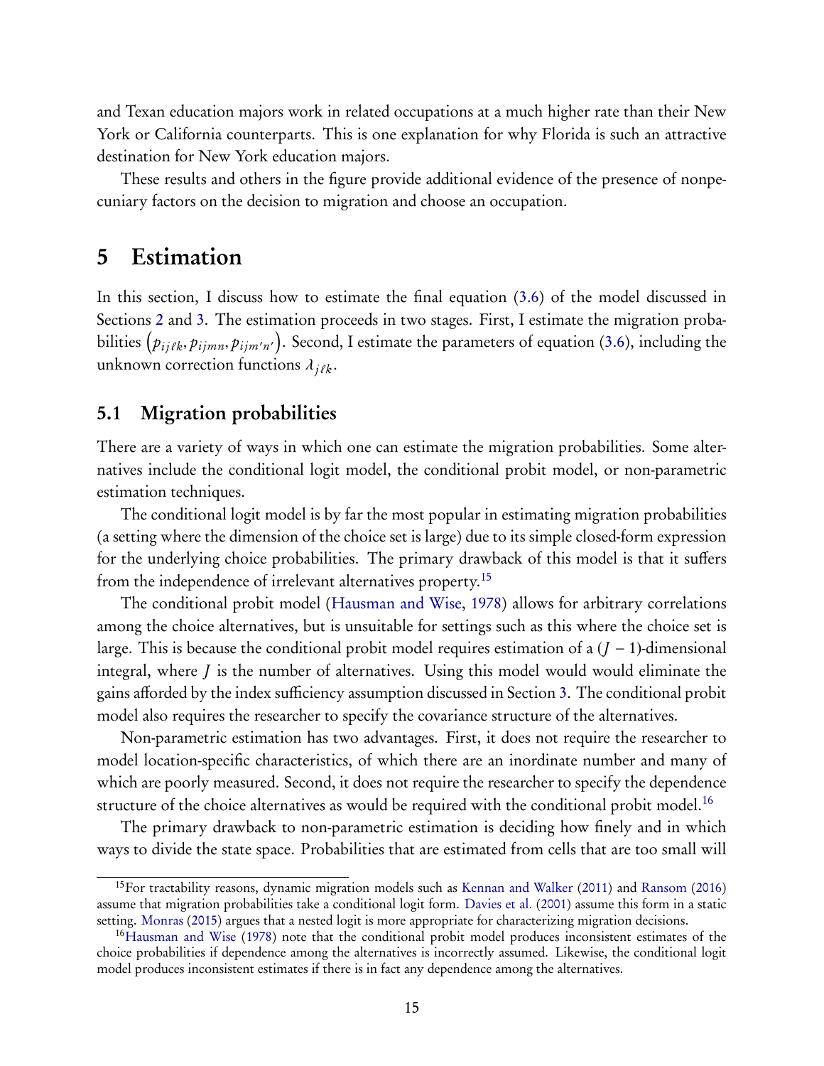and Texan education majors work in related occupations at a much higher rate than their New York or California counterparts. This is one explanation for why Florida is such an attractive destination for New York education majors.

These results and others in the figure provide additional evidence of the presence of nonpecuniary factors on the decision to migration and choose an occupation.

# 5 Estimation

In this section, I discuss how to estimate the final equation (3.6) of the model discussed in Sections 2 and 3. The estimation proceeds in two stages. First, I estimate the migration probabilities $\left(p_{ij\ell k}, p_{ijmn}, p_{ijm'n'}\right)$. Second, I estimate the parameters of equation (3.6), including the unknown correction functions $\lambda_{j\ell k}$.

## 5.1 Migration probabilities

There are a variety of ways in which one can estimate the migration probabilities. Some alternatives include the conditional logit model, the conditional probit model, or non-parametric estimation techniques.

The conditional logit model is by far the most popular in estimating migration probabilities (a setting where the dimension of the choice set is large) due to its simple closed-form expression for the underlying choice probabilities. The primary drawback of this model is that it suffers from the independence of irrelevant alternatives property.[15]

The conditional probit model (Hausman and Wise, 1978) allows for arbitrary correlations among the choice alternatives, but is unsuitable for settings such as this where the choice set is large. This is because the conditional probit model requires estimation of a $(J-1)$-dimensional integral, where $J$ is the number of alternatives. Using this model would would eliminate the gains afforded by the index sufficiency assumption discussed in Section 3. The conditional probit model also requires the researcher to specify the covariance structure of the alternatives.

Non-parametric estimation has two advantages. First, it does not require the researcher to model location-specific characteristics, of which there are an inordinate number and many of which are poorly measured. Second, it does not require the researcher to specify the dependence structure of the choice alternatives as would be required with the conditional probit model.[16]

The primary drawback to non-parametric estimation is deciding how finely and in which ways to divide the state space. Probabilities that are estimated from cells that are too small will

[15] For tractability reasons, dynamic migration models such as Kennan and Walker (2011) and Ransom (2016) assume that migration probabilities take a conditional logit form. Davies et al. (2001) assume this form in a static setting. Monras (2015) argues that a nested logit is more appropriate for characterizing migration decisions.

[16] Hausman and Wise (1978) note that the conditional probit model produces inconsistent estimates of the choice probabilities if dependence among the alternatives is incorrectly assumed. Likewise, the conditional logit model produces inconsistent estimates if there is in fact any dependence among the alternatives.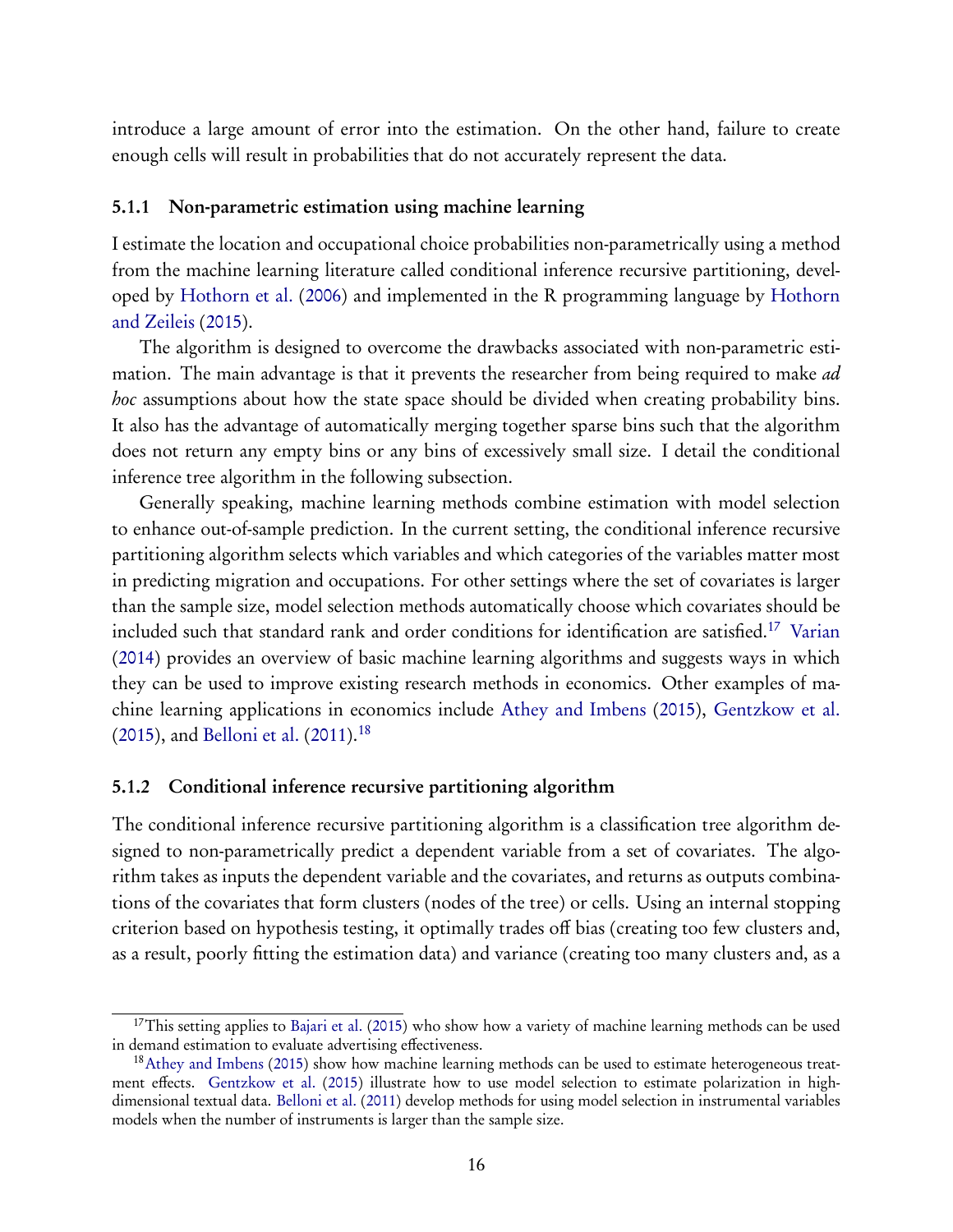introduce a large amount of error into the estimation. On the other hand, failure to create enough cells will result in probabilities that do not accurately represent the data.

### 5.1.1 Non-parametric estimation using machine learning

I estimate the location and occupational choice probabilities non-parametrically using a method from the machine learning literature called conditional inference recursive partitioning, developed by Hothorn et al. (2006) and implemented in the R programming language by Hothorn and Zeileis (2015).

The algorithm is designed to overcome the drawbacks associated with non-parametric estimation. The main advantage is that it prevents the researcher from being required to make *ad hoc* assumptions about how the state space should be divided when creating probability bins. It also has the advantage of automatically merging together sparse bins such that the algorithm does not return any empty bins or any bins of excessively small size. I detail the conditional inference tree algorithm in the following subsection.

Generally speaking, machine learning methods combine estimation with model selection to enhance out-of-sample prediction. In the current setting, the conditional inference recursive partitioning algorithm selects which variables and which categories of the variables matter most in predicting migration and occupations. For other settings where the set of covariates is larger than the sample size, model selection methods automatically choose which covariates should be included such that standard rank and order conditions for identification are satisfied.[17] Varian (2014) provides an overview of basic machine learning algorithms and suggests ways in which they can be used to improve existing research methods in economics. Other examples of machine learning applications in economics include Athey and Imbens (2015), Gentzkow et al. (2015), and Belloni et al. (2011).[18]

### 5.1.2 Conditional inference recursive partitioning algorithm

The conditional inference recursive partitioning algorithm is a classification tree algorithm designed to non-parametrically predict a dependent variable from a set of covariates. The algorithm takes as inputs the dependent variable and the covariates, and returns as outputs combinations of the covariates that form clusters (nodes of the tree) or cells. Using an internal stopping criterion based on hypothesis testing, it optimally trades off bias (creating too few clusters and, as a result, poorly fitting the estimation data) and variance (creating too many clusters and, as a

---

[17] This setting applies to Bajari et al. (2015) who show how a variety of machine learning methods can be used in demand estimation to evaluate advertising effectiveness.

[18] Athey and Imbens (2015) show how machine learning methods can be used to estimate heterogeneous treatment effects. Gentzkow et al. (2015) illustrate how to use model selection to estimate polarization in high-dimensional textual data. Belloni et al. (2011) develop methods for using model selection in instrumental variables models when the number of instruments is larger than the sample size.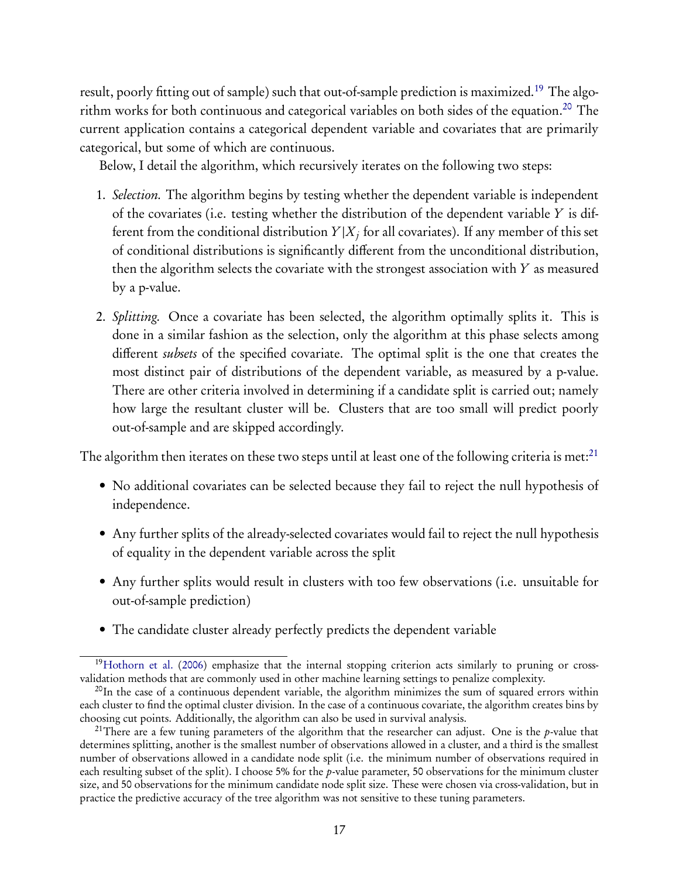result, poorly fitting out of sample) such that out-of-sample prediction is maximized.[19] The algorithm works for both continuous and categorical variables on both sides of the equation.[20] The current application contains a categorical dependent variable and covariates that are primarily categorical, but some of which are continuous.

Below, I detail the algorithm, which recursively iterates on the following two steps:

1. *Selection.* The algorithm begins by testing whether the dependent variable is independent of the covariates (i.e. testing whether the distribution of the dependent variable $Y$ is different from the conditional distribution $Y|X_j$ for all covariates). If any member of this set of conditional distributions is significantly different from the unconditional distribution, then the algorithm selects the covariate with the strongest association with $Y$ as measured by a p-value.

2. *Splitting.* Once a covariate has been selected, the algorithm optimally splits it. This is done in a similar fashion as the selection, only the algorithm at this phase selects among different *subsets* of the specified covariate. The optimal split is the one that creates the most distinct pair of distributions of the dependent variable, as measured by a p-value. There are other criteria involved in determining if a candidate split is carried out; namely how large the resultant cluster will be. Clusters that are too small will predict poorly out-of-sample and are skipped accordingly.

The algorithm then iterates on these two steps until at least one of the following criteria is met:[21]

- No additional covariates can be selected because they fail to reject the null hypothesis of independence.
- Any further splits of the already-selected covariates would fail to reject the null hypothesis of equality in the dependent variable across the split
- Any further splits would result in clusters with too few observations (i.e. unsuitable for out-of-sample prediction)
- The candidate cluster already perfectly predicts the dependent variable

[19] Hothorn et al. (2006) emphasize that the internal stopping criterion acts similarly to pruning or cross-validation methods that are commonly used in other machine learning settings to penalize complexity.

[20] In the case of a continuous dependent variable, the algorithm minimizes the sum of squared errors within each cluster to find the optimal cluster division. In the case of a continuous covariate, the algorithm creates bins by choosing cut points. Additionally, the algorithm can also be used in survival analysis.

[21] There are a few tuning parameters of the algorithm that the researcher can adjust. One is the $p$-value that determines splitting, another is the smallest number of observations allowed in a cluster, and a third is the smallest number of observations allowed in a candidate node split (i.e. the minimum number of observations required in each resulting subset of the split). I choose 5% for the $p$-value parameter, 50 observations for the minimum cluster size, and 50 observations for the minimum candidate node split size. These were chosen via cross-validation, but in practice the predictive accuracy of the tree algorithm was not sensitive to these tuning parameters.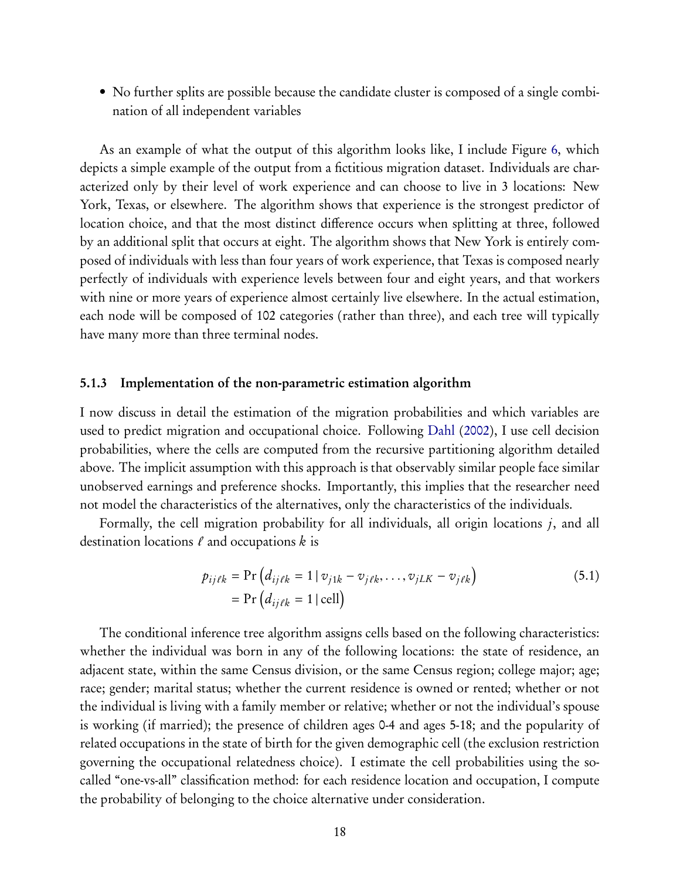- No further splits are possible because the candidate cluster is composed of a single combination of all independent variables

As an example of what the output of this algorithm looks like, I include Figure 6, which depicts a simple example of the output from a fictitious migration dataset. Individuals are characterized only by their level of work experience and can choose to live in 3 locations: New York, Texas, or elsewhere. The algorithm shows that experience is the strongest predictor of location choice, and that the most distinct difference occurs when splitting at three, followed by an additional split that occurs at eight. The algorithm shows that New York is entirely composed of individuals with less than four years of work experience, that Texas is composed nearly perfectly of individuals with experience levels between four and eight years, and that workers with nine or more years of experience almost certainly live elsewhere. In the actual estimation, each node will be composed of 102 categories (rather than three), and each tree will typically have many more than three terminal nodes.

### 5.1.3 Implementation of the non-parametric estimation algorithm

I now discuss in detail the estimation of the migration probabilities and which variables are used to predict migration and occupational choice. Following Dahl (2002), I use cell decision probabilities, where the cells are computed from the recursive partitioning algorithm detailed above. The implicit assumption with this approach is that observably similar people face similar unobserved earnings and preference shocks. Importantly, this implies that the researcher need not model the characteristics of the alternatives, only the characteristics of the individuals.

Formally, the cell migration probability for all individuals, all origin locations $j$, and all destination locations $\ell$ and occupations $k$ is

$$
\begin{aligned}
p_{ij\ell k} &= \Pr\left(d_{ij\ell k} = 1 \,|\, v_{j1k} - v_{j\ell k}, \ldots, v_{jLK} - v_{j\ell k}\right) \\
&= \Pr\left(d_{ij\ell k} = 1 \,|\, \text{cell}\right)
\end{aligned}
\tag{5.1}
$$

The conditional inference tree algorithm assigns cells based on the following characteristics: whether the individual was born in any of the following locations: the state of residence, an adjacent state, within the same Census division, or the same Census region; college major; age; race; gender; marital status; whether the current residence is owned or rented; whether or not the individual is living with a family member or relative; whether or not the individual's spouse is working (if married); the presence of children ages 0-4 and ages 5-18; and the popularity of related occupations in the state of birth for the given demographic cell (the exclusion restriction governing the occupational relatedness choice). I estimate the cell probabilities using the so-called "one-vs-all" classification method: for each residence location and occupation, I compute the probability of belonging to the choice alternative under consideration.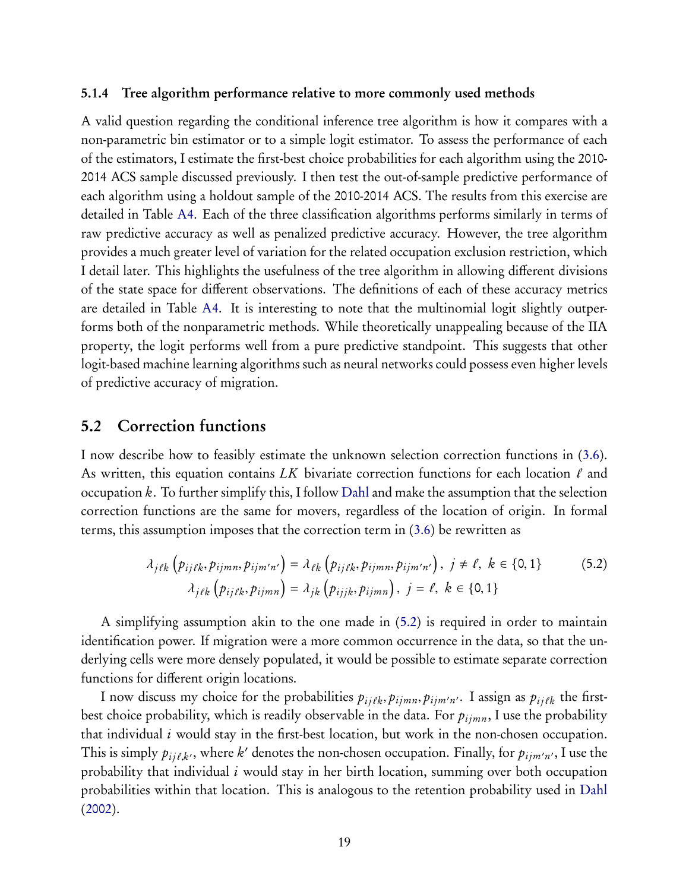#### 5.1.4 Tree algorithm performance relative to more commonly used methods

A valid question regarding the conditional inference tree algorithm is how it compares with a non-parametric bin estimator or to a simple logit estimator. To assess the performance of each of the estimators, I estimate the first-best choice probabilities for each algorithm using the 2010-2014 ACS sample discussed previously. I then test the out-of-sample predictive performance of each algorithm using a holdout sample of the 2010-2014 ACS. The results from this exercise are detailed in Table A4. Each of the three classification algorithms performs similarly in terms of raw predictive accuracy as well as penalized predictive accuracy. However, the tree algorithm provides a much greater level of variation for the related occupation exclusion restriction, which I detail later. This highlights the usefulness of the tree algorithm in allowing different divisions of the state space for different observations. The definitions of each of these accuracy metrics are detailed in Table A4. It is interesting to note that the multinomial logit slightly outperforms both of the nonparametric methods. While theoretically unappealing because of the IIA property, the logit performs well from a pure predictive standpoint. This suggests that other logit-based machine learning algorithms such as neural networks could possess even higher levels of predictive accuracy of migration.

## 5.2 Correction functions

I now describe how to feasibly estimate the unknown selection correction functions in (3.6). As written, this equation contains $LK$ bivariate correction functions for each location $\ell$ and occupation $k$. To further simplify this, I follow Dahl and make the assumption that the selection correction functions are the same for movers, regardless of the location of origin. In formal terms, this assumption imposes that the correction term in (3.6) be rewritten as

$$\begin{aligned}
\lambda_{j\ell k}\left(p_{ij\ell k}, p_{ijmn}, p_{ijm'n'}\right) &= \lambda_{\ell k}\left(p_{ij\ell k}, p_{ijmn}, p_{ijm'n'}\right), \; j \neq \ell, \; k \in \{0,1\} \\
\lambda_{j\ell k}\left(p_{ij\ell k}, p_{ijmn}\right) &= \lambda_{jk}\left(p_{ijjk}, p_{ijmn}\right), \; j = \ell, \; k \in \{0,1\}
\end{aligned} \tag{5.2}$$

A simplifying assumption akin to the one made in (5.2) is required in order to maintain identification power. If migration were a more common occurrence in the data, so that the underlying cells were more densely populated, it would be possible to estimate separate correction functions for different origin locations.

I now discuss my choice for the probabilities $p_{ij\ell k}, p_{ijmn}, p_{ijm'n'}$. I assign as $p_{ij\ell k}$ the first-best choice probability, which is readily observable in the data. For $p_{ijmn}$, I use the probability that individual $i$ would stay in the first-best location, but work in the non-chosen occupation. This is simply $p_{ij\ell,k'}$, where $k'$ denotes the non-chosen occupation. Finally, for $p_{ijm'n'}$, I use the probability that individual $i$ would stay in her birth location, summing over both occupation probabilities within that location. This is analogous to the retention probability used in Dahl (2002).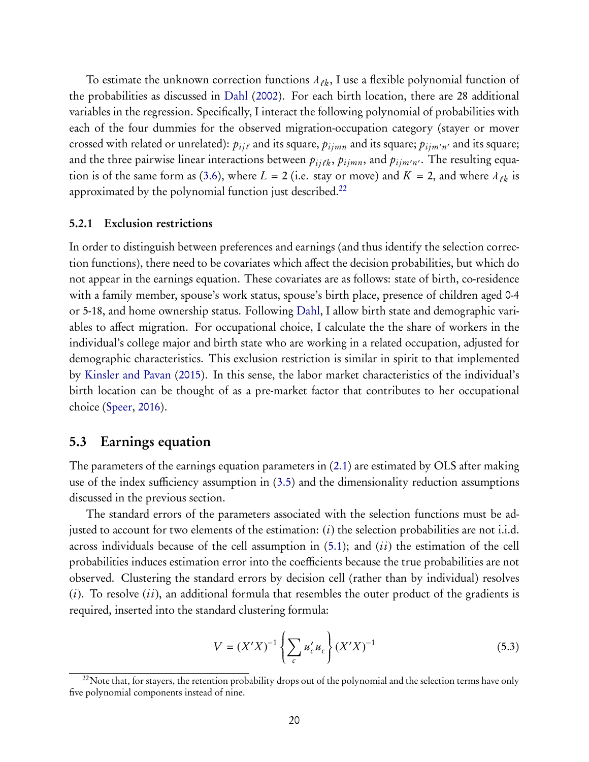To estimate the unknown correction functions $\lambda_{\ell k}$, I use a flexible polynomial function of the probabilities as discussed in Dahl (2002). For each birth location, there are 28 additional variables in the regression. Specifically, I interact the following polynomial of probabilities with each of the four dummies for the observed migration-occupation category (stayer or mover crossed with related or unrelated): $p_{ij\ell}$ and its square, $p_{ijmn}$ and its square; $p_{ijm'n'}$ and its square; and the three pairwise linear interactions between $p_{ij\ell k}$, $p_{ijmn}$, and $p_{ijm'n'}$. The resulting equation is of the same form as (3.6), where $L = 2$ (i.e. stay or move) and $K = 2$, and where $\lambda_{\ell k}$ is approximated by the polynomial function just described.[22]

### 5.2.1 Exclusion restrictions

In order to distinguish between preferences and earnings (and thus identify the selection correction functions), there need to be covariates which affect the decision probabilities, but which do not appear in the earnings equation. These covariates are as follows: state of birth, co-residence with a family member, spouse's work status, spouse's birth place, presence of children aged 0-4 or 5-18, and home ownership status. Following Dahl, I allow birth state and demographic variables to affect migration. For occupational choice, I calculate the the share of workers in the individual's college major and birth state who are working in a related occupation, adjusted for demographic characteristics. This exclusion restriction is similar in spirit to that implemented by Kinsler and Pavan (2015). In this sense, the labor market characteristics of the individual's birth location can be thought of as a pre-market factor that contributes to her occupational choice (Speer, 2016).

## 5.3 Earnings equation

The parameters of the earnings equation parameters in (2.1) are estimated by OLS after making use of the index sufficiency assumption in (3.5) and the dimensionality reduction assumptions discussed in the previous section.

The standard errors of the parameters associated with the selection functions must be adjusted to account for two elements of the estimation: $(i)$ the selection probabilities are not i.i.d. across individuals because of the cell assumption in (5.1); and $(ii)$ the estimation of the cell probabilities induces estimation error into the coefficients because the true probabilities are not observed. Clustering the standard errors by decision cell (rather than by individual) resolves $(i)$. To resolve $(ii)$, an additional formula that resembles the outer product of the gradients is required, inserted into the standard clustering formula:

$$V = (X'X)^{-1}\left\{\sum_{c} u_c' u_c\right\}(X'X)^{-1} \tag{5.3}$$

[22]Note that, for stayers, the retention probability drops out of the polynomial and the selection terms have only five polynomial components instead of nine.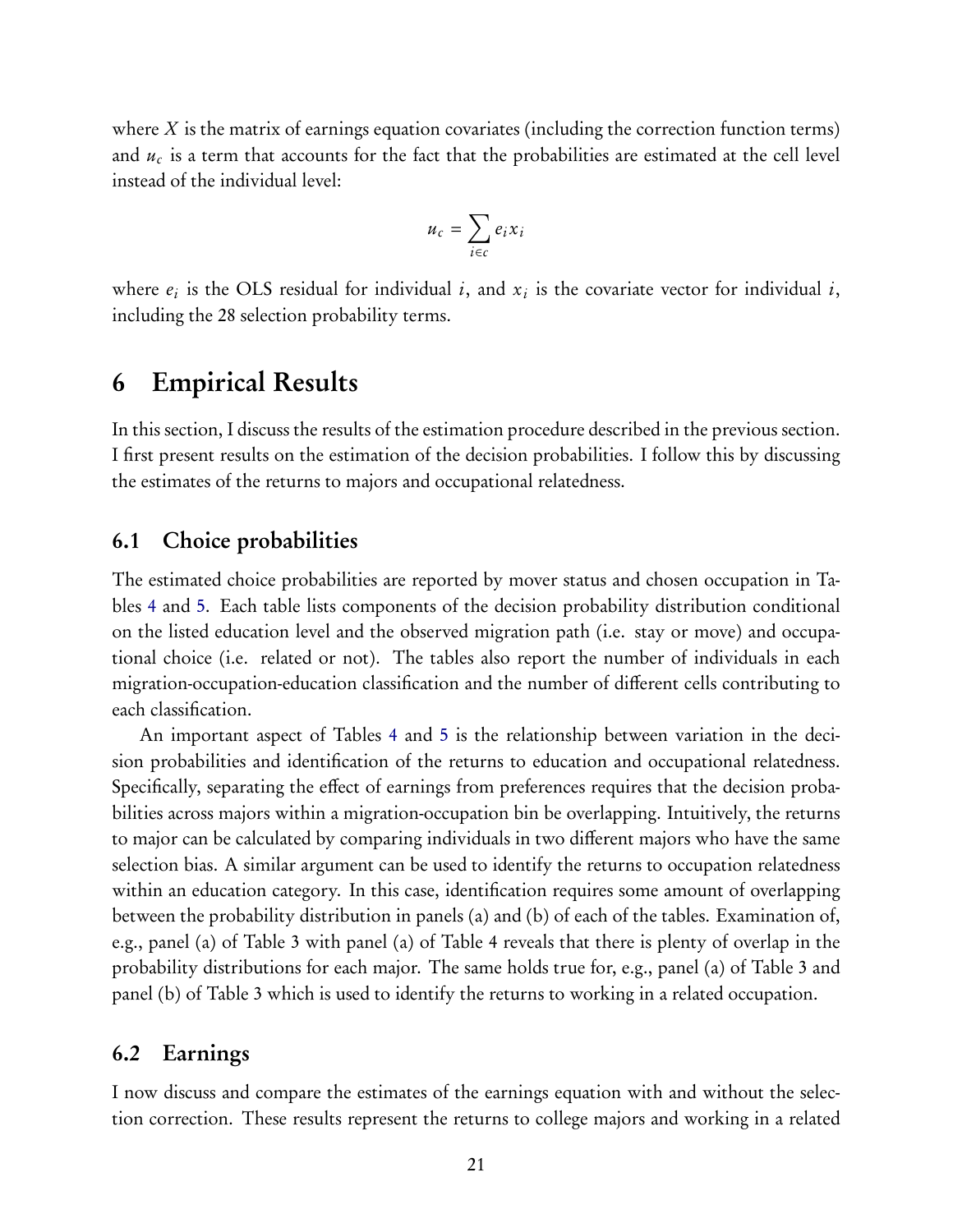where $X$ is the matrix of earnings equation covariates (including the correction function terms) and $u_c$ is a term that accounts for the fact that the probabilities are estimated at the cell level instead of the individual level:

$$u_c = \sum_{i \in c} e_i x_i$$

where $e_i$ is the OLS residual for individual $i$, and $x_i$ is the covariate vector for individual $i$, including the 28 selection probability terms.

# 6 Empirical Results

In this section, I discuss the results of the estimation procedure described in the previous section. I first present results on the estimation of the decision probabilities. I follow this by discussing the estimates of the returns to majors and occupational relatedness.

## 6.1 Choice probabilities

The estimated choice probabilities are reported by mover status and chosen occupation in Tables 4 and 5. Each table lists components of the decision probability distribution conditional on the listed education level and the observed migration path (i.e. stay or move) and occupational choice (i.e. related or not). The tables also report the number of individuals in each migration-occupation-education classification and the number of different cells contributing to each classification.

An important aspect of Tables 4 and 5 is the relationship between variation in the decision probabilities and identification of the returns to education and occupational relatedness. Specifically, separating the effect of earnings from preferences requires that the decision probabilities across majors within a migration-occupation bin be overlapping. Intuitively, the returns to major can be calculated by comparing individuals in two different majors who have the same selection bias. A similar argument can be used to identify the returns to occupation relatedness within an education category. In this case, identification requires some amount of overlapping between the probability distribution in panels (a) and (b) of each of the tables. Examination of, e.g., panel (a) of Table 3 with panel (a) of Table 4 reveals that there is plenty of overlap in the probability distributions for each major. The same holds true for, e.g., panel (a) of Table 3 and panel (b) of Table 3 which is used to identify the returns to working in a related occupation.

## 6.2 Earnings

I now discuss and compare the estimates of the earnings equation with and without the selection correction. These results represent the returns to college majors and working in a related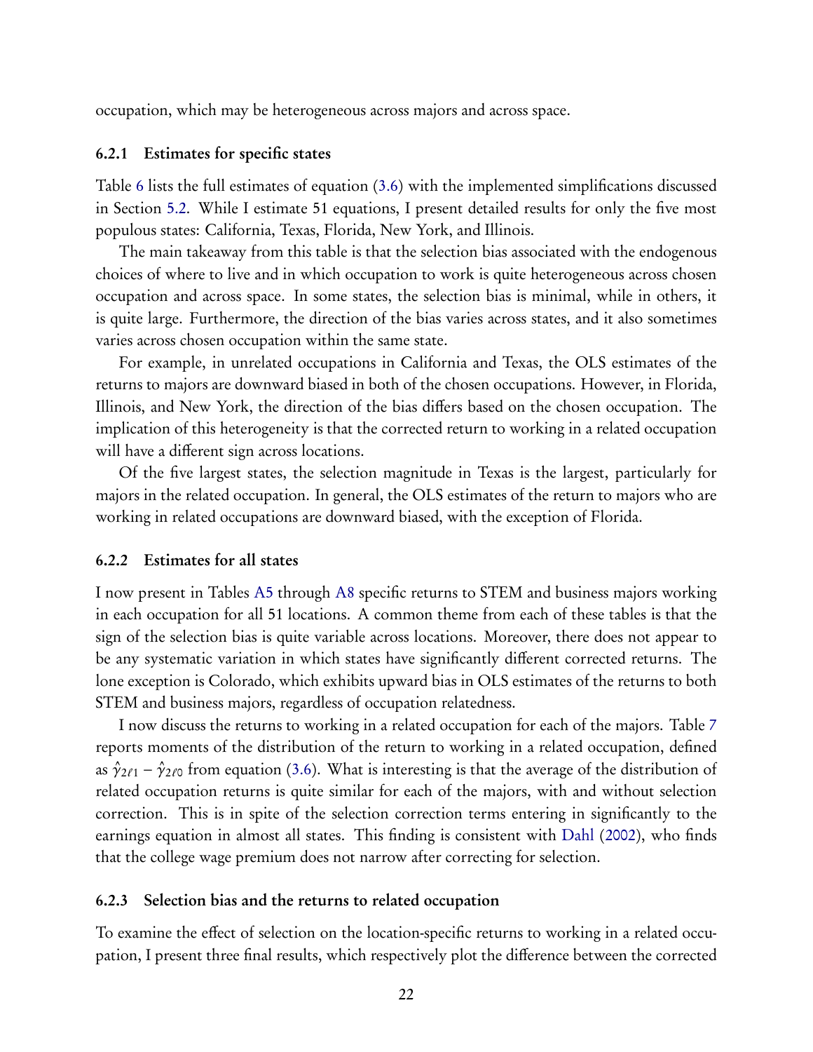occupation, which may be heterogeneous across majors and across space.

### 6.2.1 Estimates for specific states

Table 6 lists the full estimates of equation (3.6) with the implemented simplifications discussed in Section 5.2. While I estimate 51 equations, I present detailed results for only the five most populous states: California, Texas, Florida, New York, and Illinois.

The main takeaway from this table is that the selection bias associated with the endogenous choices of where to live and in which occupation to work is quite heterogeneous across chosen occupation and across space. In some states, the selection bias is minimal, while in others, it is quite large. Furthermore, the direction of the bias varies across states, and it also sometimes varies across chosen occupation within the same state.

For example, in unrelated occupations in California and Texas, the OLS estimates of the returns to majors are downward biased in both of the chosen occupations. However, in Florida, Illinois, and New York, the direction of the bias differs based on the chosen occupation. The implication of this heterogeneity is that the corrected return to working in a related occupation will have a different sign across locations.

Of the five largest states, the selection magnitude in Texas is the largest, particularly for majors in the related occupation. In general, the OLS estimates of the return to majors who are working in related occupations are downward biased, with the exception of Florida.

### 6.2.2 Estimates for all states

I now present in Tables A5 through A8 specific returns to STEM and business majors working in each occupation for all 51 locations. A common theme from each of these tables is that the sign of the selection bias is quite variable across locations. Moreover, there does not appear to be any systematic variation in which states have significantly different corrected returns. The lone exception is Colorado, which exhibits upward bias in OLS estimates of the returns to both STEM and business majors, regardless of occupation relatedness.

I now discuss the returns to working in a related occupation for each of the majors. Table 7 reports moments of the distribution of the return to working in a related occupation, defined as $\hat{\gamma}_{2\ell 1} - \hat{\gamma}_{2\ell 0}$ from equation (3.6). What is interesting is that the average of the distribution of related occupation returns is quite similar for each of the majors, with and without selection correction. This is in spite of the selection correction terms entering in significantly to the earnings equation in almost all states. This finding is consistent with Dahl (2002), who finds that the college wage premium does not narrow after correcting for selection.

### 6.2.3 Selection bias and the returns to related occupation

To examine the effect of selection on the location-specific returns to working in a related occupation, I present three final results, which respectively plot the difference between the corrected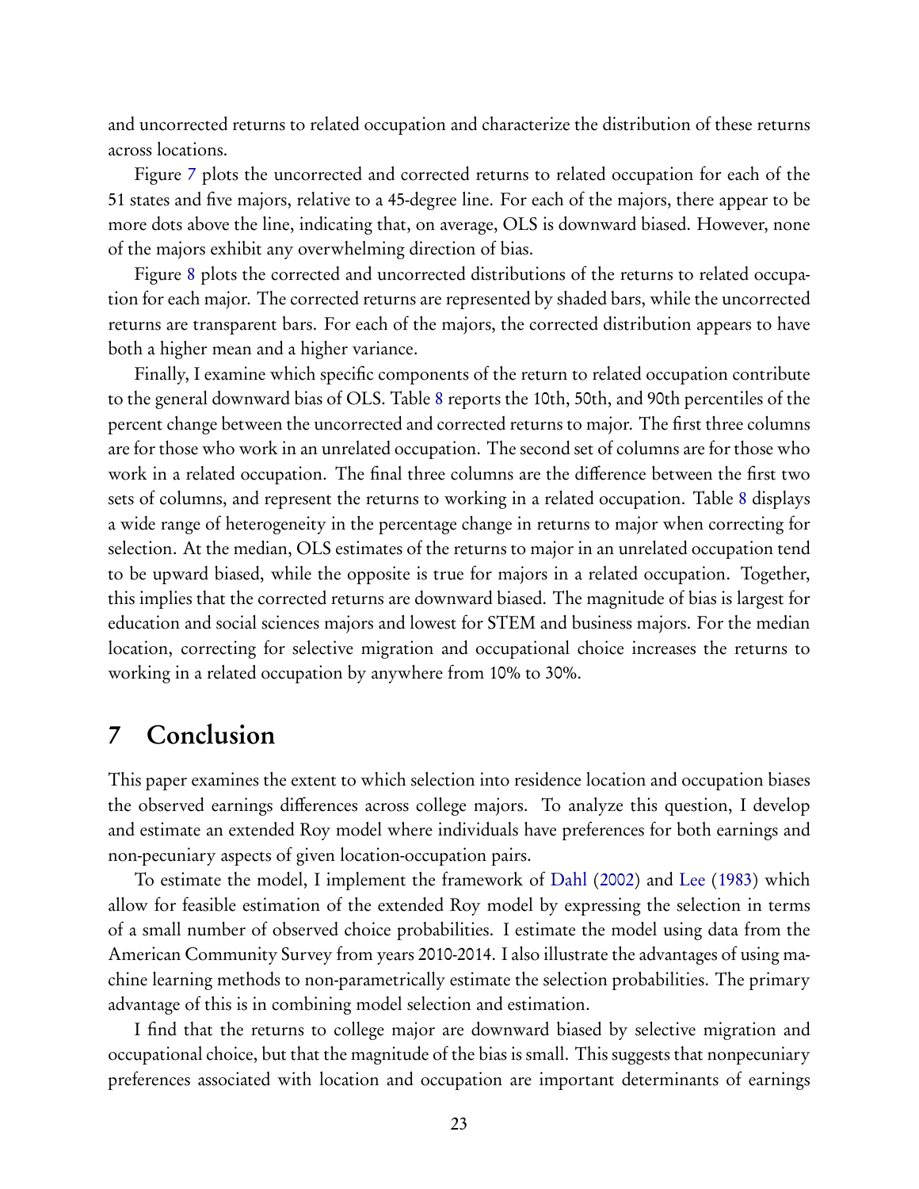and uncorrected returns to related occupation and characterize the distribution of these returns across locations.

Figure 7 plots the uncorrected and corrected returns to related occupation for each of the 51 states and five majors, relative to a 45-degree line. For each of the majors, there appear to be more dots above the line, indicating that, on average, OLS is downward biased. However, none of the majors exhibit any overwhelming direction of bias.

Figure 8 plots the corrected and uncorrected distributions of the returns to related occupation for each major. The corrected returns are represented by shaded bars, while the uncorrected returns are transparent bars. For each of the majors, the corrected distribution appears to have both a higher mean and a higher variance.

Finally, I examine which specific components of the return to related occupation contribute to the general downward bias of OLS. Table 8 reports the 10th, 50th, and 90th percentiles of the percent change between the uncorrected and corrected returns to major. The first three columns are for those who work in an unrelated occupation. The second set of columns are for those who work in a related occupation. The final three columns are the difference between the first two sets of columns, and represent the returns to working in a related occupation. Table 8 displays a wide range of heterogeneity in the percentage change in returns to major when correcting for selection. At the median, OLS estimates of the returns to major in an unrelated occupation tend to be upward biased, while the opposite is true for majors in a related occupation. Together, this implies that the corrected returns are downward biased. The magnitude of bias is largest for education and social sciences majors and lowest for STEM and business majors. For the median location, correcting for selective migration and occupational choice increases the returns to working in a related occupation by anywhere from 10% to 30%.

# 7 Conclusion

This paper examines the extent to which selection into residence location and occupation biases the observed earnings differences across college majors. To analyze this question, I develop and estimate an extended Roy model where individuals have preferences for both earnings and non-pecuniary aspects of given location-occupation pairs.

To estimate the model, I implement the framework of Dahl (2002) and Lee (1983) which allow for feasible estimation of the extended Roy model by expressing the selection in terms of a small number of observed choice probabilities. I estimate the model using data from the American Community Survey from years 2010-2014. I also illustrate the advantages of using machine learning methods to non-parametrically estimate the selection probabilities. The primary advantage of this is in combining model selection and estimation.

I find that the returns to college major are downward biased by selective migration and occupational choice, but that the magnitude of the bias is small. This suggests that nonpecuniary preferences associated with location and occupation are important determinants of earnings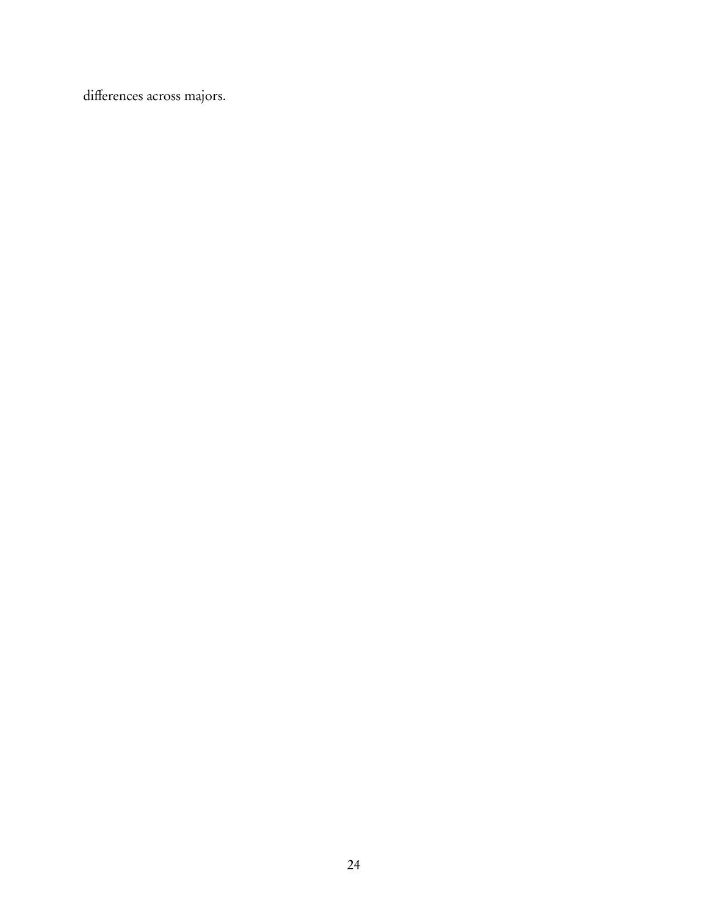differences across majors.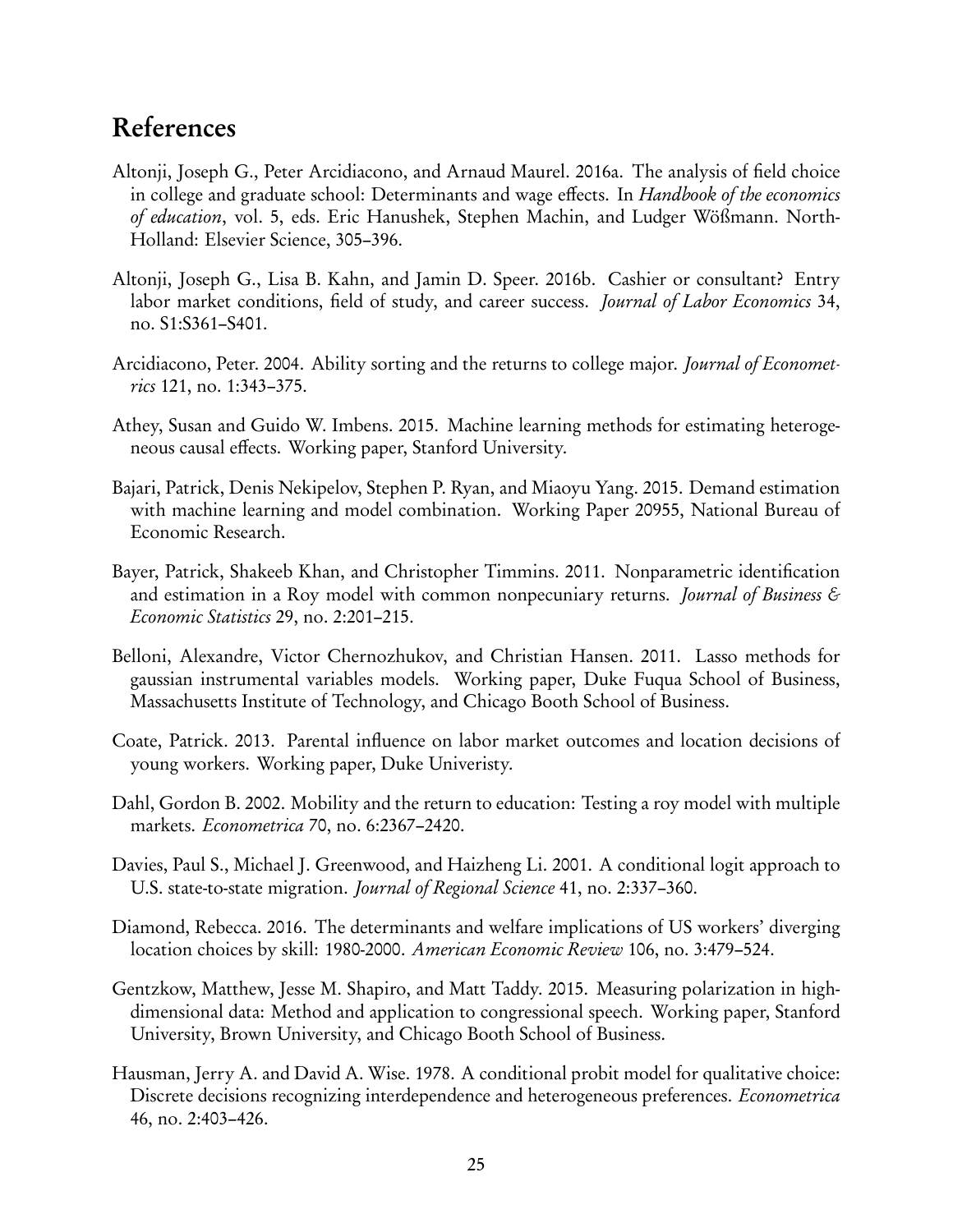## References

Altonji, Joseph G., Peter Arcidiacono, and Arnaud Maurel. 2016a. The analysis of field choice in college and graduate school: Determinants and wage effects. In *Handbook of the economics of education*, vol. 5, eds. Eric Hanushek, Stephen Machin, and Ludger Wößmann. North-Holland: Elsevier Science, 305–396.

Altonji, Joseph G., Lisa B. Kahn, and Jamin D. Speer. 2016b. Cashier or consultant? Entry labor market conditions, field of study, and career success. *Journal of Labor Economics* 34, no. S1:S361–S401.

Arcidiacono, Peter. 2004. Ability sorting and the returns to college major. *Journal of Econometrics* 121, no. 1:343–375.

Athey, Susan and Guido W. Imbens. 2015. Machine learning methods for estimating heterogeneous causal effects. Working paper, Stanford University.

Bajari, Patrick, Denis Nekipelov, Stephen P. Ryan, and Miaoyu Yang. 2015. Demand estimation with machine learning and model combination. Working Paper 20955, National Bureau of Economic Research.

Bayer, Patrick, Shakeeb Khan, and Christopher Timmins. 2011. Nonparametric identification and estimation in a Roy model with common nonpecuniary returns. *Journal of Business & Economic Statistics* 29, no. 2:201–215.

Belloni, Alexandre, Victor Chernozhukov, and Christian Hansen. 2011. Lasso methods for gaussian instrumental variables models. Working paper, Duke Fuqua School of Business, Massachusetts Institute of Technology, and Chicago Booth School of Business.

Coate, Patrick. 2013. Parental influence on labor market outcomes and location decisions of young workers. Working paper, Duke Univeristy.

Dahl, Gordon B. 2002. Mobility and the return to education: Testing a roy model with multiple markets. *Econometrica* 70, no. 6:2367–2420.

Davies, Paul S., Michael J. Greenwood, and Haizheng Li. 2001. A conditional logit approach to U.S. state-to-state migration. *Journal of Regional Science* 41, no. 2:337–360.

Diamond, Rebecca. 2016. The determinants and welfare implications of US workers' diverging location choices by skill: 1980-2000. *American Economic Review* 106, no. 3:479–524.

Gentzkow, Matthew, Jesse M. Shapiro, and Matt Taddy. 2015. Measuring polarization in high-dimensional data: Method and application to congressional speech. Working paper, Stanford University, Brown University, and Chicago Booth School of Business.

Hausman, Jerry A. and David A. Wise. 1978. A conditional probit model for qualitative choice: Discrete decisions recognizing interdependence and heterogeneous preferences. *Econometrica* 46, no. 2:403–426.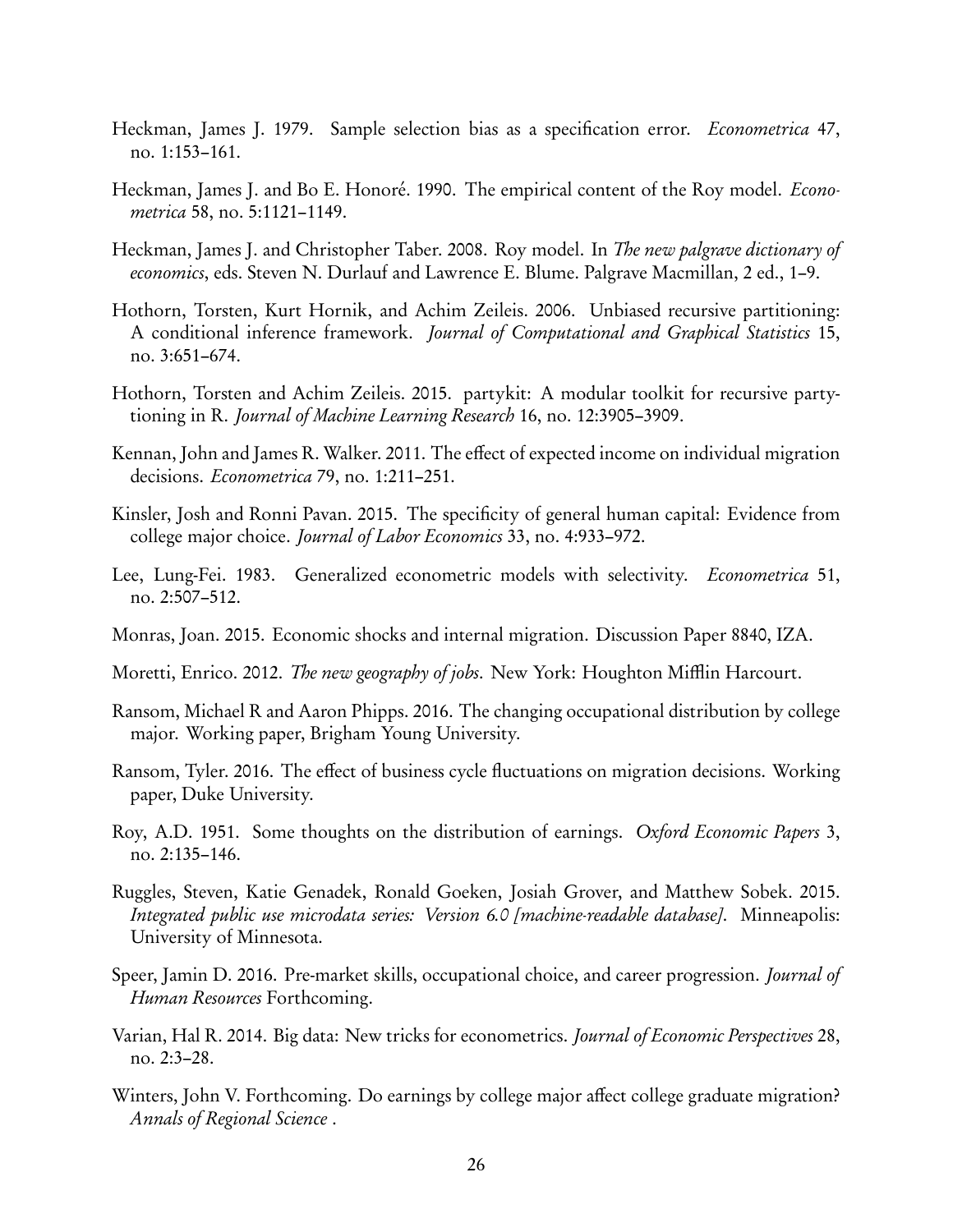Heckman, James J. 1979. Sample selection bias as a specification error. *Econometrica* 47, no. 1:153–161.

Heckman, James J. and Bo E. Honoré. 1990. The empirical content of the Roy model. *Econometrica* 58, no. 5:1121–1149.

Heckman, James J. and Christopher Taber. 2008. Roy model. In *The new palgrave dictionary of economics*, eds. Steven N. Durlauf and Lawrence E. Blume. Palgrave Macmillan, 2 ed., 1–9.

Hothorn, Torsten, Kurt Hornik, and Achim Zeileis. 2006. Unbiased recursive partitioning: A conditional inference framework. *Journal of Computational and Graphical Statistics* 15, no. 3:651–674.

Hothorn, Torsten and Achim Zeileis. 2015. partykit: A modular toolkit for recursive partytioning in R. *Journal of Machine Learning Research* 16, no. 12:3905–3909.

Kennan, John and James R. Walker. 2011. The effect of expected income on individual migration decisions. *Econometrica* 79, no. 1:211–251.

Kinsler, Josh and Ronni Pavan. 2015. The specificity of general human capital: Evidence from college major choice. *Journal of Labor Economics* 33, no. 4:933–972.

Lee, Lung-Fei. 1983. Generalized econometric models with selectivity. *Econometrica* 51, no. 2:507–512.

Monras, Joan. 2015. Economic shocks and internal migration. Discussion Paper 8840, IZA.

Moretti, Enrico. 2012. *The new geography of jobs*. New York: Houghton Mifflin Harcourt.

Ransom, Michael R and Aaron Phipps. 2016. The changing occupational distribution by college major. Working paper, Brigham Young University.

Ransom, Tyler. 2016. The effect of business cycle fluctuations on migration decisions. Working paper, Duke University.

Roy, A.D. 1951. Some thoughts on the distribution of earnings. *Oxford Economic Papers* 3, no. 2:135–146.

Ruggles, Steven, Katie Genadek, Ronald Goeken, Josiah Grover, and Matthew Sobek. 2015. *Integrated public use microdata series: Version 6.0 [machine-readable database]*. Minneapolis: University of Minnesota.

Speer, Jamin D. 2016. Pre-market skills, occupational choice, and career progression. *Journal of Human Resources* Forthcoming.

Varian, Hal R. 2014. Big data: New tricks for econometrics. *Journal of Economic Perspectives* 28, no. 2:3–28.

Winters, John V. Forthcoming. Do earnings by college major affect college graduate migration? *Annals of Regional Science* .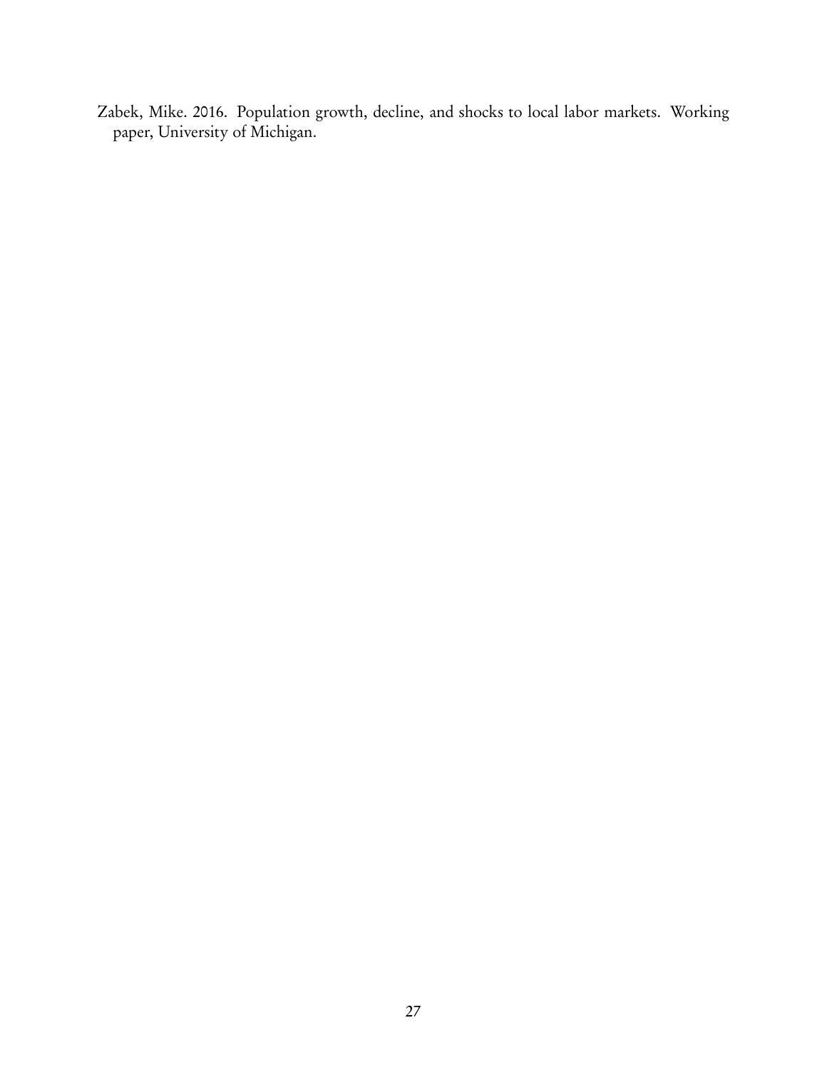Zabek, Mike. 2016. Population growth, decline, and shocks to local labor markets. Working paper, University of Michigan.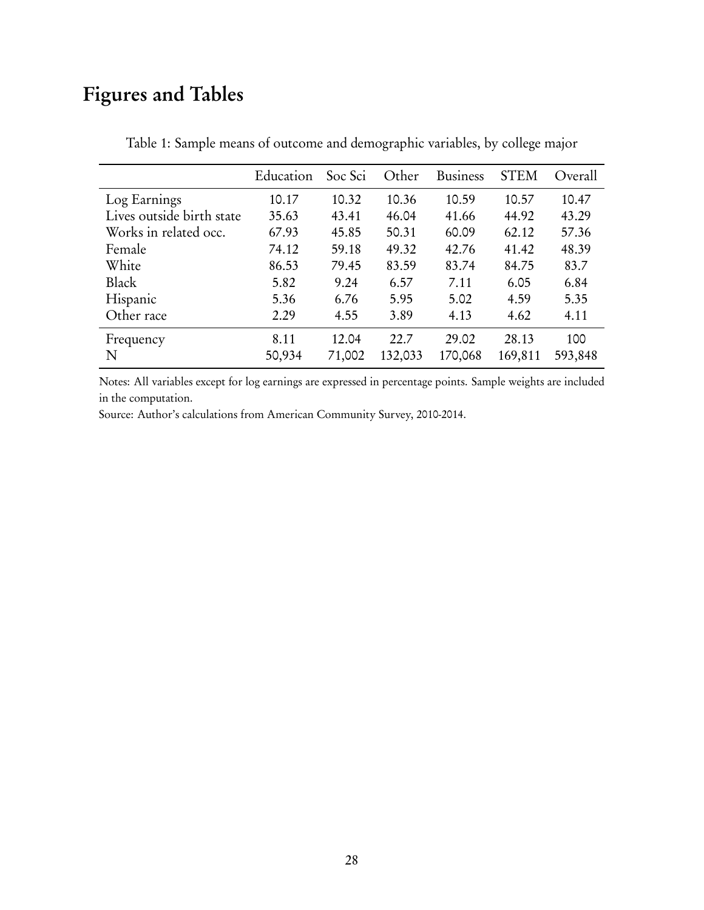# Figures and Tables

Table 1: Sample means of outcome and demographic variables, by college major

| | Education | Soc Sci | Other | Business | STEM | Overall |
|---|---|---|---|---|---|---|
| Log Earnings | 10.17 | 10.32 | 10.36 | 10.59 | 10.57 | 10.47 |
| Lives outside birth state | 35.63 | 43.41 | 46.04 | 41.66 | 44.92 | 43.29 |
| Works in related occ. | 67.93 | 45.85 | 50.31 | 60.09 | 62.12 | 57.36 |
| Female | 74.12 | 59.18 | 49.32 | 42.76 | 41.42 | 48.39 |
| White | 86.53 | 79.45 | 83.59 | 83.74 | 84.75 | 83.7 |
| Black | 5.82 | 9.24 | 6.57 | 7.11 | 6.05 | 6.84 |
| Hispanic | 5.36 | 6.76 | 5.95 | 5.02 | 4.59 | 5.35 |
| Other race | 2.29 | 4.55 | 3.89 | 4.13 | 4.62 | 4.11 |
| Frequency | 8.11 | 12.04 | 22.7 | 29.02 | 28.13 | 100 |
| N | 50,934 | 71,002 | 132,033 | 170,068 | 169,811 | 593,848 |

Notes: All variables except for log earnings are expressed in percentage points. Sample weights are included in the computation.

Source: Author's calculations from American Community Survey, 2010-2014.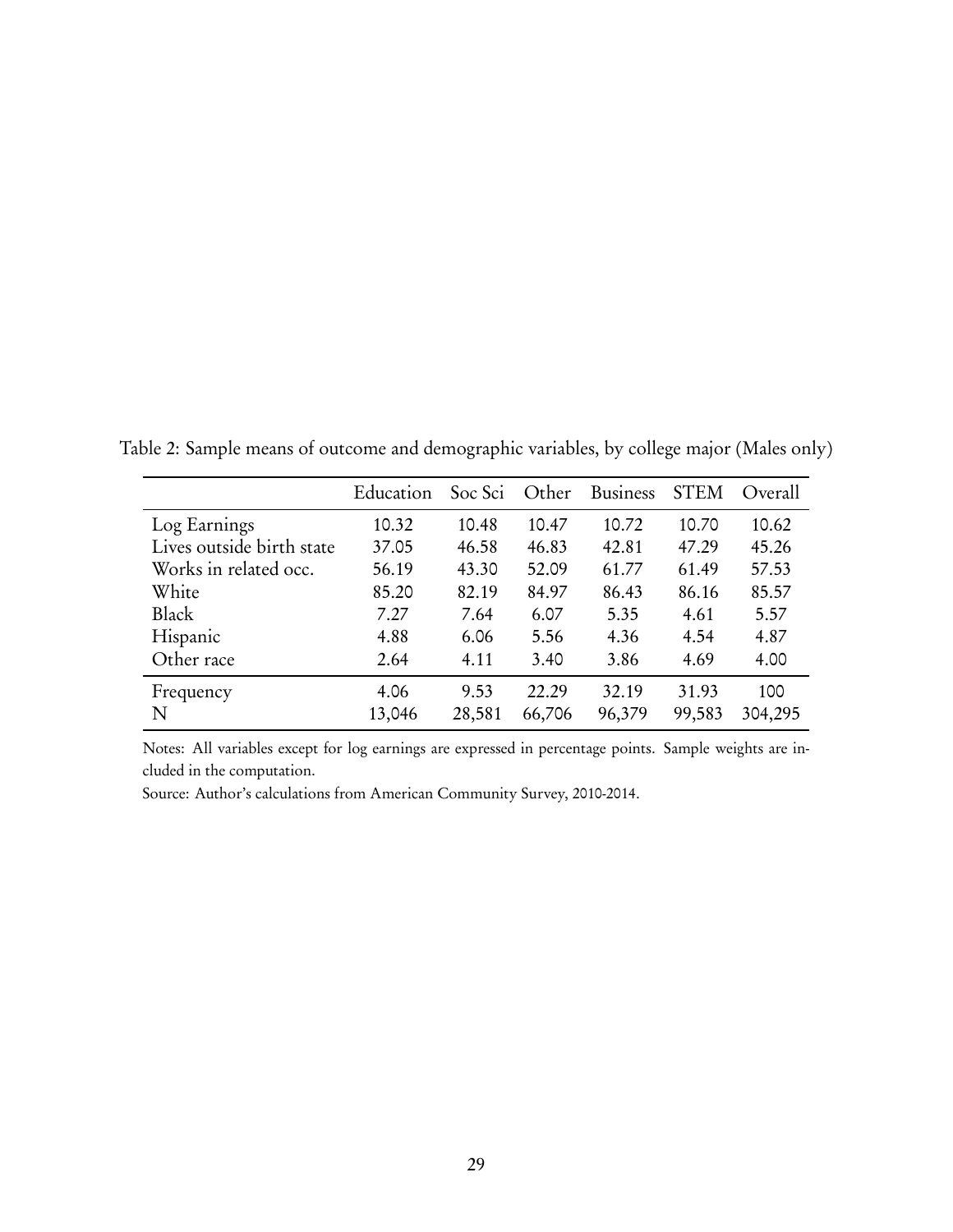Table 2: Sample means of outcome and demographic variables, by college major (Males only)

| | Education | Soc Sci | Other | Business | STEM | Overall |
|---|---|---|---|---|---|---|
| Log Earnings | 10.32 | 10.48 | 10.47 | 10.72 | 10.70 | 10.62 |
| Lives outside birth state | 37.05 | 46.58 | 46.83 | 42.81 | 47.29 | 45.26 |
| Works in related occ. | 56.19 | 43.30 | 52.09 | 61.77 | 61.49 | 57.53 |
| White | 85.20 | 82.19 | 84.97 | 86.43 | 86.16 | 85.57 |
| Black | 7.27 | 7.64 | 6.07 | 5.35 | 4.61 | 5.57 |
| Hispanic | 4.88 | 6.06 | 5.56 | 4.36 | 4.54 | 4.87 |
| Other race | 2.64 | 4.11 | 3.40 | 3.86 | 4.69 | 4.00 |
| Frequency | 4.06 | 9.53 | 22.29 | 32.19 | 31.93 | 100 |
| N | 13,046 | 28,581 | 66,706 | 96,379 | 99,583 | 304,295 |

Notes: All variables except for log earnings are expressed in percentage points. Sample weights are included in the computation.

Source: Author's calculations from American Community Survey, 2010-2014.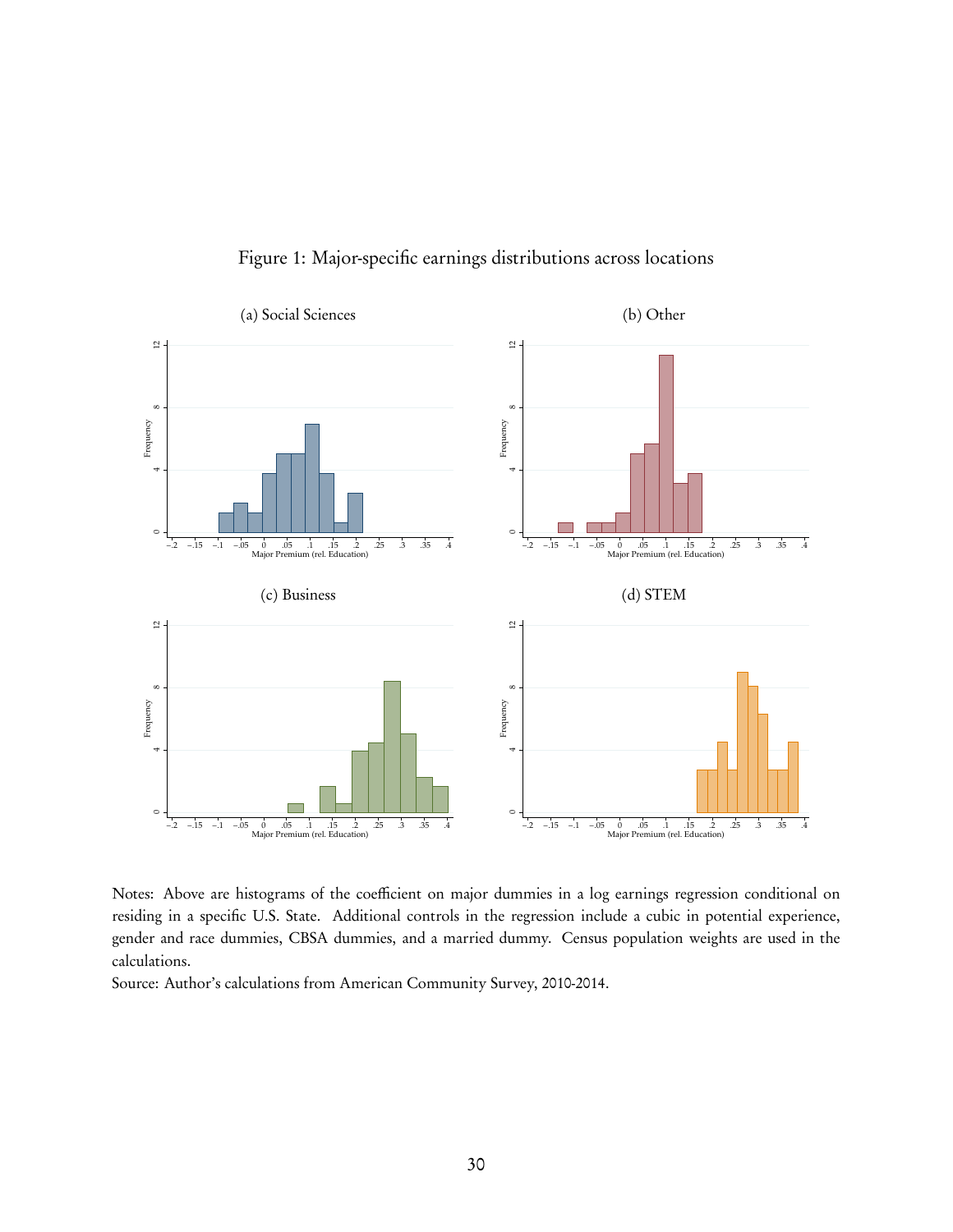Figure 1: Major-specific earnings distributions across locations

(a) Social Sciences

(b) Other

(c) Business

(d) STEM

Notes: Above are histograms of the coefficient on major dummies in a log earnings regression conditional on residing in a specific U.S. State. Additional controls in the regression include a cubic in potential experience, gender and race dummies, CBSA dummies, and a married dummy. Census population weights are used in the calculations.

Source: Author's calculations from American Community Survey, 2010-2014.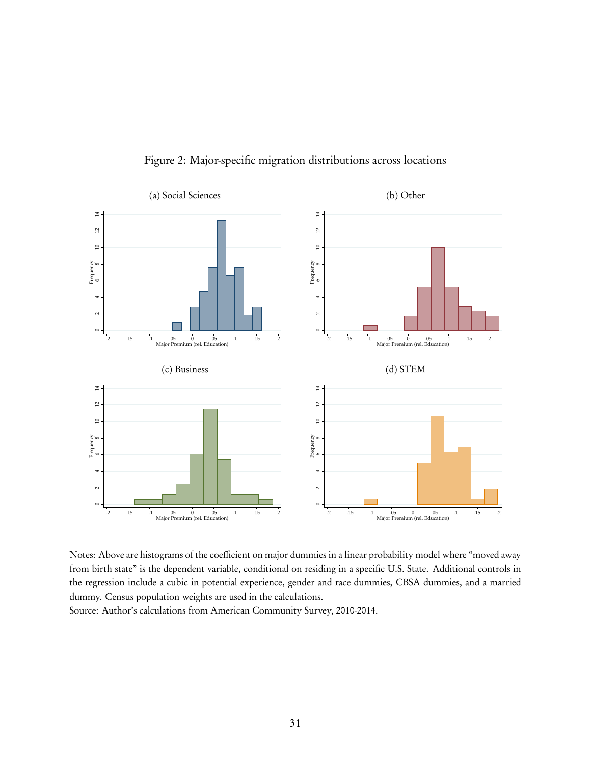Figure 2: Major-specific migration distributions across locations

(a) Social Sciences

(b) Other

(c) Business

(d) STEM

Notes: Above are histograms of the coefficient on major dummies in a linear probability model where "moved away from birth state" is the dependent variable, conditional on residing in a specific U.S. State. Additional controls in the regression include a cubic in potential experience, gender and race dummies, CBSA dummies, and a married dummy. Census population weights are used in the calculations.

Source: Author's calculations from American Community Survey, 2010-2014.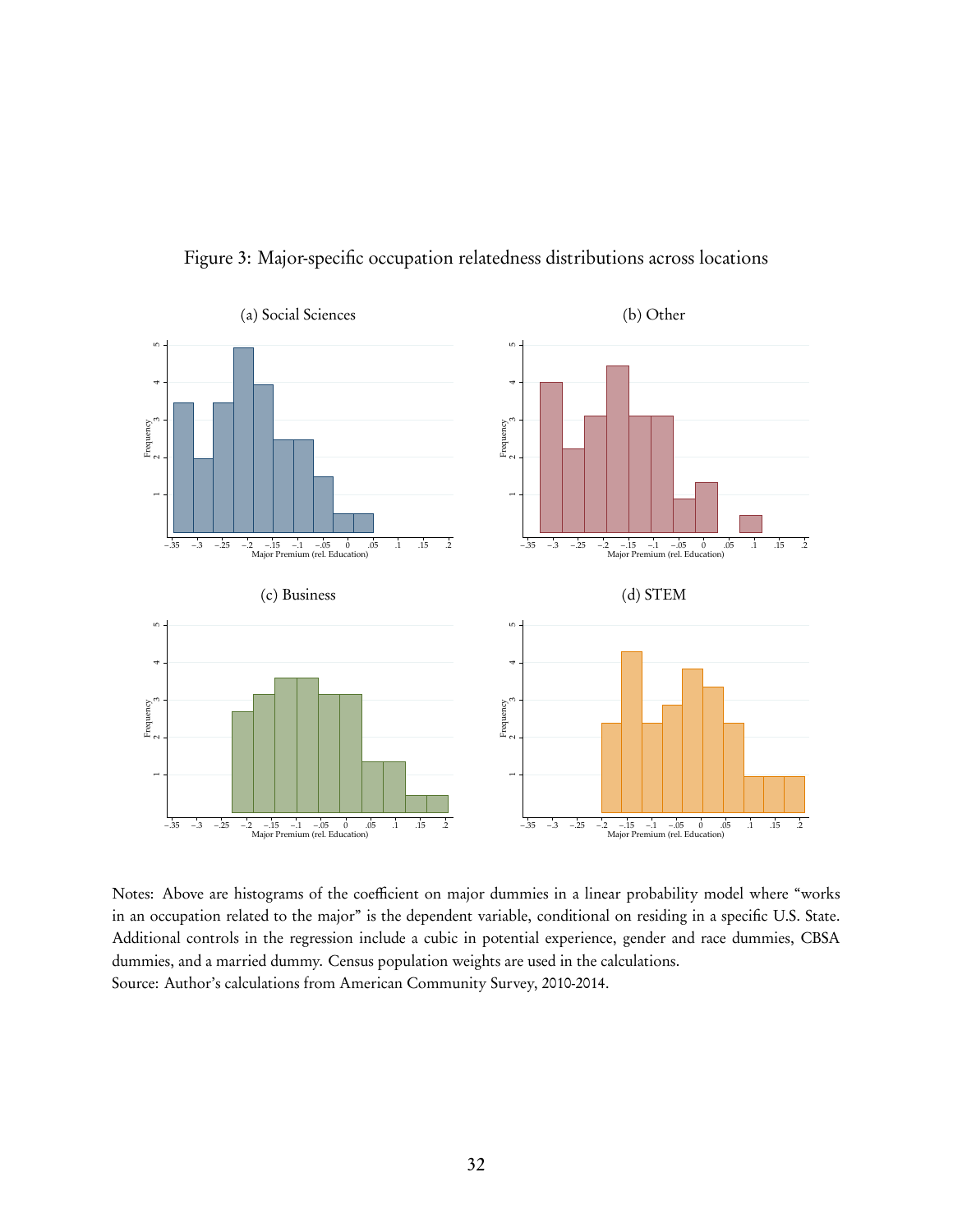Figure 3: Major-specific occupation relatedness distributions across locations

(a) Social Sciences

(b) Other

(c) Business

(d) STEM

Notes: Above are histograms of the coefficient on major dummies in a linear probability model where "works in an occupation related to the major" is the dependent variable, conditional on residing in a specific U.S. State. Additional controls in the regression include a cubic in potential experience, gender and race dummies, CBSA dummies, and a married dummy. Census population weights are used in the calculations.
Source: Author's calculations from American Community Survey, 2010-2014.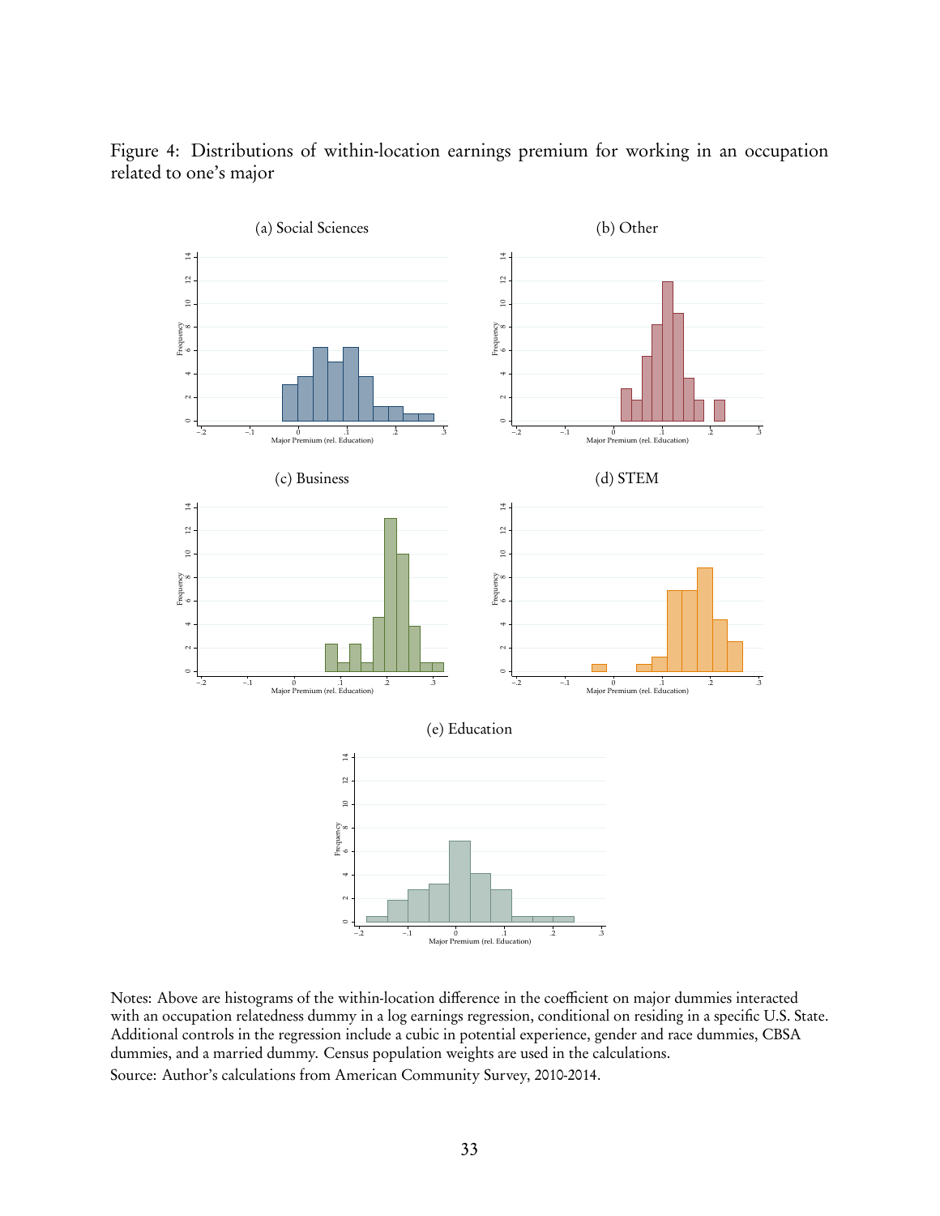Figure 4: Distributions of within-location earnings premium for working in an occupation related to one's major

(a) Social Sciences

(b) Other

(c) Business

(d) STEM

(e) Education

Notes: Above are histograms of the within-location difference in the coefficient on major dummies interacted with an occupation relatedness dummy in a log earnings regression, conditional on residing in a specific U.S. State. Additional controls in the regression include a cubic in potential experience, gender and race dummies, CBSA dummies, and a married dummy. Census population weights are used in the calculations.

Source: Author's calculations from American Community Survey, 2010-2014.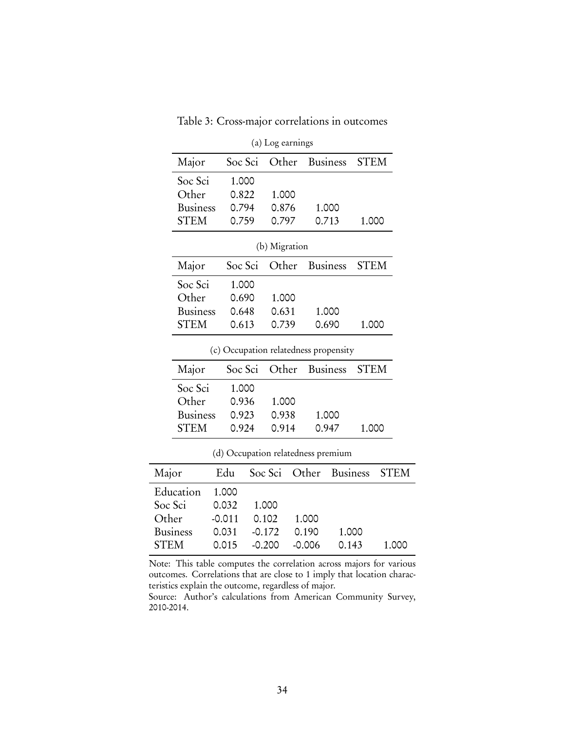Table 3: Cross-major correlations in outcomes

(a) Log earnings

| Major | Soc Sci | Other | Business | STEM |
|---|---|---|---|---|
| Soc Sci | 1.000 | | | |
| Other | 0.822 | 1.000 | | |
| Business | 0.794 | 0.876 | 1.000 | |
| STEM | 0.759 | 0.797 | 0.713 | 1.000 |

(b) Migration

| Major | Soc Sci | Other | Business | STEM |
|---|---|---|---|---|
| Soc Sci | 1.000 | | | |
| Other | 0.690 | 1.000 | | |
| Business | 0.648 | 0.631 | 1.000 | |
| STEM | 0.613 | 0.739 | 0.690 | 1.000 |

(c) Occupation relatedness propensity

| Major | Soc Sci | Other | Business | STEM |
|---|---|---|---|---|
| Soc Sci | 1.000 | | | |
| Other | 0.936 | 1.000 | | |
| Business | 0.923 | 0.938 | 1.000 | |
| STEM | 0.924 | 0.914 | 0.947 | 1.000 |

(d) Occupation relatedness premium

| Major | Edu | Soc Sci | Other | Business | STEM |
|---|---|---|---|---|---|
| Education | 1.000 | | | | |
| Soc Sci | 0.032 | 1.000 | | | |
| Other | -0.011 | 0.102 | 1.000 | | |
| Business | 0.031 | -0.172 | 0.190 | 1.000 | |
| STEM | 0.015 | -0.200 | -0.006 | 0.143 | 1.000 |

Note: This table computes the correlation across majors for various outcomes. Correlations that are close to 1 imply that location characteristics explain the outcome, regardless of major.

Source: Author's calculations from American Community Survey, 2010-2014.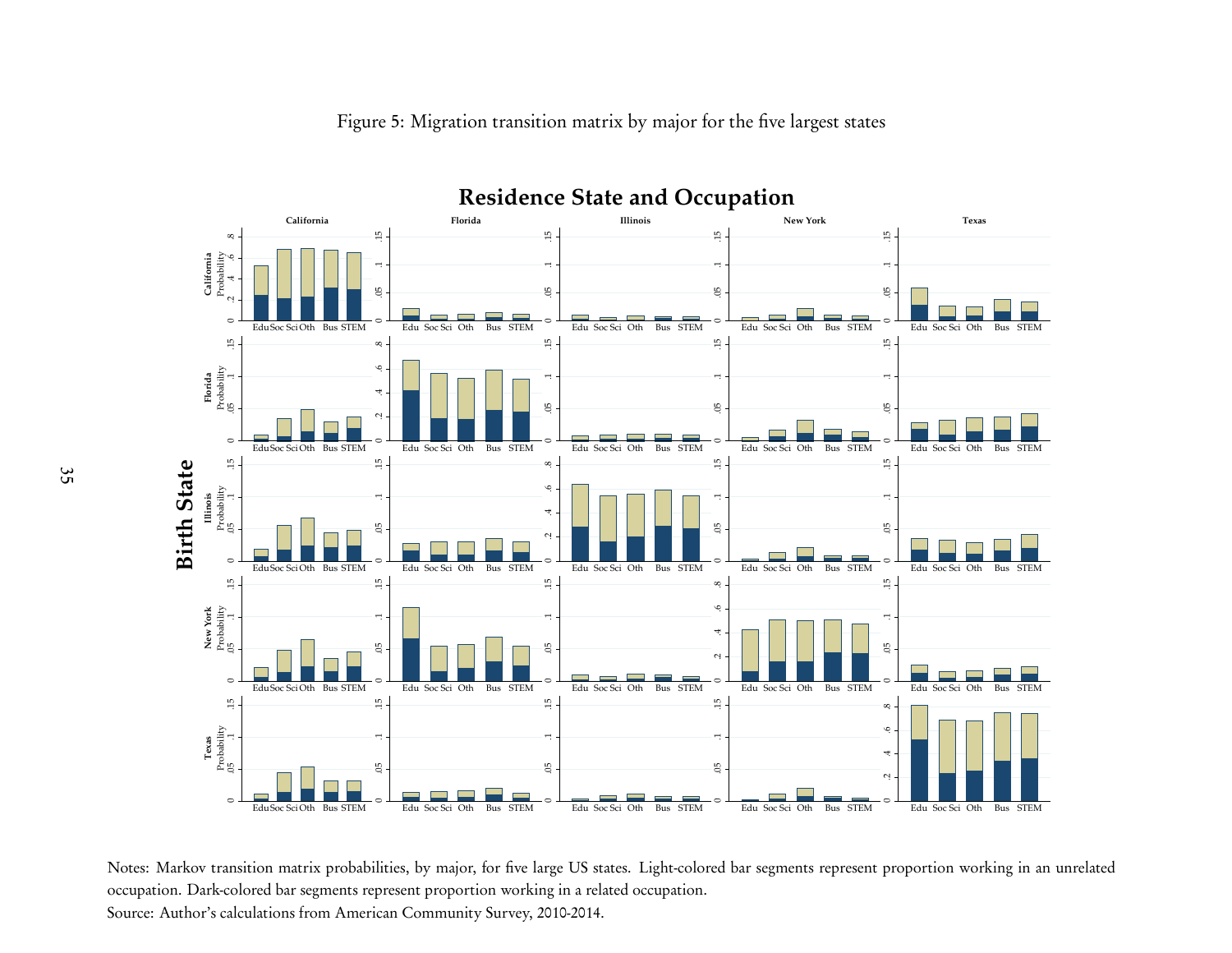Figure 5: Migration transition matrix by major for the five largest states

Notes: Markov transition matrix probabilities, by major, for five large US states. Light-colored bar segments represent proportion working in an unrelated occupation. Dark-colored bar segments represent proportion working in a related occupation.

Source: Author's calculations from American Community Survey, 2010-2014.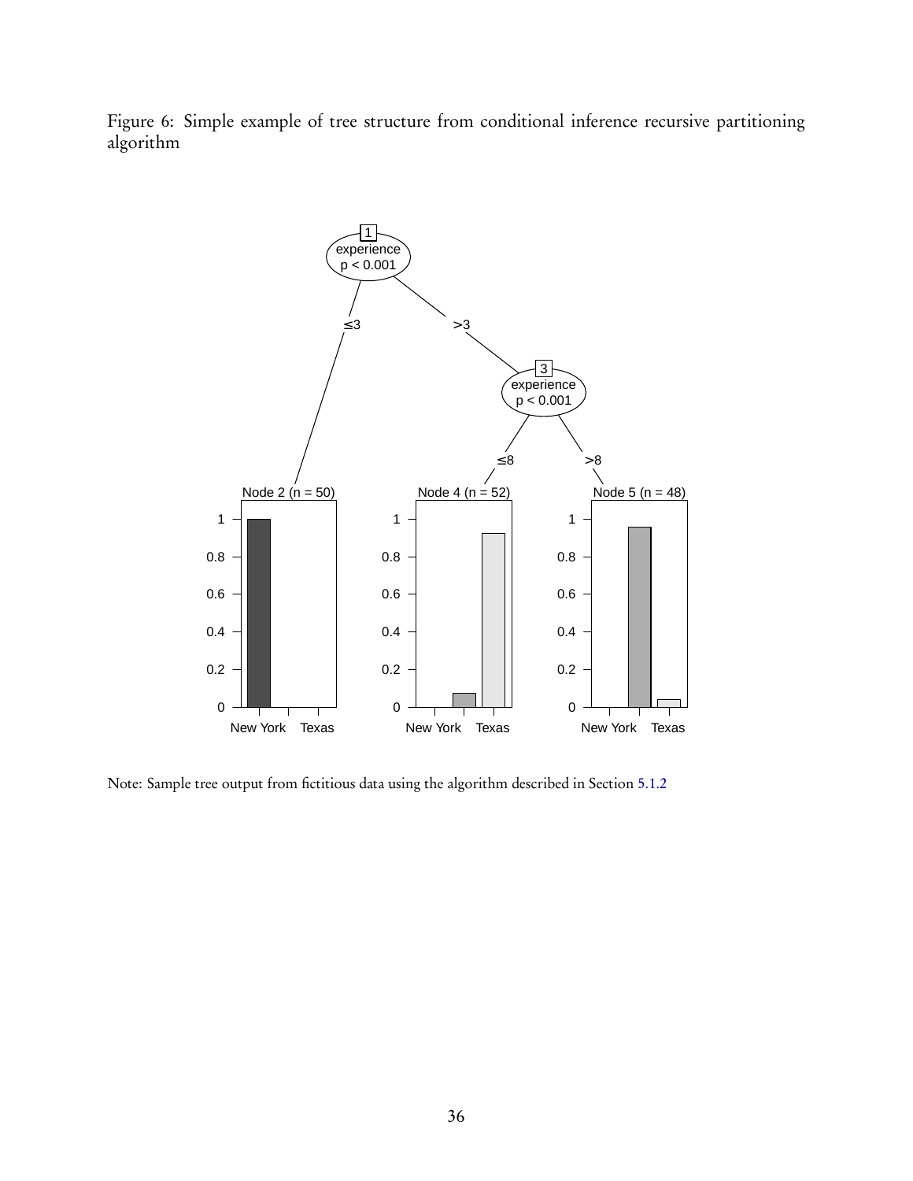Figure 6: Simple example of tree structure from conditional inference recursive partitioning algorithm

Note: Sample tree output from fictitious data using the algorithm described in Section 5.1.2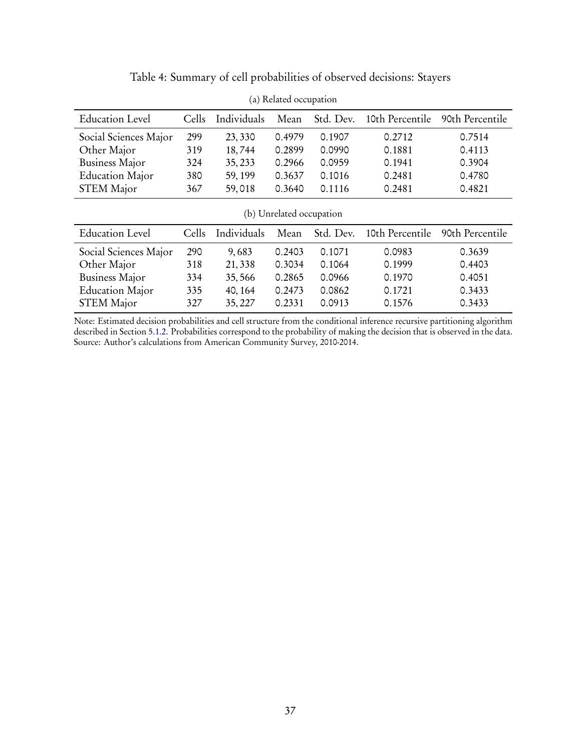Table 4: Summary of cell probabilities of observed decisions: Stayers

(a) Related occupation

| Education Level | Cells | Individuals | Mean | Std. Dev. | 10th Percentile | 90th Percentile |
|---|---|---|---|---|---|---|
| Social Sciences Major | 299 | 23,330 | 0.4979 | 0.1907 | 0.2712 | 0.7514 |
| Other Major | 319 | 18,744 | 0.2899 | 0.0990 | 0.1881 | 0.4113 |
| Business Major | 324 | 35,233 | 0.2966 | 0.0959 | 0.1941 | 0.3904 |
| Education Major | 380 | 59,199 | 0.3637 | 0.1016 | 0.2481 | 0.4780 |
| STEM Major | 367 | 59,018 | 0.3640 | 0.1116 | 0.2481 | 0.4821 |

(b) Unrelated occupation

| Education Level | Cells | Individuals | Mean | Std. Dev. | 10th Percentile | 90th Percentile |
|---|---|---|---|---|---|---|
| Social Sciences Major | 290 | 9,683 | 0.2403 | 0.1071 | 0.0983 | 0.3639 |
| Other Major | 318 | 21,338 | 0.3034 | 0.1064 | 0.1999 | 0.4403 |
| Business Major | 334 | 35,566 | 0.2865 | 0.0966 | 0.1970 | 0.4051 |
| Education Major | 335 | 40,164 | 0.2473 | 0.0862 | 0.1721 | 0.3433 |
| STEM Major | 327 | 35,227 | 0.2331 | 0.0913 | 0.1576 | 0.3433 |

Note: Estimated decision probabilities and cell structure from the conditional inference recursive partitioning algorithm described in Section 5.1.2. Probabilities correspond to the probability of making the decision that is observed in the data. Source: Author's calculations from American Community Survey, 2010-2014.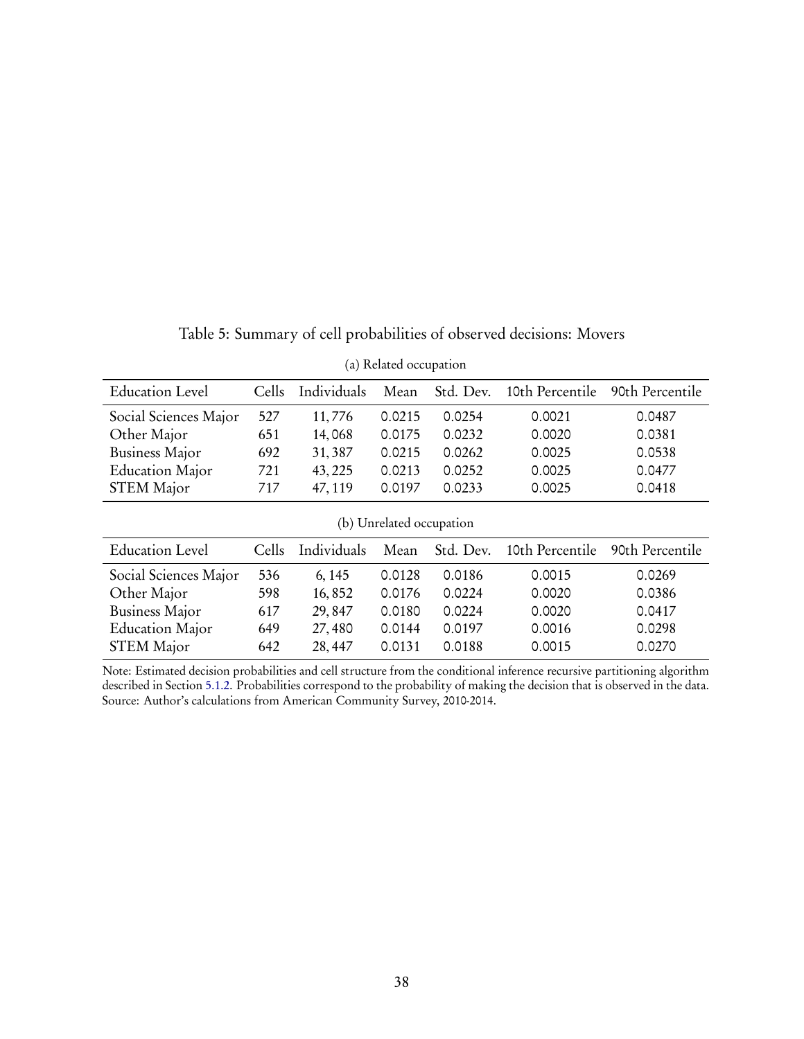Table 5: Summary of cell probabilities of observed decisions: Movers

(a) Related occupation

| Education Level | Cells | Individuals | Mean | Std. Dev. | 10th Percentile | 90th Percentile |
|---|---|---|---|---|---|---|
| Social Sciences Major | 527 | 11,776 | 0.0215 | 0.0254 | 0.0021 | 0.0487 |
| Other Major | 651 | 14,068 | 0.0175 | 0.0232 | 0.0020 | 0.0381 |
| Business Major | 692 | 31,387 | 0.0215 | 0.0262 | 0.0025 | 0.0538 |
| Education Major | 721 | 43,225 | 0.0213 | 0.0252 | 0.0025 | 0.0477 |
| STEM Major | 717 | 47,119 | 0.0197 | 0.0233 | 0.0025 | 0.0418 |

(b) Unrelated occupation

| Education Level | Cells | Individuals | Mean | Std. Dev. | 10th Percentile | 90th Percentile |
|---|---|---|---|---|---|---|
| Social Sciences Major | 536 | 6,145 | 0.0128 | 0.0186 | 0.0015 | 0.0269 |
| Other Major | 598 | 16,852 | 0.0176 | 0.0224 | 0.0020 | 0.0386 |
| Business Major | 617 | 29,847 | 0.0180 | 0.0224 | 0.0020 | 0.0417 |
| Education Major | 649 | 27,480 | 0.0144 | 0.0197 | 0.0016 | 0.0298 |
| STEM Major | 642 | 28,447 | 0.0131 | 0.0188 | 0.0015 | 0.0270 |

Note: Estimated decision probabilities and cell structure from the conditional inference recursive partitioning algorithm described in Section 5.1.2. Probabilities correspond to the probability of making the decision that is observed in the data. Source: Author's calculations from American Community Survey, 2010-2014.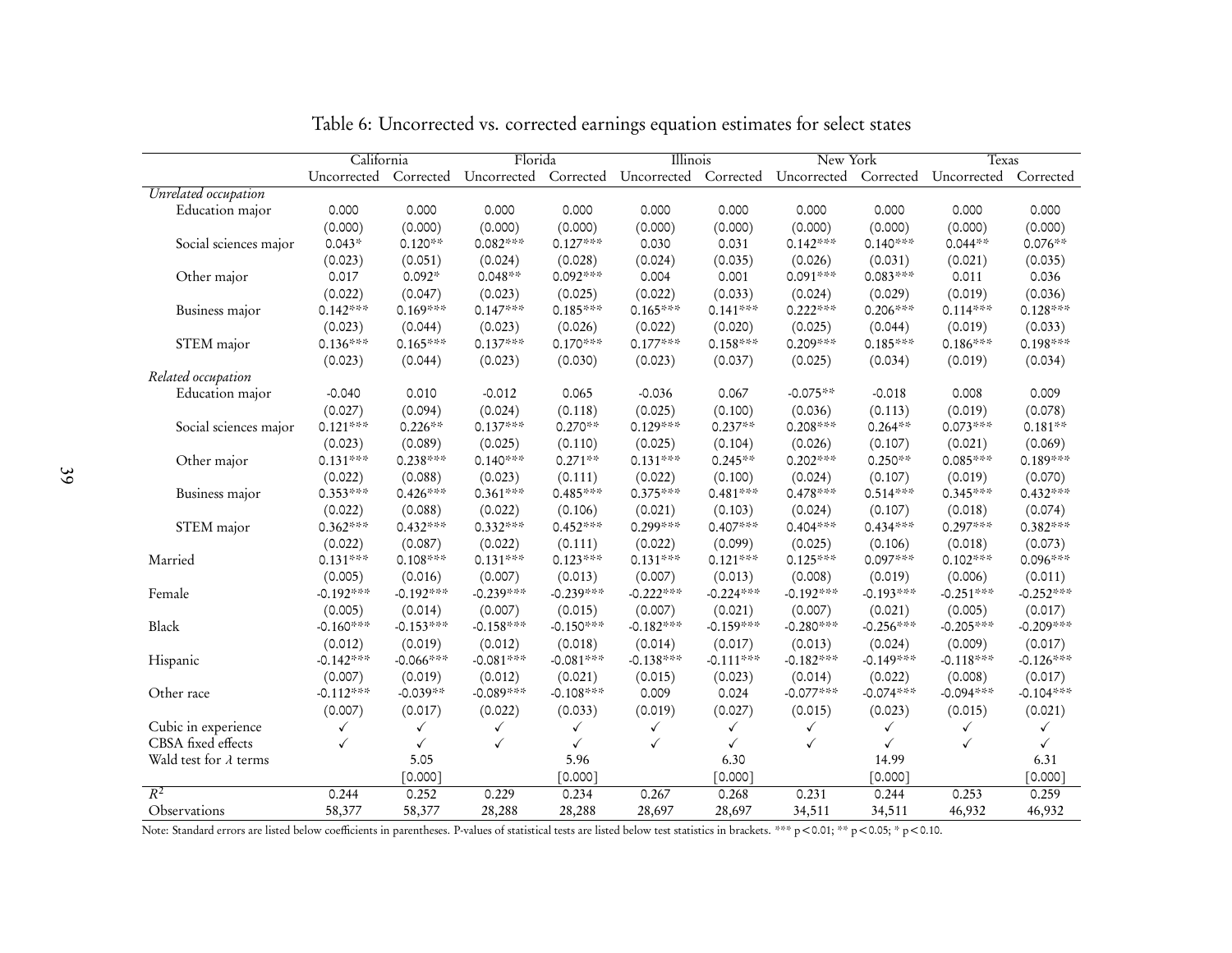Table 6: Uncorrected vs. corrected earnings equation estimates for select states

| | California | | Florida | | Illinois | | New York | | Texas | |
|---|---|---|---|---|---|---|---|---|---|---|
| | Uncorrected | Corrected | Uncorrected | Corrected | Uncorrected | Corrected | Uncorrected | Corrected | Uncorrected | Corrected |
| *Unrelated occupation* | | | | | | | | | | |
| Education major | 0.000 | 0.000 | 0.000 | 0.000 | 0.000 | 0.000 | 0.000 | 0.000 | 0.000 | 0.000 |
| | (0.000) | (0.000) | (0.000) | (0.000) | (0.000) | (0.000) | (0.000) | (0.000) | (0.000) | (0.000) |
| Social sciences major | 0.043* | 0.120** | 0.082*** | 0.127*** | 0.030 | 0.031 | 0.142*** | 0.140*** | 0.044** | 0.076** |
| | (0.023) | (0.051) | (0.024) | (0.028) | (0.024) | (0.035) | (0.026) | (0.031) | (0.021) | (0.035) |
| Other major | 0.017 | 0.092* | 0.048** | 0.092*** | 0.004 | 0.001 | 0.091*** | 0.083*** | 0.011 | 0.036 |
| | (0.022) | (0.047) | (0.023) | (0.025) | (0.022) | (0.033) | (0.024) | (0.029) | (0.019) | (0.036) |
| Business major | 0.142*** | 0.169*** | 0.147*** | 0.185*** | 0.165*** | 0.141*** | 0.222*** | 0.206*** | 0.114*** | 0.128*** |
| | (0.023) | (0.044) | (0.023) | (0.026) | (0.022) | (0.020) | (0.025) | (0.044) | (0.019) | (0.033) |
| STEM major | 0.136*** | 0.165*** | 0.137*** | 0.170*** | 0.177*** | 0.158*** | 0.209*** | 0.185*** | 0.186*** | 0.198*** |
| | (0.023) | (0.044) | (0.023) | (0.030) | (0.023) | (0.037) | (0.025) | (0.034) | (0.019) | (0.034) |
| *Related occupation* | | | | | | | | | | |
| Education major | -0.040 | 0.010 | -0.012 | 0.065 | -0.036 | 0.067 | -0.075** | -0.018 | 0.008 | 0.009 |
| | (0.027) | (0.094) | (0.024) | (0.118) | (0.025) | (0.100) | (0.036) | (0.113) | (0.019) | (0.078) |
| Social sciences major | 0.121*** | 0.226** | 0.137*** | 0.270** | 0.129*** | 0.237** | 0.208*** | 0.264** | 0.073*** | 0.181** |
| | (0.023) | (0.089) | (0.025) | (0.110) | (0.025) | (0.104) | (0.026) | (0.107) | (0.021) | (0.069) |
| Other major | 0.131*** | 0.238*** | 0.140*** | 0.271** | 0.131*** | 0.245** | 0.202*** | 0.250** | 0.085*** | 0.189*** |
| | (0.022) | (0.088) | (0.023) | (0.111) | (0.022) | (0.100) | (0.024) | (0.107) | (0.019) | (0.070) |
| Business major | 0.353*** | 0.426*** | 0.361*** | 0.485*** | 0.375*** | 0.481*** | 0.478*** | 0.514*** | 0.345*** | 0.432*** |
| | (0.022) | (0.088) | (0.022) | (0.106) | (0.021) | (0.103) | (0.024) | (0.107) | (0.018) | (0.074) |
| STEM major | 0.362*** | 0.432*** | 0.332*** | 0.452*** | 0.299*** | 0.407*** | 0.404*** | 0.434*** | 0.297*** | 0.382*** |
| | (0.022) | (0.087) | (0.022) | (0.111) | (0.022) | (0.099) | (0.025) | (0.106) | (0.018) | (0.073) |
| Married | 0.131*** | 0.108*** | 0.131*** | 0.123*** | 0.131*** | 0.121*** | 0.125*** | 0.097*** | 0.102*** | 0.096*** |
| | (0.005) | (0.016) | (0.007) | (0.013) | (0.007) | (0.013) | (0.008) | (0.019) | (0.006) | (0.011) |
| Female | -0.192*** | -0.192*** | -0.239*** | -0.239*** | -0.222*** | -0.224*** | -0.192*** | -0.193*** | -0.251*** | -0.252*** |
| | (0.005) | (0.014) | (0.007) | (0.015) | (0.007) | (0.021) | (0.007) | (0.021) | (0.005) | (0.017) |
| Black | -0.160*** | -0.153*** | -0.158*** | -0.150*** | -0.182*** | -0.159*** | -0.280*** | -0.256*** | -0.205*** | -0.209*** |
| | (0.012) | (0.019) | (0.012) | (0.018) | (0.014) | (0.017) | (0.013) | (0.024) | (0.009) | (0.017) |
| Hispanic | -0.142*** | -0.066*** | -0.081*** | -0.081*** | -0.138*** | -0.111*** | -0.182*** | -0.149*** | -0.118*** | -0.126*** |
| | (0.007) | (0.019) | (0.012) | (0.021) | (0.015) | (0.023) | (0.014) | (0.022) | (0.008) | (0.017) |
| Other race | -0.112*** | -0.039** | -0.089*** | -0.108*** | 0.009 | 0.024 | -0.077*** | -0.074*** | -0.094*** | -0.104*** |
| | (0.007) | (0.017) | (0.022) | (0.033) | (0.019) | (0.027) | (0.015) | (0.023) | (0.015) | (0.021) |
| Cubic in experience | ✓ | ✓ | ✓ | ✓ | ✓ | ✓ | ✓ | ✓ | ✓ | ✓ |
| CBSA fixed effects | ✓ | ✓ | ✓ | ✓ | ✓ | ✓ | ✓ | ✓ | ✓ | ✓ |
| Wald test for $\lambda$ terms | | 5.05 | | 5.96 | | 6.30 | | 14.99 | | 6.31 |
| | | [0.000] | | [0.000] | | [0.000] | | [0.000] | | [0.000] |
| $R^2$ | 0.244 | 0.252 | 0.229 | 0.234 | 0.267 | 0.268 | 0.231 | 0.244 | 0.253 | 0.259 |
| Observations | 58,377 | 58,377 | 28,288 | 28,288 | 28,697 | 28,697 | 34,511 | 34,511 | 46,932 | 46,932 |

Note: Standard errors are listed below coefficients in parentheses. P-values of statistical tests are listed below test statistics in brackets. *** $p<0.01$; ** $p<0.05$; * $p<0.10$.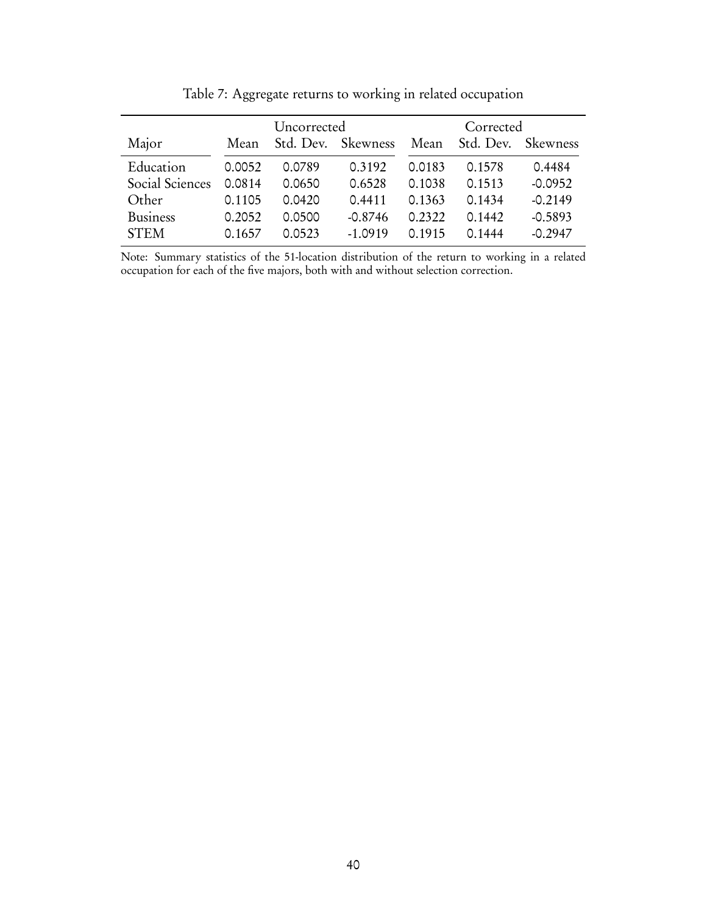Table 7: Aggregate returns to working in related occupation

| | Uncorrected | | | Corrected | | |
|---|---|---|---|---|---|---|
| Major | Mean | Std. Dev. | Skewness | Mean | Std. Dev. | Skewness |
| Education | 0.0052 | 0.0789 | 0.3192 | 0.0183 | 0.1578 | 0.4484 |
| Social Sciences | 0.0814 | 0.0650 | 0.6528 | 0.1038 | 0.1513 | -0.0952 |
| Other | 0.1105 | 0.0420 | 0.4411 | 0.1363 | 0.1434 | -0.2149 |
| Business | 0.2052 | 0.0500 | -0.8746 | 0.2322 | 0.1442 | -0.5893 |
| STEM | 0.1657 | 0.0523 | -1.0919 | 0.1915 | 0.1444 | -0.2947 |

Note: Summary statistics of the 51-location distribution of the return to working in a related occupation for each of the five majors, both with and without selection correction.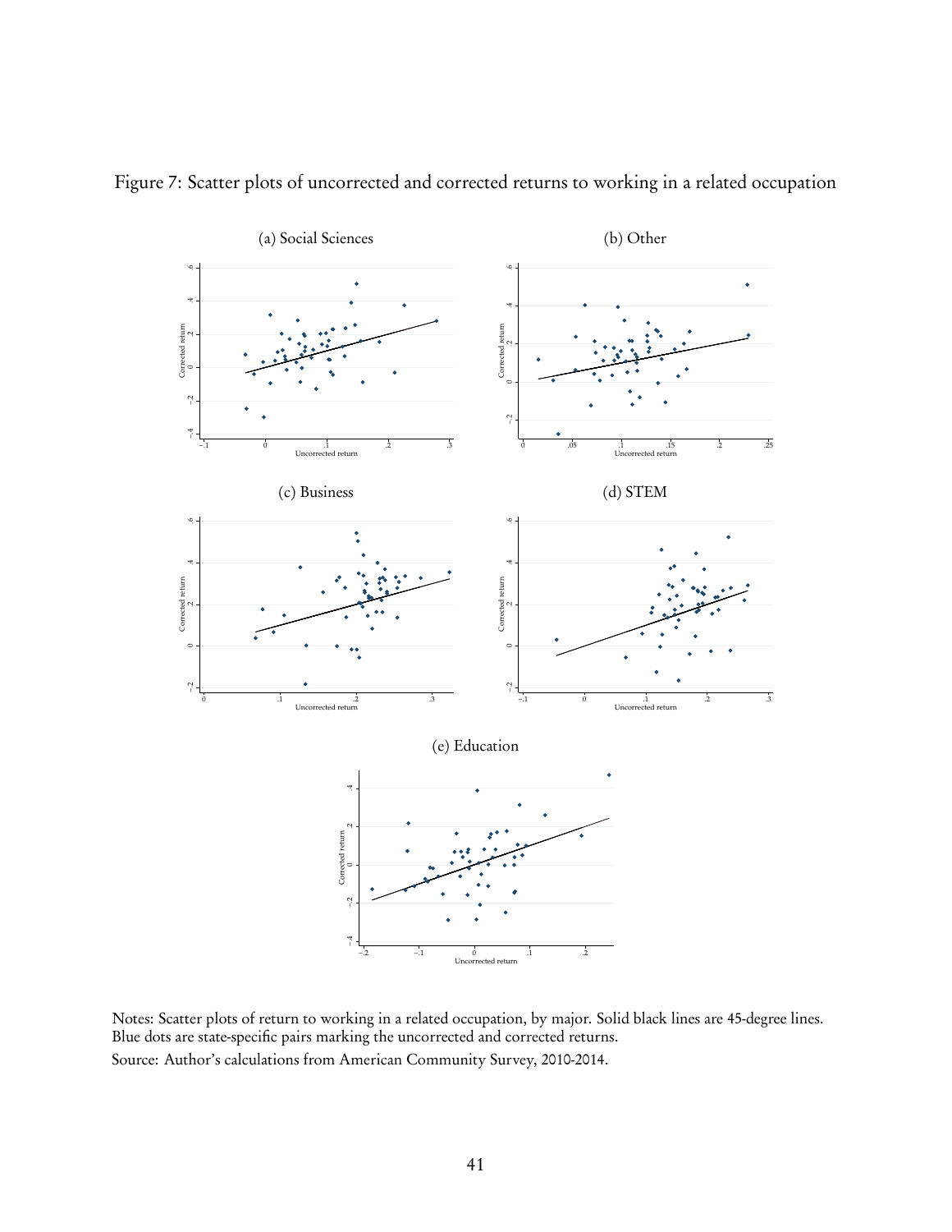Figure 7: Scatter plots of uncorrected and corrected returns to working in a related occupation

(a) Social Sciences

(b) Other

(c) Business

(d) STEM

(e) Education

Notes: Scatter plots of return to working in a related occupation, by major. Solid black lines are 45-degree lines. Blue dots are state-specific pairs marking the uncorrected and corrected returns.

Source: Author's calculations from American Community Survey, 2010-2014.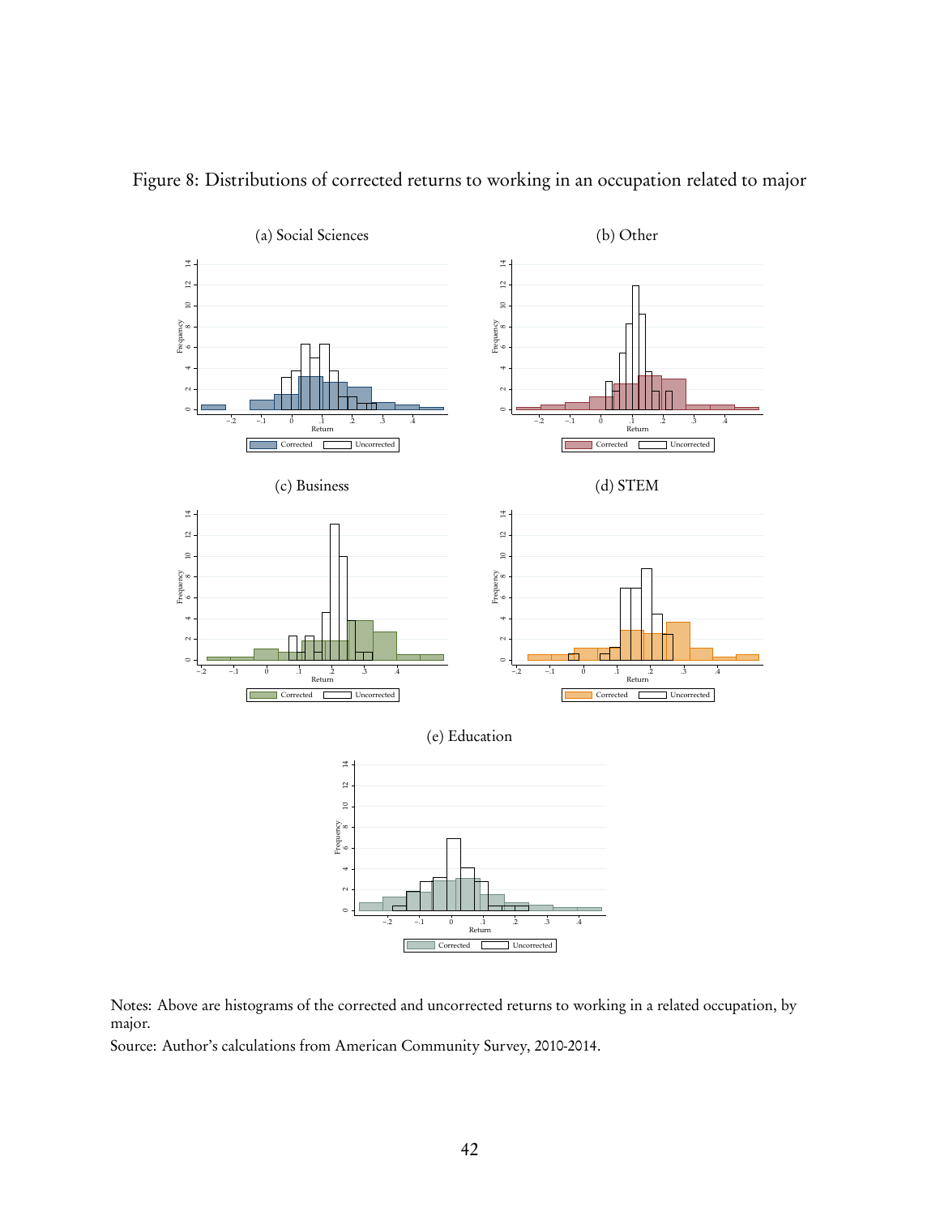Figure 8: Distributions of corrected returns to working in an occupation related to major

(a) Social Sciences

(b) Other

(c) Business

(d) STEM

(e) Education

Notes: Above are histograms of the corrected and uncorrected returns to working in a related occupation, by major.

Source: Author's calculations from American Community Survey, 2010-2014.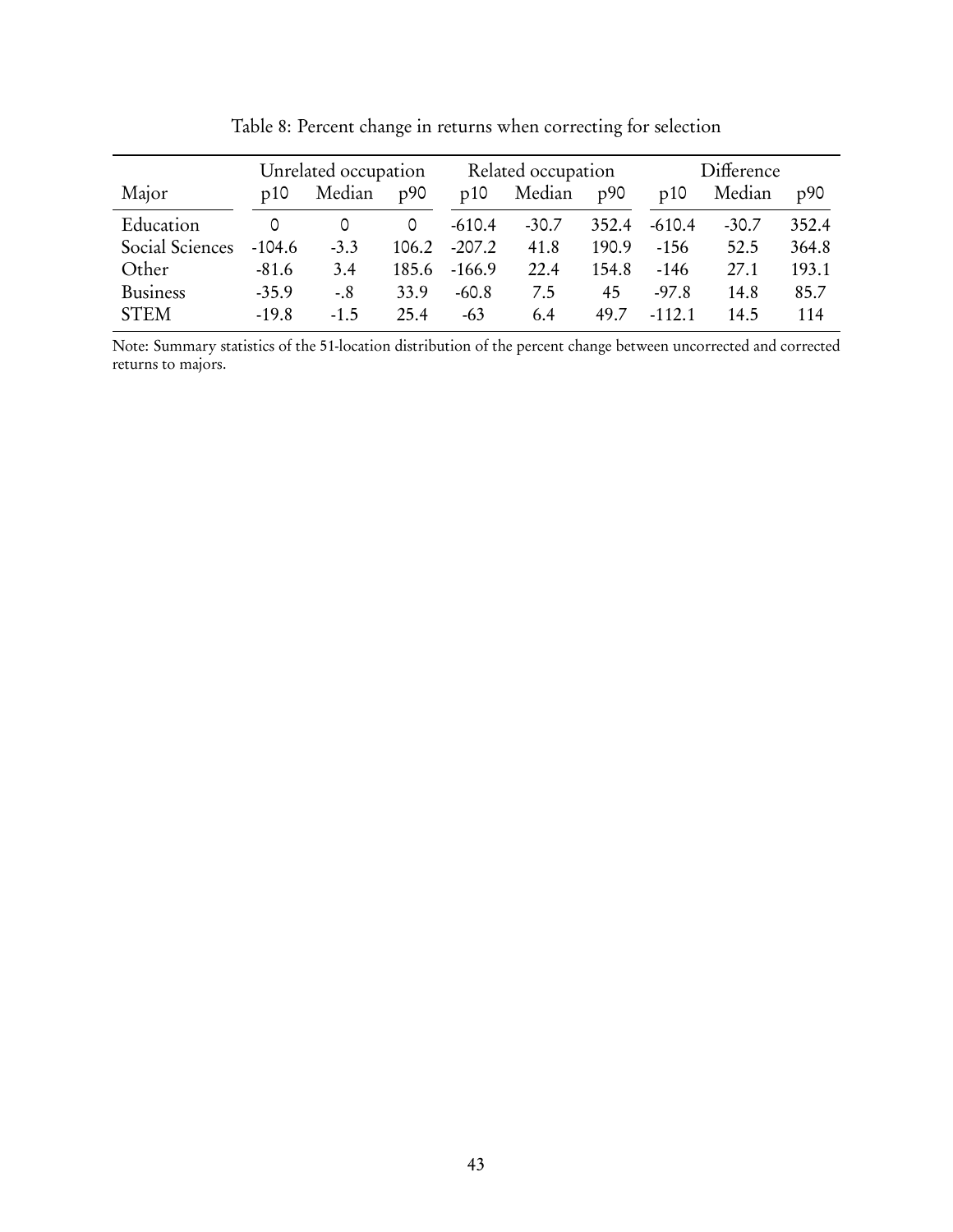Table 8: Percent change in returns when correcting for selection

| Major | Unrelated occupation | | | Related occupation | | | Difference | | |
|---|---|---|---|---|---|---|---|---|---|
| | p10 | Median | p90 | p10 | Median | p90 | p10 | Median | p90 |
| Education | 0 | 0 | 0 | -610.4 | -30.7 | 352.4 | -610.4 | -30.7 | 352.4 |
| Social Sciences | -104.6 | -3.3 | 106.2 | -207.2 | 41.8 | 190.9 | -156 | 52.5 | 364.8 |
| Other | -81.6 | 3.4 | 185.6 | -166.9 | 22.4 | 154.8 | -146 | 27.1 | 193.1 |
| Business | -35.9 | -.8 | 33.9 | -60.8 | 7.5 | 45 | -97.8 | 14.8 | 85.7 |
| STEM | -19.8 | -1.5 | 25.4 | -63 | 6.4 | 49.7 | -112.1 | 14.5 | 114 |

Note: Summary statistics of the 51-location distribution of the percent change between uncorrected and corrected returns to majors.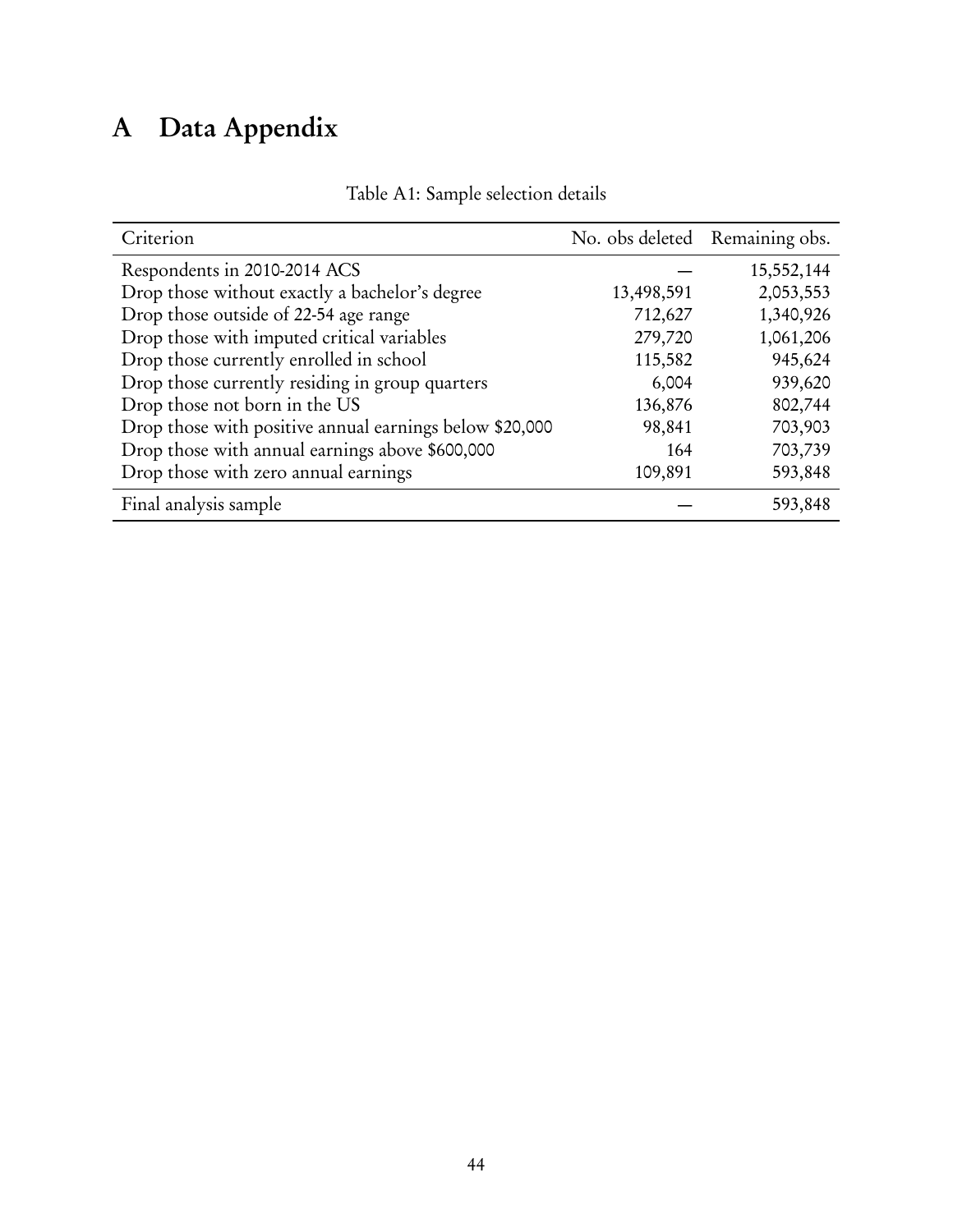# A Data Appendix

Table A1: Sample selection details

| Criterion | No. obs deleted | Remaining obs. |
|---|---|---|
| Respondents in 2010-2014 ACS | — | 15,552,144 |
| Drop those without exactly a bachelor's degree | 13,498,591 | 2,053,553 |
| Drop those outside of 22-54 age range | 712,627 | 1,340,926 |
| Drop those with imputed critical variables | 279,720 | 1,061,206 |
| Drop those currently enrolled in school | 115,582 | 945,624 |
| Drop those currently residing in group quarters | 6,004 | 939,620 |
| Drop those not born in the US | 136,876 | 802,744 |
| Drop those with positive annual earnings below $20,000 | 98,841 | 703,903 |
| Drop those with annual earnings above $600,000 | 164 | 703,739 |
| Drop those with zero annual earnings | 109,891 | 593,848 |
| Final analysis sample | — | 593,848 |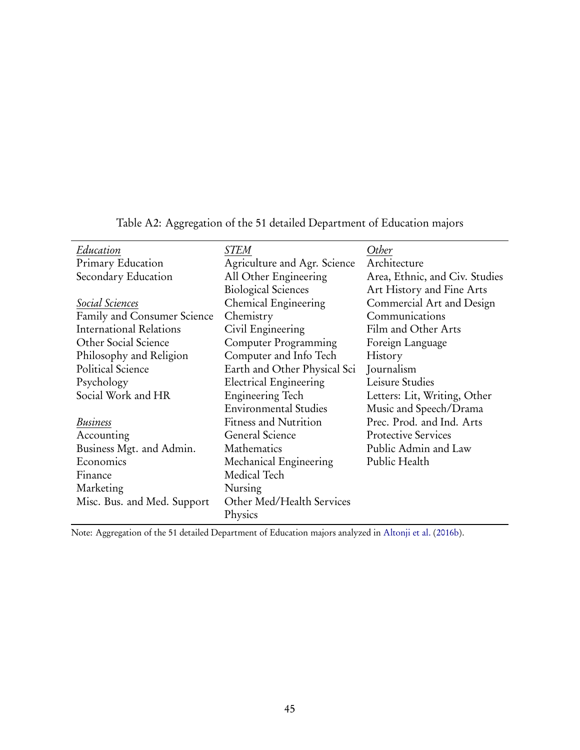Table A2: Aggregation of the 51 detailed Department of Education majors

| *Education* | *STEM* | *Other* |
|---|---|---|
| Primary Education | Agriculture and Agr. Science | Architecture |
| Secondary Education | All Other Engineering | Area, Ethnic, and Civ. Studies |
| | Biological Sciences | Art History and Fine Arts |
| *Social Sciences* | Chemical Engineering | Commercial Art and Design |
| Family and Consumer Science | Chemistry | Communications |
| International Relations | Civil Engineering | Film and Other Arts |
| Other Social Science | Computer Programming | Foreign Language |
| Philosophy and Religion | Computer and Info Tech | History |
| Political Science | Earth and Other Physical Sci | Journalism |
| Psychology | Electrical Engineering | Leisure Studies |
| Social Work and HR | Engineering Tech | Letters: Lit, Writing, Other |
| | Environmental Studies | Music and Speech/Drama |
| *Business* | Fitness and Nutrition | Prec. Prod. and Ind. Arts |
| Accounting | General Science | Protective Services |
| Business Mgt. and Admin. | Mathematics | Public Admin and Law |
| Economics | Mechanical Engineering | Public Health |
| Finance | Medical Tech | |
| Marketing | Nursing | |
| Misc. Bus. and Med. Support | Other Med/Health Services | |
| | Physics | |

Note: Aggregation of the 51 detailed Department of Education majors analyzed in Altonji et al. (2016b).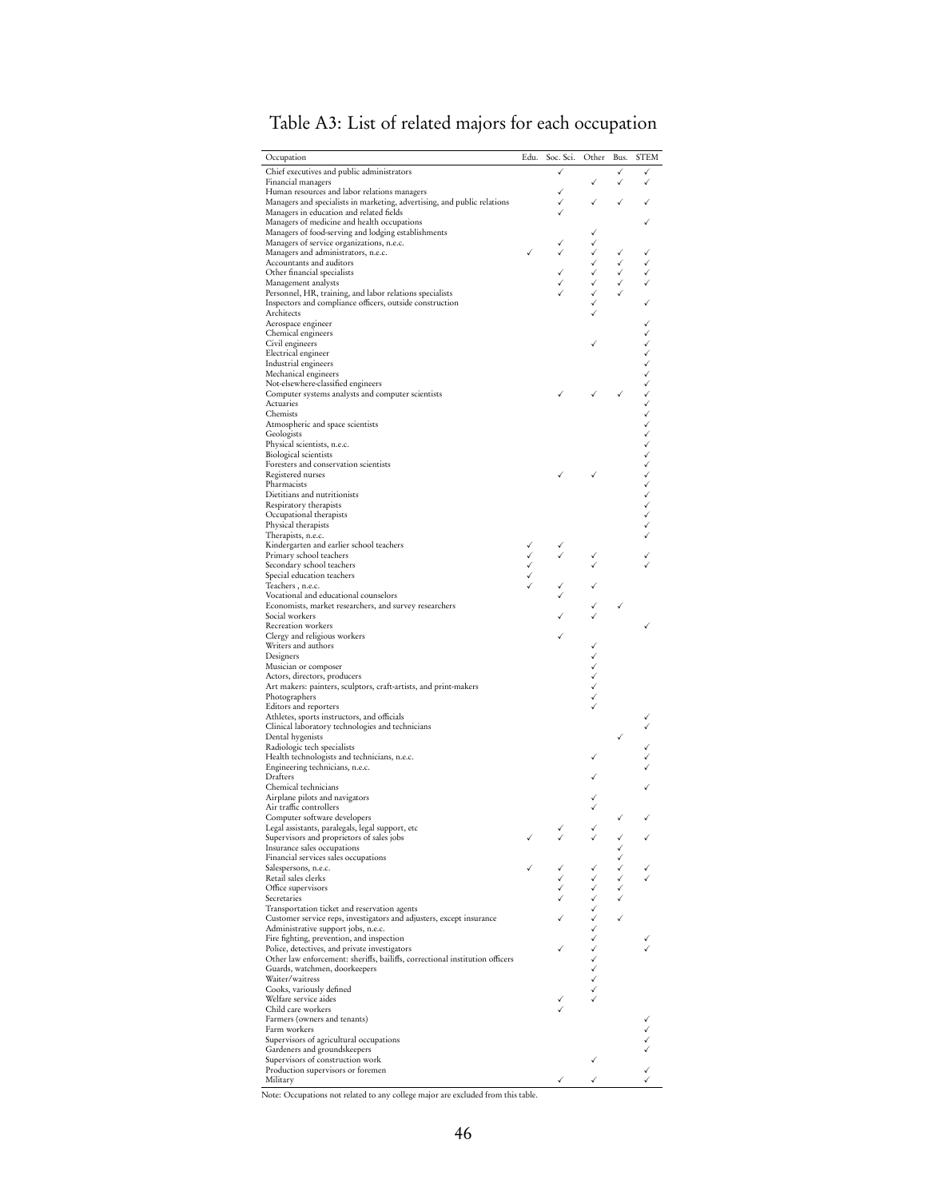# Table A3: List of related majors for each occupation

| Occupation | Edu. | Soc. Sci. | Other | Bus. | STEM |
|---|---|---|---|---|---|
| Chief executives and public administrators | | ✓ | | ✓ | ✓ |
| Financial managers | | | ✓ | ✓ | ✓ |
| Human resources and labor relations managers | | ✓ | | | |
| Managers and specialists in marketing, advertising, and public relations | | ✓ | ✓ | ✓ | ✓ |
| Managers in education and related fields | | ✓ | | | |
| Managers of medicine and health occupations | | | | | ✓ |
| Managers of food-serving and lodging establishments | | | ✓ | | |
| Managers of service organizations, n.e.c. | | ✓ | ✓ | | |
| Managers and administrators, n.e.c. | ✓ | ✓ | ✓ | ✓ | ✓ |
| Accountants and auditors | | | ✓ | ✓ | ✓ |
| Other financial specialists | | ✓ | ✓ | ✓ | ✓ |
| Management analysts | | ✓ | ✓ | ✓ | ✓ |
| Personnel, HR, training, and labor relations specialists | | ✓ | ✓ | ✓ | |
| Inspectors and compliance officers, outside construction | | | ✓ | | ✓ |
| Architects | | | ✓ | | |
| Aerospace engineer | | | | | ✓ |
| Chemical engineers | | | | | ✓ |
| Civil engineers | | | ✓ | | ✓ |
| Electrical engineer | | | | | ✓ |
| Industrial engineers | | | | | ✓ |
| Mechanical engineers | | | | | ✓ |
| Not-elsewhere-classified engineers | | | | | ✓ |
| Computer systems analysts and computer scientists | | ✓ | ✓ | ✓ | ✓ |
| Actuaries | | | | | ✓ |
| Chemists | | | | | ✓ |
| Atmospheric and space scientists | | | | | ✓ |
| Geologists | | | | | ✓ |
| Physical scientists, n.e.c. | | | | | ✓ |
| Biological scientists | | | | | ✓ |
| Foresters and conservation scientists | | | | | ✓ |
| Registered nurses | | ✓ | ✓ | | ✓ |
| Pharmacists | | | | | ✓ |
| Dietitians and nutritionists | | | | | ✓ |
| Respiratory therapists | | | | | ✓ |
| Occupational therapists | | | | | ✓ |
| Physical therapists | | | | | ✓ |
| Therapists, n.e.c. | | | | | ✓ |
| Kindergarten and earlier school teachers | ✓ | ✓ | | | |
| Primary school teachers | ✓ | ✓ | ✓ | | ✓ |
| Secondary school teachers | ✓ | | ✓ | | ✓ |
| Special education teachers | ✓ | | | | |
| Teachers , n.e.c. | ✓ | ✓ | ✓ | | |
| Vocational and educational counselors | | ✓ | | | |
| Economists, market researchers, and survey researchers | | | ✓ | ✓ | |
| Social workers | | ✓ | ✓ | | |
| Recreation workers | | | | | ✓ |
| Clergy and religious workers | | ✓ | | | |
| Writers and authors | | | ✓ | | |
| Designers | | | ✓ | | |
| Musician or composer | | | ✓ | | |
| Actors, directors, producers | | | ✓ | | |
| Art makers: painters, sculptors, craft-artists, and print-makers | | | ✓ | | |
| Photographers | | | ✓ | | |
| Editors and reporters | | | ✓ | | |
| Athletes, sports instructors, and officials | | | | | ✓ |
| Clinical laboratory technologies and technicians | | | | | ✓ |
| Dental hygenists | | | | ✓ | |
| Radiologic tech specialists | | | | | ✓ |
| Health technologists and technicians, n.e.c. | | | ✓ | | ✓ |
| Engineering technicians, n.e.c. | | | | | ✓ |
| Drafters | | | ✓ | | |
| Chemical technicians | | | | | ✓ |
| Airplane pilots and navigators | | | ✓ | | |
| Air traffic controllers | | | ✓ | | |
| Computer software developers | | | | ✓ | ✓ |
| Legal assistants, paralegals, legal support, etc | | ✓ | ✓ | | |
| Supervisors and proprietors of sales jobs | ✓ | ✓ | ✓ | ✓ | ✓ |
| Insurance sales occupations | | | | ✓ | |
| Financial services sales occupations | | | | ✓ | |
| Salespersons, n.e.c. | ✓ | ✓ | ✓ | ✓ | ✓ |
| Retail sales clerks | | ✓ | ✓ | ✓ | ✓ |
| Office supervisors | | ✓ | ✓ | ✓ | |
| Secretaries | | ✓ | ✓ | ✓ | |
| Transportation ticket and reservation agents | | | ✓ | | |
| Customer service reps, investigators and adjusters, except insurance | | ✓ | ✓ | ✓ | |
| Administrative support jobs, n.e.c. | | | ✓ | | |
| Fire fighting, prevention, and inspection | | | ✓ | | ✓ |
| Police, detectives, and private investigators | | ✓ | ✓ | | ✓ |
| Other law enforcement: sheriffs, bailiffs, correctional institution officers | | | ✓ | | |
| Guards, watchmen, doorkeepers | | | ✓ | | |
| Waiter/waitress | | | ✓ | | |
| Cooks, variously defined | | | ✓ | | |
| Welfare service aides | | ✓ | ✓ | | |
| Child care workers | | ✓ | | | |
| Farmers (owners and tenants) | | | | | ✓ |
| Farm workers | | | | | ✓ |
| Supervisors of agricultural occupations | | | | | ✓ |
| Gardeners and groundskeepers | | | | | ✓ |
| Supervisors of construction work | | | ✓ | | |
| Production supervisors or foremen | | | | | ✓ |
| Military | | ✓ | ✓ | | ✓ |

Note: Occupations not related to any college major are excluded from this table.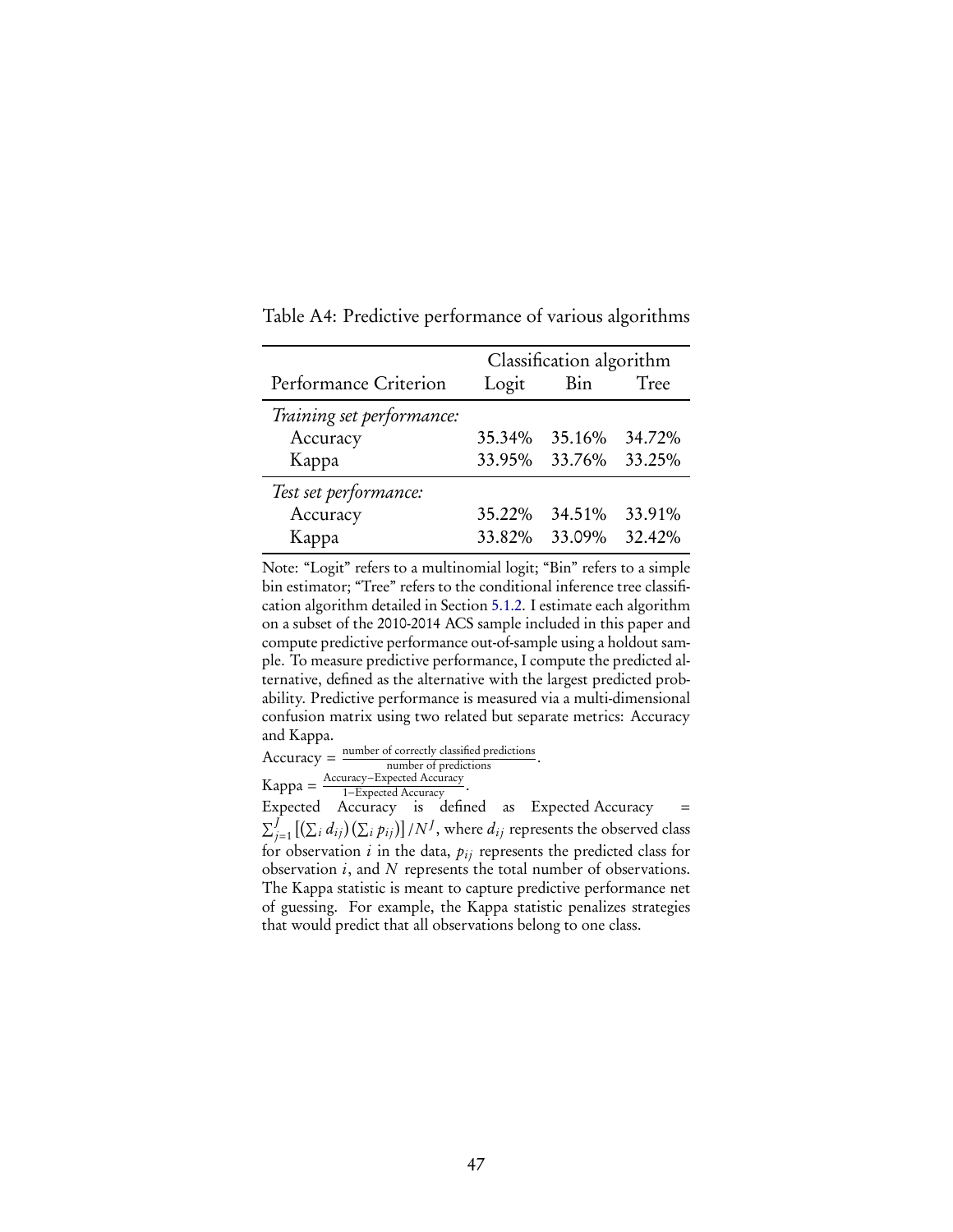Table A4: Predictive performance of various algorithms

| Performance Criterion | Classification algorithm | | |
|---|---|---|---|
| | Logit | Bin | Tree |
| *Training set performance:* | | | |
| Accuracy | 35.34% | 35.16% | 34.72% |
| Kappa | 33.95% | 33.76% | 33.25% |
| *Test set performance:* | | | |
| Accuracy | 35.22% | 34.51% | 33.91% |
| Kappa | 33.82% | 33.09% | 32.42% |

Note: "Logit" refers to a multinomial logit; "Bin" refers to a simple bin estimator; "Tree" refers to the conditional inference tree classification algorithm detailed in Section 5.1.2. I estimate each algorithm on a subset of the 2010-2014 ACS sample included in this paper and compute predictive performance out-of-sample using a holdout sample. To measure predictive performance, I compute the predicted alternative, defined as the alternative with the largest predicted probability. Predictive performance is measured via a multi-dimensional confusion matrix using two related but separate metrics: Accuracy and Kappa.

$\text{Accuracy} = \frac{\text{number of correctly classified predictions}}{\text{number of predictions}}$.

$\text{Kappa} = \frac{\text{Accuracy}-\text{Expected Accuracy}}{1-\text{Expected Accuracy}}$.

Expected Accuracy is defined as $\text{Expected Accuracy} = \sum_{j=1}^{J} \left[ \left(\sum_i d_{ij}\right)\left(\sum_i p_{ij}\right) \right] / N^J$, where $d_{ij}$ represents the observed class for observation $i$ in the data, $p_{ij}$ represents the predicted class for observation $i$, and $N$ represents the total number of observations. The Kappa statistic is meant to capture predictive performance net of guessing. For example, the Kappa statistic penalizes strategies that would predict that all observations belong to one class.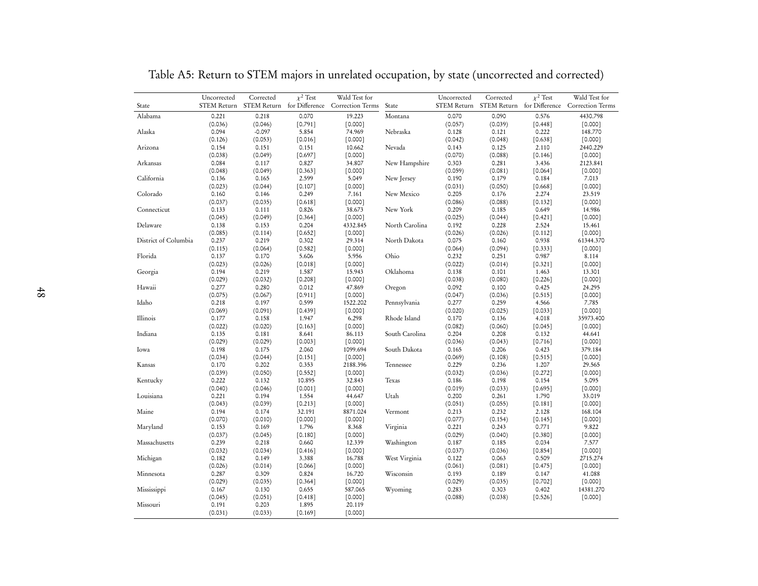# Table A5: Return to STEM majors in unrelated occupation, by state (uncorrected and corrected)

| State | Uncorrected STEM Return | Corrected STEM Return | $\chi^2$ Test for Difference | Wald Test for Correction Terms | State | Uncorrected STEM Return | Corrected STEM Return | $\chi^2$ Test for Difference | Wald Test for Correction Terms |
|---|---|---|---|---|---|---|---|---|---|
| Alabama | 0.221 | 0.218 | 0.070 | 19.223 | Montana | 0.070 | 0.090 | 0.576 | 4430.798 |
| | (0.036) | (0.046) | [0.791] | [0.000] | | (0.057) | (0.039) | [0.448] | [0.000] |
| Alaska | 0.094 | -0.097 | 5.854 | 74.969 | Nebraska | 0.128 | 0.121 | 0.222 | 148.770 |
| | (0.126) | (0.053) | [0.016] | [0.000] | | (0.042) | (0.048) | [0.638] | [0.000] |
| Arizona | 0.154 | 0.151 | 0.151 | 10.662 | Nevada | 0.143 | 0.125 | 2.110 | 2440.229 |
| | (0.038) | (0.049) | [0.697] | [0.000] | | (0.070) | (0.088) | [0.146] | [0.000] |
| Arkansas | 0.084 | 0.117 | 0.827 | 34.807 | New Hampshire | 0.303 | 0.281 | 3.436 | 2123.841 |
| | (0.048) | (0.049) | [0.363] | [0.000] | | (0.059) | (0.081) | [0.064] | [0.000] |
| California | 0.136 | 0.165 | 2.599 | 5.049 | New Jersey | 0.190 | 0.179 | 0.184 | 7.013 |
| | (0.023) | (0.044) | [0.107] | [0.000] | | (0.031) | (0.050) | [0.668] | [0.000] |
| Colorado | 0.160 | 0.146 | 0.249 | 7.161 | New Mexico | 0.205 | 0.176 | 2.274 | 23.519 |
| | (0.037) | (0.035) | [0.618] | [0.000] | | (0.086) | (0.088) | [0.132] | [0.000] |
| Connecticut | 0.133 | 0.111 | 0.826 | 38.673 | New York | 0.209 | 0.185 | 0.649 | 14.986 |
| | (0.045) | (0.049) | [0.364] | [0.000] | | (0.025) | (0.044) | [0.421] | [0.000] |
| Delaware | 0.138 | 0.153 | 0.204 | 4332.845 | North Carolina | 0.192 | 0.228 | 2.524 | 15.461 |
| | (0.085) | (0.114) | [0.652] | [0.000] | | (0.026) | (0.026) | [0.112] | [0.000] |
| District of Columbia | 0.237 | 0.219 | 0.302 | 29.314 | North Dakota | 0.075 | 0.160 | 0.938 | 61344.370 |
| | (0.115) | (0.064) | [0.582] | [0.000] | | (0.064) | (0.094) | [0.333] | [0.000] |
| Florida | 0.137 | 0.170 | 5.606 | 5.956 | Ohio | 0.232 | 0.251 | 0.987 | 8.114 |
| | (0.023) | (0.026) | [0.018] | [0.000] | | (0.022) | (0.014) | [0.321] | [0.000] |
| Georgia | 0.194 | 0.219 | 1.587 | 15.943 | Oklahoma | 0.138 | 0.101 | 1.463 | 13.301 |
| | (0.029) | (0.032) | [0.208] | [0.000] | | (0.038) | (0.080) | [0.226] | [0.000] |
| Hawaii | 0.277 | 0.280 | 0.012 | 47.869 | Oregon | 0.092 | 0.100 | 0.425 | 24.295 |
| | (0.075) | (0.067) | [0.911] | [0.000] | | (0.047) | (0.036) | [0.515] | [0.000] |
| Idaho | 0.218 | 0.197 | 0.599 | 1522.202 | Pennsylvania | 0.277 | 0.259 | 4.566 | 7.785 |
| | (0.069) | (0.091) | [0.439] | [0.000] | | (0.020) | (0.025) | [0.033] | [0.000] |
| Illinois | 0.177 | 0.158 | 1.947 | 6.298 | Rhode Island | 0.170 | 0.136 | 4.018 | 35973.400 |
| | (0.022) | (0.020) | [0.163] | [0.000] | | (0.082) | (0.060) | [0.045] | [0.000] |
| Indiana | 0.135 | 0.181 | 8.641 | 86.113 | South Carolina | 0.204 | 0.208 | 0.132 | 44.641 |
| | (0.029) | (0.029) | [0.003] | [0.000] | | (0.036) | (0.043) | [0.716] | [0.000] |
| Iowa | 0.198 | 0.175 | 2.060 | 1099.694 | South Dakota | 0.165 | 0.206 | 0.423 | 379.184 |
| | (0.034) | (0.044) | [0.151] | [0.000] | | (0.069) | (0.108) | [0.515] | [0.000] |
| Kansas | 0.170 | 0.202 | 0.353 | 2188.396 | Tennessee | 0.229 | 0.236 | 1.207 | 29.565 |
| | (0.039) | (0.050) | [0.552] | [0.000] | | (0.032) | (0.036) | [0.272] | [0.000] |
| Kentucky | 0.222 | 0.132 | 10.895 | 32.843 | Texas | 0.186 | 0.198 | 0.154 | 5.095 |
| | (0.040) | (0.046) | [0.001] | [0.000] | | (0.019) | (0.033) | [0.695] | [0.000] |
| Louisiana | 0.221 | 0.194 | 1.554 | 44.647 | Utah | 0.200 | 0.261 | 1.790 | 33.019 |
| | (0.043) | (0.039) | [0.213] | [0.000] | | (0.051) | (0.055) | [0.181] | [0.000] |
| Maine | 0.194 | 0.174 | 32.191 | 8871.024 | Vermont | 0.213 | 0.232 | 2.128 | 168.104 |
| | (0.070) | (0.010) | [0.000] | [0.000] | | (0.077) | (0.154) | [0.145] | [0.000] |
| Maryland | 0.153 | 0.169 | 1.796 | 8.368 | Virginia | 0.221 | 0.243 | 0.771 | 9.822 |
| | (0.037) | (0.045) | [0.180] | [0.000] | | (0.029) | (0.040) | [0.380] | [0.000] |
| Massachusetts | 0.239 | 0.218 | 0.660 | 12.339 | Washington | 0.187 | 0.185 | 0.034 | 7.577 |
| | (0.032) | (0.034) | [0.416] | [0.000] | | (0.037) | (0.036) | [0.854] | [0.000] |
| Michigan | 0.182 | 0.149 | 3.388 | 16.788 | West Virginia | 0.122 | 0.063 | 0.509 | 2715.274 |
| | (0.026) | (0.014) | [0.066] | [0.000] | | (0.061) | (0.081) | [0.475] | [0.000] |
| Minnesota | 0.287 | 0.309 | 0.824 | 16.720 | Wisconsin | 0.193 | 0.189 | 0.147 | 41.088 |
| | (0.029) | (0.035) | [0.364] | [0.000] | | (0.029) | (0.035) | [0.702] | [0.000] |
| Mississippi | 0.167 | 0.130 | 0.655 | 587.065 | Wyoming | 0.283 | 0.303 | 0.402 | 14381.270 |
| | (0.045) | (0.051) | [0.418] | [0.000] | | (0.088) | (0.038) | [0.526] | [0.000] |
| Missouri | 0.191 | 0.203 | 1.895 | 20.119 | | | | | |
| | (0.031) | (0.033) | [0.169] | [0.000] | | | | | |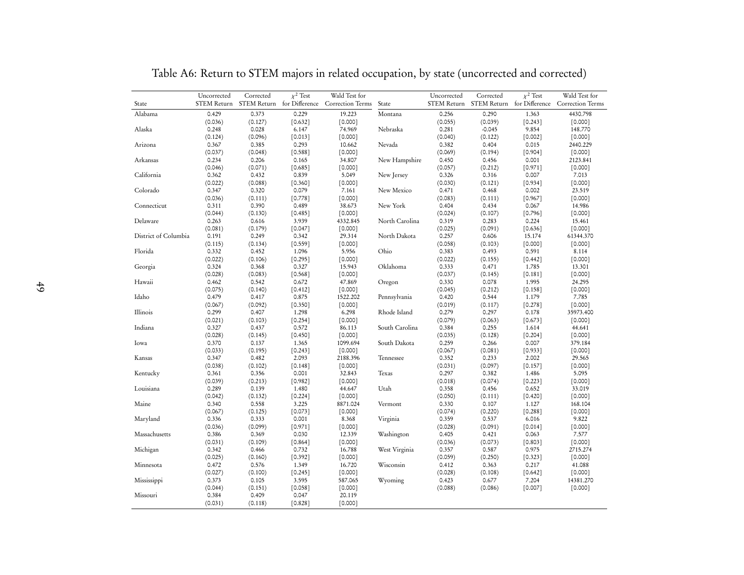# Table A6: Return to STEM majors in related occupation, by state (uncorrected and corrected)

| State | Uncorrected STEM Return | Corrected STEM Return | $\chi^2$ Test for Difference | Wald Test for Correction Terms | State | Uncorrected STEM Return | Corrected STEM Return | $\chi^2$ Test for Difference | Wald Test for Correction Terms |
|---|---|---|---|---|---|---|---|---|---|
| Alabama | 0.429 | 0.373 | 0.229 | 19.223 | Montana | 0.256 | 0.290 | 1.363 | 4430.798 |
| | (0.036) | (0.127) | [0.632] | [0.000] | | (0.055) | (0.039) | [0.243] | [0.000] |
| Alaska | 0.248 | 0.028 | 6.147 | 74.969 | Nebraska | 0.281 | -0.045 | 9.854 | 148.770 |
| | (0.124) | (0.096) | [0.013] | [0.000] | | (0.040) | (0.122) | [0.002] | [0.000] |
| Arizona | 0.367 | 0.385 | 0.293 | 10.662 | Nevada | 0.382 | 0.404 | 0.015 | 2440.229 |
| | (0.037) | (0.048) | [0.588] | [0.000] | | (0.069) | (0.194) | [0.904] | [0.000] |
| Arkansas | 0.234 | 0.206 | 0.165 | 34.807 | New Hampshire | 0.450 | 0.456 | 0.001 | 2123.841 |
| | (0.046) | (0.071) | [0.685] | [0.000] | | (0.057) | (0.212) | [0.971] | [0.000] |
| California | 0.362 | 0.432 | 0.839 | 5.049 | New Jersey | 0.326 | 0.316 | 0.007 | 7.013 |
| | (0.022) | (0.088) | [0.360] | [0.000] | | (0.030) | (0.121) | [0.934] | [0.000] |
| Colorado | 0.347 | 0.320 | 0.079 | 7.161 | New Mexico | 0.471 | 0.468 | 0.002 | 23.519 |
| | (0.036) | (0.111) | [0.778] | [0.000] | | (0.083) | (0.111) | [0.967] | [0.000] |
| Connecticut | 0.311 | 0.390 | 0.489 | 38.673 | New York | 0.404 | 0.434 | 0.067 | 14.986 |
| | (0.044) | (0.130) | [0.485] | [0.000] | | (0.024) | (0.107) | [0.796] | [0.000] |
| Delaware | 0.263 | 0.616 | 3.939 | 4332.845 | North Carolina | 0.319 | 0.283 | 0.224 | 15.461 |
| | (0.081) | (0.179) | [0.047] | [0.000] | | (0.025) | (0.091) | [0.636] | [0.000] |
| District of Columbia | 0.191 | 0.249 | 0.342 | 29.314 | North Dakota | 0.257 | 0.606 | 15.174 | 61344.370 |
| | (0.115) | (0.134) | [0.559] | [0.000] | | (0.058) | (0.103) | [0.000] | [0.000] |
| Florida | 0.332 | 0.452 | 1.096 | 5.956 | Ohio | 0.383 | 0.493 | 0.591 | 8.114 |
| | (0.022) | (0.106) | [0.295] | [0.000] | | (0.022) | (0.155) | [0.442] | [0.000] |
| Georgia | 0.324 | 0.368 | 0.327 | 15.943 | Oklahoma | 0.333 | 0.471 | 1.785 | 13.301 |
| | (0.028) | (0.083) | [0.568] | [0.000] | | (0.037) | (0.145) | [0.181] | [0.000] |
| Hawaii | 0.462 | 0.542 | 0.672 | 47.869 | Oregon | 0.330 | 0.078 | 1.995 | 24.295 |
| | (0.075) | (0.140) | [0.412] | [0.000] | | (0.045) | (0.212) | [0.158] | [0.000] |
| Idaho | 0.479 | 0.417 | 0.875 | 1522.202 | Pennsylvania | 0.420 | 0.544 | 1.179 | 7.785 |
| | (0.067) | (0.092) | [0.350] | [0.000] | | (0.019) | (0.117) | [0.278] | [0.000] |
| Illinois | 0.299 | 0.407 | 1.298 | 6.298 | Rhode Island | 0.279 | 0.297 | 0.178 | 35973.400 |
| | (0.021) | (0.103) | [0.254] | [0.000] | | (0.079) | (0.063) | [0.673] | [0.000] |
| Indiana | 0.327 | 0.437 | 0.572 | 86.113 | South Carolina | 0.384 | 0.255 | 1.614 | 44.641 |
| | (0.028) | (0.145) | [0.450] | [0.000] | | (0.035) | (0.128) | [0.204] | [0.000] |
| Iowa | 0.370 | 0.137 | 1.365 | 1099.694 | South Dakota | 0.259 | 0.266 | 0.007 | 379.184 |
| | (0.033) | (0.195) | [0.243] | [0.000] | | (0.067) | (0.081) | [0.933] | [0.000] |
| Kansas | 0.347 | 0.482 | 2.093 | 2188.396 | Tennessee | 0.352 | 0.233 | 2.002 | 29.565 |
| | (0.038) | (0.102) | [0.148] | [0.000] | | (0.031) | (0.097) | [0.157] | [0.000] |
| Kentucky | 0.361 | 0.356 | 0.001 | 32.843 | Texas | 0.297 | 0.382 | 1.486 | 5.095 |
| | (0.039) | (0.213) | [0.982] | [0.000] | | (0.018) | (0.074) | [0.223] | [0.000] |
| Louisiana | 0.289 | 0.139 | 1.480 | 44.647 | Utah | 0.358 | 0.456 | 0.652 | 33.019 |
| | (0.042) | (0.132) | [0.224] | [0.000] | | (0.050) | (0.111) | [0.420] | [0.000] |
| Maine | 0.340 | 0.558 | 3.225 | 8871.024 | Vermont | 0.330 | 0.107 | 1.127 | 168.104 |
| | (0.067) | (0.125) | [0.073] | [0.000] | | (0.074) | (0.220) | [0.288] | [0.000] |
| Maryland | 0.336 | 0.333 | 0.001 | 8.368 | Virginia | 0.359 | 0.537 | 6.016 | 9.822 |
| | (0.036) | (0.099) | [0.971] | [0.000] | | (0.028) | (0.091) | [0.014] | [0.000] |
| Massachusetts | 0.386 | 0.369 | 0.030 | 12.339 | Washington | 0.405 | 0.421 | 0.063 | 7.577 |
| | (0.031) | (0.109) | [0.864] | [0.000] | | (0.036) | (0.073) | [0.803] | [0.000] |
| Michigan | 0.342 | 0.466 | 0.732 | 16.788 | West Virginia | 0.357 | 0.587 | 0.975 | 2715.274 |
| | (0.025) | (0.160) | [0.392] | [0.000] | | (0.059) | (0.250) | [0.323] | [0.000] |
| Minnesota | 0.472 | 0.576 | 1.349 | 16.720 | Wisconsin | 0.412 | 0.363 | 0.217 | 41.088 |
| | (0.027) | (0.100) | [0.245] | [0.000] | | (0.028) | (0.108) | [0.642] | [0.000] |
| Mississippi | 0.373 | 0.105 | 3.595 | 587.065 | Wyoming | 0.423 | 0.677 | 7.204 | 14381.270 |
| | (0.044) | (0.151) | [0.058] | [0.000] | | (0.088) | (0.086) | [0.007] | [0.000] |
| Missouri | 0.384 | 0.409 | 0.047 | 20.119 | | | | | |
| | (0.031) | (0.118) | [0.828] | [0.000] | | | | | |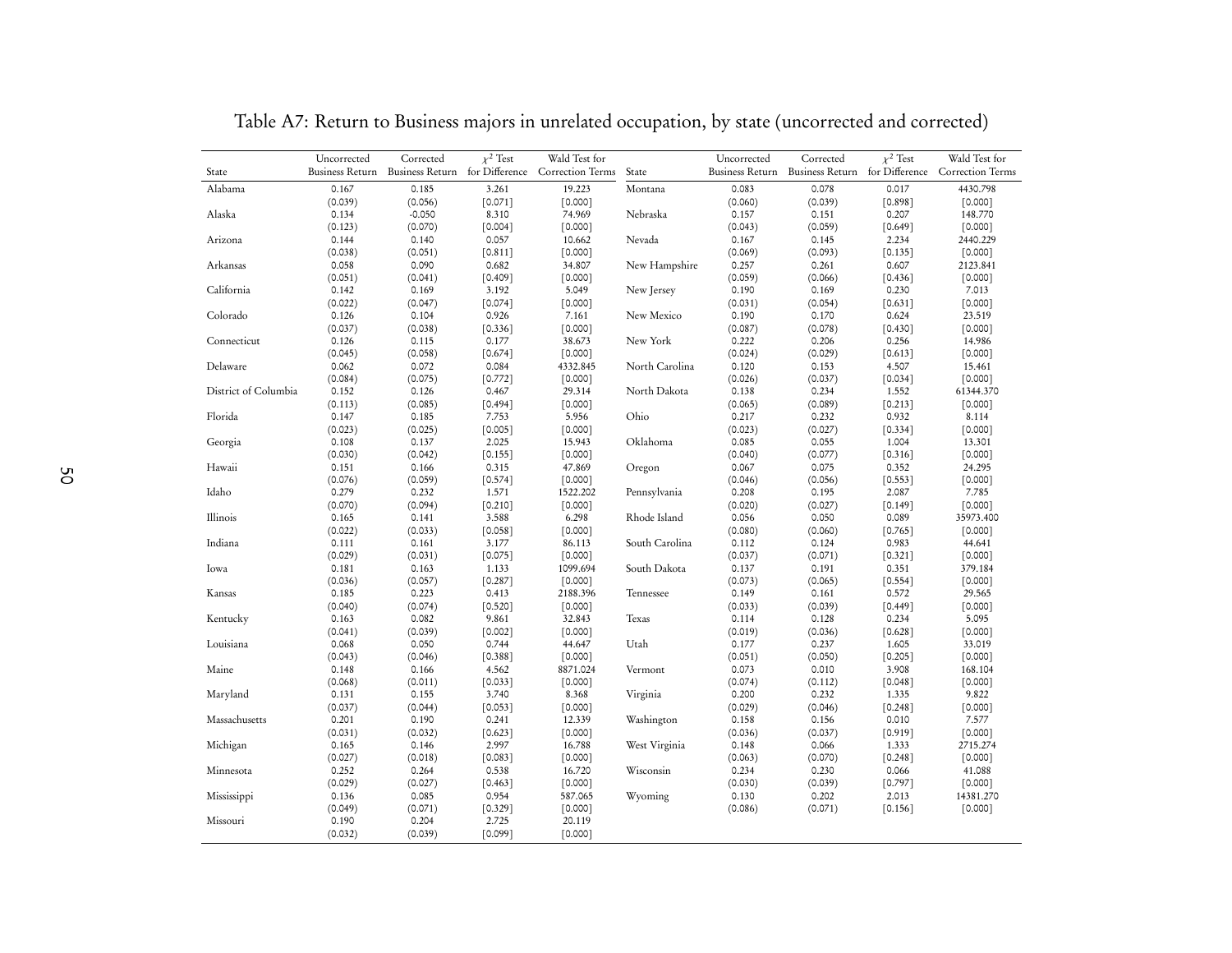Table A7: Return to Business majors in unrelated occupation, by state (uncorrected and corrected)

| State | Uncorrected Business Return | Corrected Business Return | $\chi^2$ Test for Difference | Wald Test for Correction Terms | State | Uncorrected Business Return | Corrected Business Return | $\chi^2$ Test for Difference | Wald Test for Correction Terms |
|---|---|---|---|---|---|---|---|---|---|
| Alabama | 0.167 | 0.185 | 3.261 | 19.223 | Montana | 0.083 | 0.078 | 0.017 | 4430.798 |
| | (0.039) | (0.056) | [0.071] | [0.000] | | (0.060) | (0.039) | [0.898] | [0.000] |
| Alaska | 0.134 | -0.050 | 8.310 | 74.969 | Nebraska | 0.157 | 0.151 | 0.207 | 148.770 |
| | (0.123) | (0.070) | [0.004] | [0.000] | | (0.043) | (0.059) | [0.649] | [0.000] |
| Arizona | 0.144 | 0.140 | 0.057 | 10.662 | Nevada | 0.167 | 0.145 | 2.234 | 2440.229 |
| | (0.038) | (0.051) | [0.811] | [0.000] | | (0.069) | (0.093) | [0.135] | [0.000] |
| Arkansas | 0.058 | 0.090 | 0.682 | 34.807 | New Hampshire | 0.257 | 0.261 | 0.607 | 2123.841 |
| | (0.051) | (0.041) | [0.409] | [0.000] | | (0.059) | (0.066) | [0.436] | [0.000] |
| California | 0.142 | 0.169 | 3.192 | 5.049 | New Jersey | 0.190 | 0.169 | 0.230 | 7.013 |
| | (0.022) | (0.047) | [0.074] | [0.000] | | (0.031) | (0.054) | [0.631] | [0.000] |
| Colorado | 0.126 | 0.104 | 0.926 | 7.161 | New Mexico | 0.190 | 0.170 | 0.624 | 23.519 |
| | (0.037) | (0.038) | [0.336] | [0.000] | | (0.087) | (0.078) | [0.430] | [0.000] |
| Connecticut | 0.126 | 0.115 | 0.177 | 38.673 | New York | 0.222 | 0.206 | 0.256 | 14.986 |
| | (0.045) | (0.058) | [0.674] | [0.000] | | (0.024) | (0.029) | [0.613] | [0.000] |
| Delaware | 0.062 | 0.072 | 0.084 | 4332.845 | North Carolina | 0.120 | 0.153 | 4.507 | 15.461 |
| | (0.084) | (0.075) | [0.772] | [0.000] | | (0.026) | (0.037) | [0.034] | [0.000] |
| District of Columbia | 0.152 | 0.126 | 0.467 | 29.314 | North Dakota | 0.138 | 0.234 | 1.552 | 61344.370 |
| | (0.113) | (0.085) | [0.494] | [0.000] | | (0.065) | (0.089) | [0.213] | [0.000] |
| Florida | 0.147 | 0.185 | 7.753 | 5.956 | Ohio | 0.217 | 0.232 | 0.932 | 8.114 |
| | (0.023) | (0.025) | [0.005] | [0.000] | | (0.023) | (0.027) | [0.334] | [0.000] |
| Georgia | 0.108 | 0.137 | 2.025 | 15.943 | Oklahoma | 0.085 | 0.055 | 1.004 | 13.301 |
| | (0.030) | (0.042) | [0.155] | [0.000] | | (0.040) | (0.077) | [0.316] | [0.000] |
| Hawaii | 0.151 | 0.166 | 0.315 | 47.869 | Oregon | 0.067 | 0.075 | 0.352 | 24.295 |
| | (0.076) | (0.059) | [0.574] | [0.000] | | (0.046) | (0.056) | [0.553] | [0.000] |
| Idaho | 0.279 | 0.232 | 1.571 | 1522.202 | Pennsylvania | 0.208 | 0.195 | 2.087 | 7.785 |
| | (0.070) | (0.094) | [0.210] | [0.000] | | (0.020) | (0.027) | [0.149] | [0.000] |
| Illinois | 0.165 | 0.141 | 3.588 | 6.298 | Rhode Island | 0.056 | 0.050 | 0.089 | 35973.400 |
| | (0.022) | (0.033) | [0.058] | [0.000] | | (0.080) | (0.060) | [0.765] | [0.000] |
| Indiana | 0.111 | 0.161 | 3.177 | 86.113 | South Carolina | 0.112 | 0.124 | 0.983 | 44.641 |
| | (0.029) | (0.031) | [0.075] | [0.000] | | (0.037) | (0.071) | [0.321] | [0.000] |
| Iowa | 0.181 | 0.163 | 1.133 | 1099.694 | South Dakota | 0.137 | 0.191 | 0.351 | 379.184 |
| | (0.036) | (0.057) | [0.287] | [0.000] | | (0.073) | (0.065) | [0.554] | [0.000] |
| Kansas | 0.185 | 0.223 | 0.413 | 2188.396 | Tennessee | 0.149 | 0.161 | 0.572 | 29.565 |
| | (0.040) | (0.074) | [0.520] | [0.000] | | (0.033) | (0.039) | [0.449] | [0.000] |
| Kentucky | 0.163 | 0.082 | 9.861 | 32.843 | Texas | 0.114 | 0.128 | 0.234 | 5.095 |
| | (0.041) | (0.039) | [0.002] | [0.000] | | (0.019) | (0.036) | [0.628] | [0.000] |
| Louisiana | 0.068 | 0.050 | 0.744 | 44.647 | Utah | 0.177 | 0.237 | 1.605 | 33.019 |
| | (0.043) | (0.046) | [0.388] | [0.000] | | (0.051) | (0.050) | [0.205] | [0.000] |
| Maine | 0.148 | 0.166 | 4.562 | 8871.024 | Vermont | 0.073 | 0.010 | 3.908 | 168.104 |
| | (0.068) | (0.011) | [0.033] | [0.000] | | (0.074) | (0.112) | [0.048] | [0.000] |
| Maryland | 0.131 | 0.155 | 3.740 | 8.368 | Virginia | 0.200 | 0.232 | 1.335 | 9.822 |
| | (0.037) | (0.044) | [0.053] | [0.000] | | (0.029) | (0.046) | [0.248] | [0.000] |
| Massachusetts | 0.201 | 0.190 | 0.241 | 12.339 | Washington | 0.158 | 0.156 | 0.010 | 7.577 |
| | (0.031) | (0.032) | [0.623] | [0.000] | | (0.036) | (0.037) | [0.919] | [0.000] |
| Michigan | 0.165 | 0.146 | 2.997 | 16.788 | West Virginia | 0.148 | 0.066 | 1.333 | 2715.274 |
| | (0.027) | (0.018) | [0.083] | [0.000] | | (0.063) | (0.070) | [0.248] | [0.000] |
| Minnesota | 0.252 | 0.264 | 0.538 | 16.720 | Wisconsin | 0.234 | 0.230 | 0.066 | 41.088 |
| | (0.029) | (0.027) | [0.463] | [0.000] | | (0.030) | (0.039) | [0.797] | [0.000] |
| Mississippi | 0.136 | 0.085 | 0.954 | 587.065 | Wyoming | 0.130 | 0.202 | 2.013 | 14381.270 |
| | (0.049) | (0.071) | [0.329] | [0.000] | | (0.086) | (0.071) | [0.156] | [0.000] |
| Missouri | 0.190 | 0.204 | 2.725 | 20.119 | | | | | |
| | (0.032) | (0.039) | [0.099] | [0.000] | | | | | |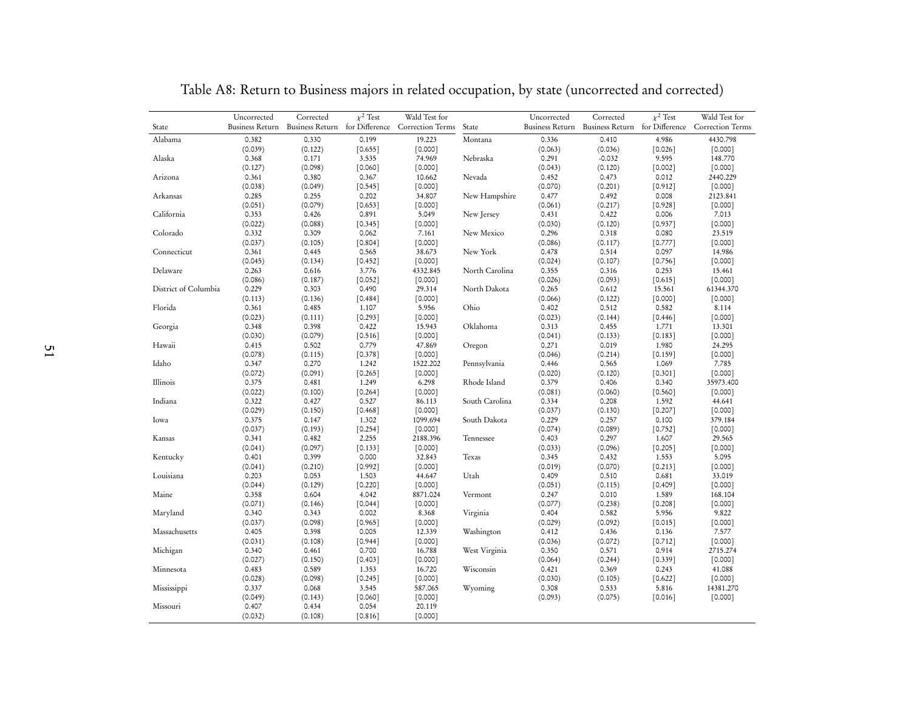# Table A8: Return to Business majors in related occupation, by state (uncorrected and corrected)

| State | Uncorrected Business Return | Corrected Business Return | $\chi^2$ Test for Difference | Wald Test for Correction Terms | State | Uncorrected Business Return | Corrected Business Return | $\chi^2$ Test for Difference | Wald Test for Correction Terms |
|---|---|---|---|---|---|---|---|---|---|
| Alabama | 0.382 | 0.330 | 0.199 | 19.223 | Montana | 0.336 | 0.410 | 4.986 | 4430.798 |
| | (0.039) | (0.122) | [0.655] | [0.000] | | (0.063) | (0.036) | [0.026] | [0.000] |
| Alaska | 0.368 | 0.171 | 3.535 | 74.969 | Nebraska | 0.291 | -0.032 | 9.595 | 148.770 |
| | (0.127) | (0.098) | [0.060] | [0.000] | | (0.043) | (0.120) | [0.002] | [0.000] |
| Arizona | 0.361 | 0.380 | 0.367 | 10.662 | Nevada | 0.452 | 0.473 | 0.012 | 2440.229 |
| | (0.038) | (0.049) | [0.545] | [0.000] | | (0.070) | (0.201) | [0.912] | [0.000] |
| Arkansas | 0.285 | 0.255 | 0.202 | 34.807 | New Hampshire | 0.477 | 0.492 | 0.008 | 2123.841 |
| | (0.051) | (0.079) | [0.653] | [0.000] | | (0.061) | (0.217) | [0.928] | [0.000] |
| California | 0.353 | 0.426 | 0.891 | 5.049 | New Jersey | 0.431 | 0.422 | 0.006 | 7.013 |
| | (0.022) | (0.088) | [0.345] | [0.000] | | (0.030) | (0.120) | [0.937] | [0.000] |
| Colorado | 0.332 | 0.309 | 0.062 | 7.161 | New Mexico | 0.296 | 0.318 | 0.080 | 23.519 |
| | (0.037) | (0.105) | [0.804] | [0.000] | | (0.086) | (0.117) | [0.777] | [0.000] |
| Connecticut | 0.361 | 0.445 | 0.565 | 38.673 | New York | 0.478 | 0.514 | 0.097 | 14.986 |
| | (0.045) | (0.134) | [0.452] | [0.000] | | (0.024) | (0.107) | [0.756] | [0.000] |
| Delaware | 0.263 | 0.616 | 3.776 | 4332.845 | North Carolina | 0.355 | 0.316 | 0.253 | 15.461 |
| | (0.086) | (0.187) | [0.052] | [0.000] | | (0.026) | (0.093) | [0.615] | [0.000] |
| District of Columbia | 0.229 | 0.303 | 0.490 | 29.314 | North Dakota | 0.265 | 0.612 | 15.561 | 61344.370 |
| | (0.113) | (0.136) | [0.484] | [0.000] | | (0.066) | (0.122) | [0.000] | [0.000] |
| Florida | 0.361 | 0.485 | 1.107 | 5.956 | Ohio | 0.402 | 0.512 | 0.582 | 8.114 |
| | (0.023) | (0.111) | [0.293] | [0.000] | | (0.023) | (0.144) | [0.446] | [0.000] |
| Georgia | 0.348 | 0.398 | 0.422 | 15.943 | Oklahoma | 0.313 | 0.455 | 1.771 | 13.301 |
| | (0.030) | (0.079) | [0.516] | [0.000] | | (0.041) | (0.133) | [0.183] | [0.000] |
| Hawaii | 0.415 | 0.502 | 0.779 | 47.869 | Oregon | 0.271 | 0.019 | 1.980 | 24.295 |
| | (0.078) | (0.115) | [0.378] | [0.000] | | (0.046) | (0.214) | [0.159] | [0.000] |
| Idaho | 0.347 | 0.270 | 1.242 | 1522.202 | Pennsylvania | 0.446 | 0.565 | 1.069 | 7.785 |
| | (0.072) | (0.091) | [0.265] | [0.000] | | (0.020) | (0.120) | [0.301] | [0.000] |
| Illinois | 0.375 | 0.481 | 1.249 | 6.298 | Rhode Island | 0.379 | 0.406 | 0.340 | 35973.400 |
| | (0.022) | (0.100) | [0.264] | [0.000] | | (0.081) | (0.060) | [0.560] | [0.000] |
| Indiana | 0.322 | 0.427 | 0.527 | 86.113 | South Carolina | 0.334 | 0.208 | 1.592 | 44.641 |
| | (0.029) | (0.150) | [0.468] | [0.000] | | (0.037) | (0.130) | [0.207] | [0.000] |
| Iowa | 0.375 | 0.147 | 1.302 | 1099.694 | South Dakota | 0.229 | 0.257 | 0.100 | 379.184 |
| | (0.037) | (0.193) | [0.254] | [0.000] | | (0.074) | (0.089) | [0.752] | [0.000] |
| Kansas | 0.341 | 0.482 | 2.255 | 2188.396 | Tennessee | 0.403 | 0.297 | 1.607 | 29.565 |
| | (0.041) | (0.097) | [0.133] | [0.000] | | (0.033) | (0.096) | [0.205] | [0.000] |
| Kentucky | 0.401 | 0.399 | 0.000 | 32.843 | Texas | 0.345 | 0.432 | 1.553 | 5.095 |
| | (0.041) | (0.210) | [0.992] | [0.000] | | (0.019) | (0.070) | [0.213] | [0.000] |
| Louisiana | 0.203 | 0.053 | 1.503 | 44.647 | Utah | 0.409 | 0.510 | 0.681 | 33.019 |
| | (0.044) | (0.129) | [0.220] | [0.000] | | (0.051) | (0.115) | [0.409] | [0.000] |
| Maine | 0.358 | 0.604 | 4.042 | 8871.024 | Vermont | 0.247 | 0.010 | 1.589 | 168.104 |
| | (0.071) | (0.146) | [0.044] | [0.000] | | (0.077) | (0.238) | [0.208] | [0.000] |
| Maryland | 0.340 | 0.343 | 0.002 | 8.368 | Virginia | 0.404 | 0.582 | 5.956 | 9.822 |
| | (0.037) | (0.098) | [0.965] | [0.000] | | (0.029) | (0.092) | [0.015] | [0.000] |
| Massachusetts | 0.405 | 0.398 | 0.005 | 12.339 | Washington | 0.412 | 0.436 | 0.136 | 7.577 |
| | (0.031) | (0.108) | [0.944] | [0.000] | | (0.036) | (0.072) | [0.712] | [0.000] |
| Michigan | 0.340 | 0.461 | 0.700 | 16.788 | West Virginia | 0.350 | 0.571 | 0.914 | 2715.274 |
| | (0.027) | (0.150) | [0.403] | [0.000] | | (0.064) | (0.244) | [0.339] | [0.000] |
| Minnesota | 0.483 | 0.589 | 1.353 | 16.720 | Wisconsin | 0.421 | 0.369 | 0.243 | 41.088 |
| | (0.028) | (0.098) | [0.245] | [0.000] | | (0.030) | (0.105) | [0.622] | [0.000] |
| Mississippi | 0.337 | 0.068 | 3.545 | 587.065 | Wyoming | 0.308 | 0.533 | 5.816 | 14381.270 |
| | (0.049) | (0.143) | [0.060] | [0.000] | | (0.093) | (0.075) | [0.016] | [0.000] |
| Missouri | 0.407 | 0.434 | 0.054 | 20.119 | | | | | |
| | (0.032) | (0.108) | [0.816] | [0.000] | | | | | |